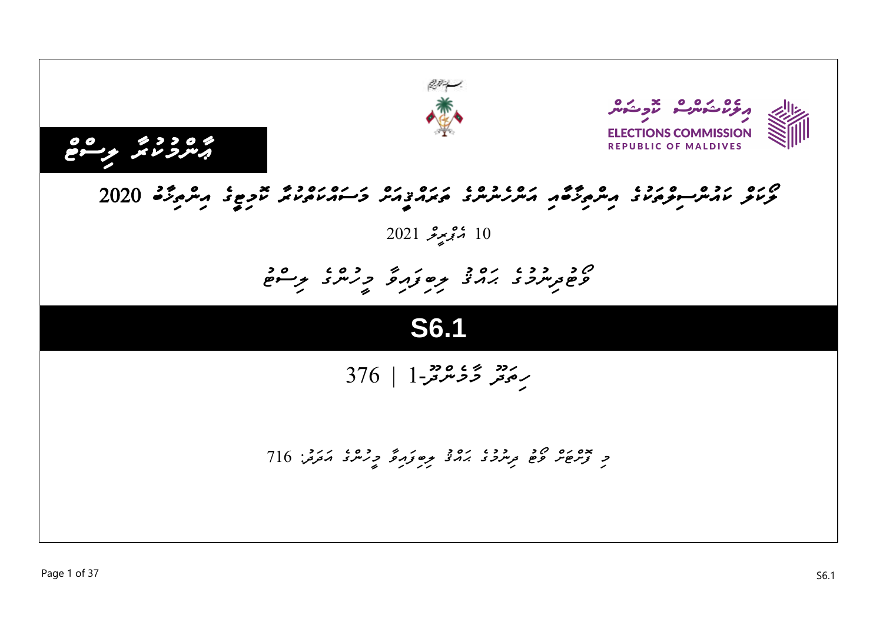ELECTIONS COMMISSION
REPUBLIC OF MALDIVES

އިލެކްޝަންސް ކޮމިޝަން

އަންދާޒާ ލިސްޓް

# ލޯކަލް ކައުންސިލްތަކުގެ އިންތިޚާބު އަންހެނުންގެ ތަރައްޤީއަށް މަސައްކަތްކުރާ ކޮމިޓީގެ އިންތިޚާބު 2020

10 އެޕްރީލް 2021

ވޯޓުދިނުމުގެ ހައްދު ލިބިފައިވާ މީހުންގެ ލިސްޓު

# S6.1

## ހިތަދޫ މާގަނޑު-1 | 376

މި ފޮށްޓަށް ވޯޓު ދިނުމުގެ ހައްގު ލިބިފައިވާ މީހުންގެ އަދަދު: 716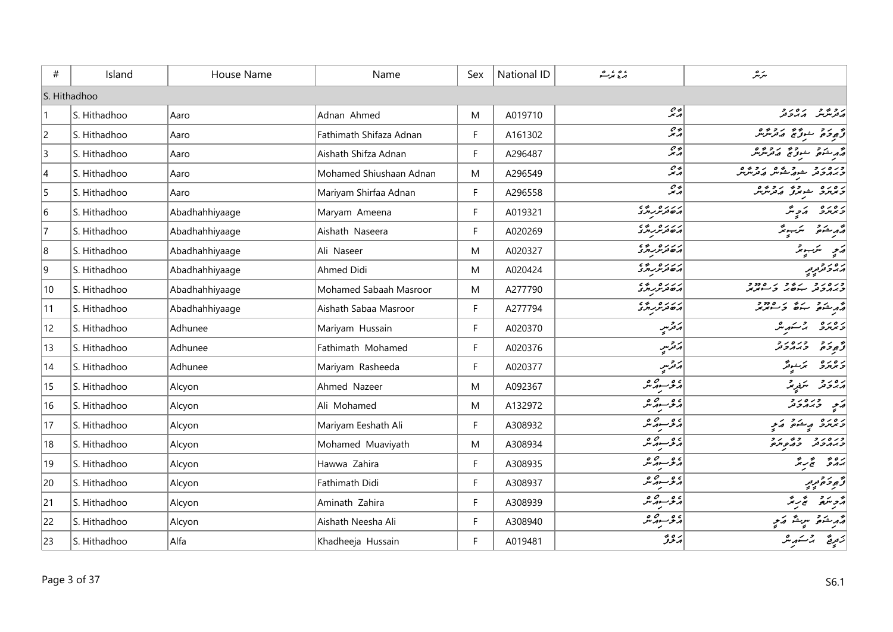| # | Island | House Name | Name | Sex | National ID | ގެއެގެ ނަން | ނަން |
|---|---|---|---|---|---|---|---|
| S. Hithadhoo | | | | | | | |
| 1 | S. Hithadhoo | Aaro | Adnan Ahmed | M | A019710 | އާރޯ | އަދުނާން އަހުމަދު |
| 2 | S. Hithadhoo | Aaro | Fathimath Shifaza Adnan | F | A161302 | އާރޯ | ފާތިމަތު ޝިފާޒާ އަދުނާން |
| 3 | S. Hithadhoo | Aaro | Aishath Shifza Adnan | F | A296487 | އާރޯ | އާއިޝަތު ޝިފްޒާ އަދުނާން |
| 4 | S. Hithadhoo | Aaro | Mohamed Shiushaan Adnan | M | A296549 | އާރޯ | މުހައްމަދު ޝިއުޝާން އަދުނާން |
| 5 | S. Hithadhoo | Aaro | Mariyam Shirfaa Adnan | F | A296558 | އާރޯ | މަރިޔަމް ޝިރުފާ އަދުނާން |
| 6 | S. Hithadhoo | Abadhahhiyaage | Maryam Ameena | F | A019321 | އަބަދަހްހިޔާގެ | މަރިޔަމް އަމީނާ |
| 7 | S. Hithadhoo | Abadhahhiyaage | Aishath Naseera | F | A020269 | އަބަދަހްހިޔާގެ | އާއިޝަތު ނަސީރާ |
| 8 | S. Hithadhoo | Abadhahhiyaage | Ali Naseer | M | A020327 | އަބަދަހްހިޔާގެ | އަލި ނަސީރު |
| 9 | S. Hithadhoo | Abadhahhiyaage | Ahmed Didi | M | A020424 | އަބަދަހްހިޔާގެ | އަހުމަދުދީދީ |
| 10 | S. Hithadhoo | Abadhahhiyaage | Mohamed Sabaah Masroor | M | A277790 | އަބަދަހްހިޔާގެ | މުހައްމަދު ސަބާހު މަސްރޫރު |
| 11 | S. Hithadhoo | Abadhahhiyaage | Aishath Sabaa Masroor | F | A277794 | އަބަދަހްހިޔާގެ | އާއިޝަތު ސަބާ މަސްރޫރު |
| 12 | S. Hithadhoo | Adhunee | Mariyam Hussain | F | A020370 | އަދުނީ | މަރިޔަމް ހުސައިން |
| 13 | S. Hithadhoo | Adhunee | Fathimath Mohamed | F | A020376 | އަދުނީ | ފާތިމަތު މުހައްމަދު |
| 14 | S. Hithadhoo | Adhunee | Mariyam Rasheeda | F | A020377 | އަދުނީ | މަރިޔަމް ރަޝީދާ |
| 15 | S. Hithadhoo | Alcyon | Ahmed Nazeer | M | A092367 | އަލްސިއަން | އަހުމަދު ނަޒީރު |
| 16 | S. Hithadhoo | Alcyon | Ali Mohamed | M | A132972 | އަލްސިއަން | އަލި މުހައްމަދު |
| 17 | S. Hithadhoo | Alcyon | Mariyam Eeshath Ali | F | A308932 | އަލްސިއަން | މަރިޔަމް އީޝަތު އަލި |
| 18 | S. Hithadhoo | Alcyon | Mohamed Muaviyath | M | A308934 | އަލްސިއަން | މުހައްމަދު މުއާވިޔަތު |
| 19 | S. Hithadhoo | Alcyon | Hawwa Zahira | F | A308935 | އަލްސިއަން | ހައްވާ ޒާހިރާ |
| 20 | S. Hithadhoo | Alcyon | Fathimath Didi | F | A308937 | އަލްސިއަން | ފާތިމަތުދީދީ |
| 21 | S. Hithadhoo | Alcyon | Aminath Zahira | F | A308939 | އަލްސިއަން | އާމިނަތު ޒާހިރާ |
| 22 | S. Hithadhoo | Alcyon | Aishath Neesha Ali | F | A308940 | އަލްސިއަން | އާއިޝަތު ނީޝާ އަލި |
| 23 | S. Hithadhoo | Alfa | Khadheeja Hussain | F | A019481 | އަލްފާ | ޚަދީޖާ ހުސައިން |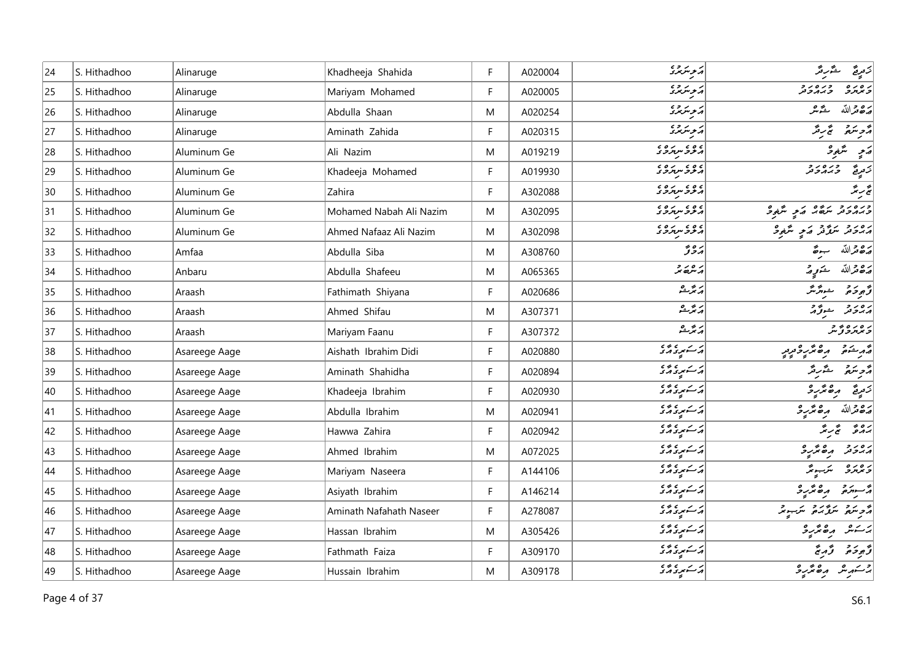| 24 | S. Hithadhoo | Alinaruge | Khadheeja Shahida | F | A020004 | އަލިނަރުގެ | ޚަދީޖާ ޝާހިދާ |
|---|---|---|---|---|---|---|---|
| 25 | S. Hithadhoo | Alinaruge | Mariyam Mohamed | F | A020005 | އަލިނަރުގެ | މަރިޔަމް މުހައްމަދު |
| 26 | S. Hithadhoo | Alinaruge | Abdulla Shaan | M | A020254 | އަލިނަރުގެ | އަބްދުﷲ ޝާން |
| 27 | S. Hithadhoo | Alinaruge | Aminath Zahida | F | A020315 | އަލިނަރުގެ | އާމިނަތު ޒާހިދާ |
| 28 | S. Hithadhoo | Aluminum Ge | Ali Nazim | M | A019219 | އަލުމިނިއަމްގެ | އަލި ނާޒިމް |
| 29 | S. Hithadhoo | Aluminum Ge | Khadeeja Mohamed | F | A019930 | އަލުމިނިއަމްގެ | ޚަދީޖާ މުހައްމަދު |
| 30 | S. Hithadhoo | Aluminum Ge | Zahira | F | A302088 | އަލުމިނިއަމްގެ | ޒާހިރާ |
| 31 | S. Hithadhoo | Aluminum Ge | Mohamed Nabah Ali Nazim | M | A302095 | އަލުމިނިއަމްގެ | މުހައްމަދު ނަބާހް އަލި ނާޒިމް |
| 32 | S. Hithadhoo | Aluminum Ge | Ahmed Nafaaz Ali Nazim | M | A302098 | އަލުމިނިއަމްގެ | އަހްމަދު ނަފާޒު އަލި ނާޒިމް |
| 33 | S. Hithadhoo | Amfaa | Abdulla Siba | M | A308760 | އަމްފާ | އަބްދުﷲ ސިބާ |
| 34 | S. Hithadhoo | Anbaru | Abdulla Shafeeu | M | A065365 | އަންބަރު | އަބްދުﷲ ޝަފީއު |
| 35 | S. Hithadhoo | Araash | Fathimath Shiyana | F | A020686 | އަރާޝް | ފާތިމަތު ޝިޔާނާ |
| 36 | S. Hithadhoo | Araash | Ahmed Shifau | M | A307371 | އަރާޝް | އަހްމަދު ޝިފާއު |
| 37 | S. Hithadhoo | Araash | Mariyam Faanu | F | A307372 | އަރާޝް | މަރިޔަމްފާނު |
| 38 | S. Hithadhoo | Asareege Aage | Aishath Ibrahim Didi | F | A020880 | އަސަރީގެއާގެ | އާއިޝަތު އިބްރާހީމްދީދީ |
| 39 | S. Hithadhoo | Asareege Aage | Aminath Shahidha | F | A020894 | އަސަރީގެއާގެ | އާމިނަތު ޝާހިދާ |
| 40 | S. Hithadhoo | Asareege Aage | Khadeeja Ibrahim | F | A020930 | އަސަރީގެއާގެ | ޚަދީޖާ އިބްރާހީމް |
| 41 | S. Hithadhoo | Asareege Aage | Abdulla Ibrahim | M | A020941 | އަސަރީގެއާގެ | އަބްދުﷲ އިބްރާހީމް |
| 42 | S. Hithadhoo | Asareege Aage | Hawwa Zahira | F | A020942 | އަސަރީގެއާގެ | ހައްވާ ޒާހިރާ |
| 43 | S. Hithadhoo | Asareege Aage | Ahmed Ibrahim | M | A072025 | އަސަރީގެއާގެ | އަހްމަދު އިބްރާހީމް |
| 44 | S. Hithadhoo | Asareege Aage | Mariyam Naseera | F | A144106 | އަސަރީގެއާގެ | މަރިޔަމް ނަސީރާ |
| 45 | S. Hithadhoo | Asareege Aage | Asiyath Ibrahim | F | A146214 | އަސަރީގެއާގެ | އާސިޔަތު އިބްރާހީމް |
| 46 | S. Hithadhoo | Asareege Aage | Aminath Nafahath Naseer | F | A278087 | އަސަރީގެއާގެ | އާމިނަތު ނަފާހަތު ނަސީރު |
| 47 | S. Hithadhoo | Asareege Aage | Hassan Ibrahim | M | A305426 | އަސަރީގެއާގެ | ހަސަން އިބްރާހީމް |
| 48 | S. Hithadhoo | Asareege Aage | Fathmath Faiza | F | A309170 | އަސަރީގެއާގެ | ފާތިމަތު ފާއިޒާ |
| 49 | S. Hithadhoo | Asareege Aage | Hussain Ibrahim | M | A309178 | އަސަރީގެއާގެ | ހުސައިން އިބްރާހީމް |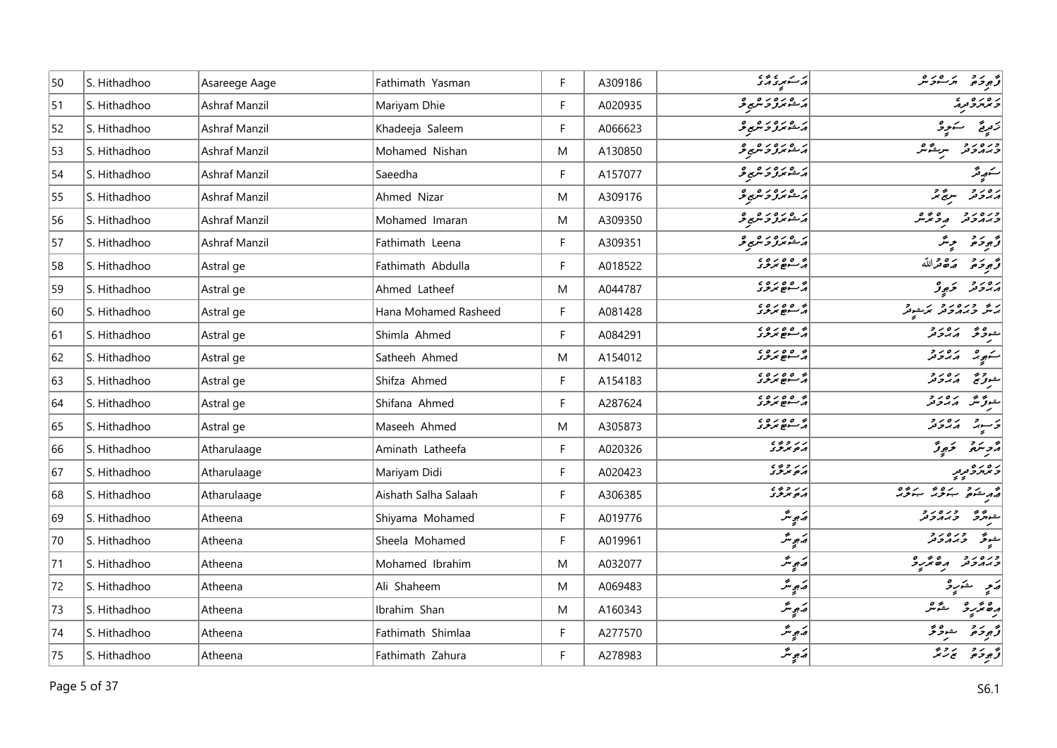| 50 | S. Hithadhoo | Asareege Aage | Fathimath Yasman | F | A309186 | އަސަރީގެއާގެ | ފާތިމަތު ޔަސްމަން |
|---|---|---|---|---|---|---|---|
| 51 | S. Hithadhoo | Ashraf Manzil | Mariyam Dhie | F | A020935 | އަޝްރަފްމަންޒިލް | މަރިޔަމްދިއީ |
| 52 | S. Hithadhoo | Ashraf Manzil | Khadeeja Saleem | F | A066623 | އަޝްރަފްމަންޒިލް | ޚަދީޖާ ސަލީމް |
| 53 | S. Hithadhoo | Ashraf Manzil | Mohamed Nishan | M | A130850 | އަޝްރަފްމަންޒިލް | މުހައްމަދު ނިޝާން |
| 54 | S. Hithadhoo | Ashraf Manzil | Saeedha | F | A157077 | އަޝްރަފްމަންޒިލް | ސައީދާ |
| 55 | S. Hithadhoo | Ashraf Manzil | Ahmed Nizar | M | A309176 | އަޝްރަފްމަންޒިލް | އަޙްމަދު ނިޒާރު |
| 56 | S. Hithadhoo | Ashraf Manzil | Mohamed Imaran | M | A309350 | އަޝްރަފްމަންޒިލް | މުހައްމަދު އިމްރާން |
| 57 | S. Hithadhoo | Ashraf Manzil | Fathimath Leena | F | A309351 | އަޝްރަފްމަންޒިލް | ފާތިމަތު ލީނާ |
| 58 | S. Hithadhoo | Astral ge | Fathimath Abdulla | F | A018522 | އާސްޓްރަލްގެ | ފާތިމަތު އަބްދުﷲ |
| 59 | S. Hithadhoo | Astral ge | Ahmed Latheef | M | A044787 | އާސްޓްރަލްގެ | އަޙްމަދު ލަތީފު |
| 60 | S. Hithadhoo | Astral ge | Hana Mohamed Rasheed | F | A081428 | އާސްޓްރަލްގެ | ހަނާ މުހައްމަދު ރަޝީދު |
| 61 | S. Hithadhoo | Astral ge | Shimla Ahmed | F | A084291 | އާސްޓްރަލްގެ | ޝިމްލާ އަޙްމަދު |
| 62 | S. Hithadhoo | Astral ge | Satheeh Ahmed | M | A154012 | އާސްޓްރަލްގެ | ސަތީޙް އަޙްމަދު |
| 63 | S. Hithadhoo | Astral ge | Shifza Ahmed | F | A154183 | އާސްޓްރަލްގެ | ޝިފްޒާ އަޙްމަދު |
| 64 | S. Hithadhoo | Astral ge | Shifana Ahmed | F | A287624 | އާސްޓްރަލްގެ | ޝިފާނާ އަޙްމަދު |
| 65 | S. Hithadhoo | Astral ge | Maseeh Ahmed | M | A305873 | އާސްޓްރަލްގެ | މަސީޙް އަޙްމަދު |
| 66 | S. Hithadhoo | Atharulaage | Aminath Latheefa | F | A020326 | އަތަރުލާގެ | އާމިނަތު ލަތީފާ |
| 67 | S. Hithadhoo | Atharulaage | Mariyam Didi | F | A020423 | އަތަރުލާގެ | މަރިޔަމްދީދީ |
| 68 | S. Hithadhoo | Atharulaage | Aishath Salha Salaah | F | A306385 | އަތަރުލާގެ | އާއިޝަތު ސަލްހާ ސަލާޙް |
| 69 | S. Hithadhoo | Atheena | Shiyama Mohamed | F | A019776 | އަތީނާ | ޝިޔާމާ މުހައްމަދު |
| 70 | S. Hithadhoo | Atheena | Sheela Mohamed | F | A019961 | އަތީނާ | ޝީލާ މުހައްމަދު |
| 71 | S. Hithadhoo | Atheena | Mohamed Ibrahim | M | A032077 | އަތީނާ | މުހައްމަދު އިބްރާހީމް |
| 72 | S. Hithadhoo | Atheena | Ali Shaheem | M | A069483 | އަތީނާ | އަލި ޝަހީމް |
| 73 | S. Hithadhoo | Atheena | Ibrahim Shan | M | A160343 | އަތީނާ | އިބްރާހީމް ޝާން |
| 74 | S. Hithadhoo | Atheena | Fathimath Shimlaa | F | A277570 | އަތީނާ | ފާތިމަތު ޝިމްލާ |
| 75 | S. Hithadhoo | Atheena | Fathimath Zahura | F | A278983 | އަތީނާ | ފާތިމަތު ޒަހުރާ |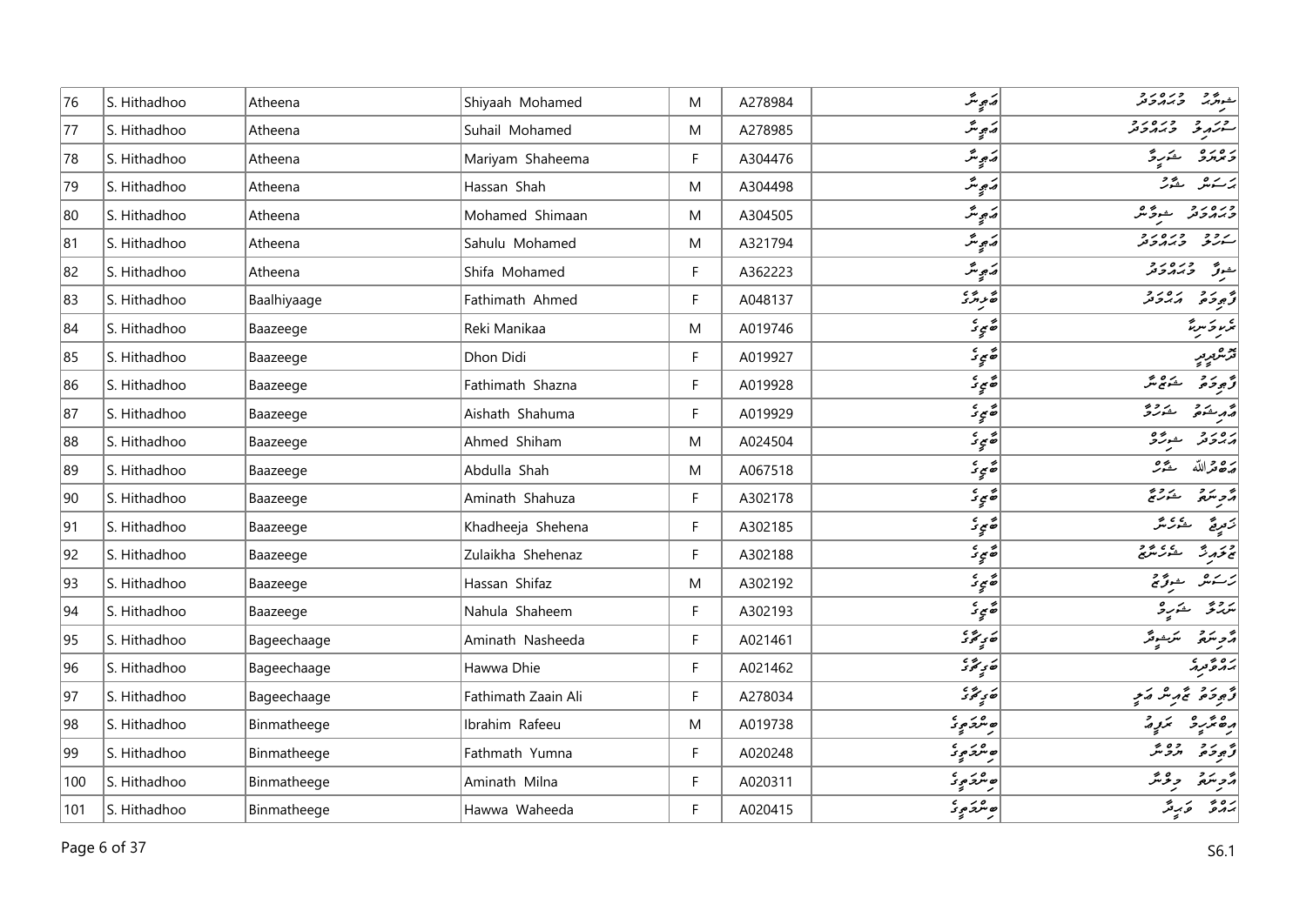| 76 | S. Hithadhoo | Atheena | Shiyaah Mohamed | M | A278984 | އަތީނާ | ޝިޔާހް މުހައްމަދު |
|---|---|---|---|---|---|---|---|
| 77 | S. Hithadhoo | Atheena | Suhail Mohamed | M | A278985 | އަތީނާ | ސުހައިލް މުހައްމަދު |
| 78 | S. Hithadhoo | Atheena | Mariyam Shaheema | F | A304476 | އަތީނާ | މަރިޔަމް ޝަހީމާ |
| 79 | S. Hithadhoo | Atheena | Hassan Shah | M | A304498 | އަތީނާ | ހަސަން ޝާހް |
| 80 | S. Hithadhoo | Atheena | Mohamed Shimaan | M | A304505 | އަތީނާ | މުހައްމަދު ޝިމާން |
| 81 | S. Hithadhoo | Atheena | Sahulu Mohamed | M | A321794 | އަތީނާ | ސަހުލު މުހައްމަދު |
| 82 | S. Hithadhoo | Atheena | Shifa Mohamed | F | A362223 | އަތީނާ | ޝިފާ މުހައްމަދު |
| 83 | S. Hithadhoo | Baalhiyaage | Fathimath Ahmed | F | A048137 | ބާޅިޔާގެ | ފާތިމަތު އަހްމަދު |
| 84 | S. Hithadhoo | Baazeege | Reki Manikaa | M | A019746 | ބާޒީގެ | ރެކިމަނިކާ |
| 85 | S. Hithadhoo | Baazeege | Dhon Didi | F | A019927 | ބާޒީގެ | ދޮންދިދި |
| 86 | S. Hithadhoo | Baazeege | Fathimath Shazna | F | A019928 | ބާޒީގެ | ފާތިމަތު ޝަޒްނާ |
| 87 | S. Hithadhoo | Baazeege | Aishath Shahuma | F | A019929 | ބާޒީގެ | އާއިޝަތު ޝަހުމާ |
| 88 | S. Hithadhoo | Baazeege | Ahmed Shiham | M | A024504 | ބާޒީގެ | އަހްމަދު ޝިހާމް |
| 89 | S. Hithadhoo | Baazeege | Abdulla Shah | M | A067518 | ބާޒީގެ | އަބްދުﷲ ޝާހް |
| 90 | S. Hithadhoo | Baazeege | Aminath Shahuza | F | A302178 | ބާޒީގެ | އާމިނަތު ޝަހުޒާ |
| 91 | S. Hithadhoo | Baazeege | Khadheeja Shehena | F | A302185 | ބާޒީގެ | ޚަދީޖާ ޝެހެނާ |
| 92 | S. Hithadhoo | Baazeege | Zulaikha Shehenaz | F | A302188 | ބާޒީގެ | ޒުލައިޚާ ޝެހެނާޒް |
| 93 | S. Hithadhoo | Baazeege | Hassan Shifaz | M | A302192 | ބާޒީގެ | ހަސަން ޝިފާޒް |
| 94 | S. Hithadhoo | Baazeege | Nahula Shaheem | F | A302193 | ބާޒީގެ | ނަހުލާ ޝަހީމް |
| 95 | S. Hithadhoo | Bageechaage | Aminath Nasheeda | F | A021461 | ބަގީޗާގެ | އާމިނަތު ނަޝީދާ |
| 96 | S. Hithadhoo | Bageechaage | Hawwa Dhie | F | A021462 | ބަގީޗާގެ | ހައްވާދިއެ |
| 97 | S. Hithadhoo | Bageechaage | Fathimath Zaain Ali | F | A278034 | ބަގީޗާގެ | ފާތިމަތު ޒާއިން ޢަލި |
| 98 | S. Hithadhoo | Binmatheege | Ibrahim Rafeeu | M | A019738 | ބިންމަތީގެ | އިބްރާހީމް ރަފީއު |
| 99 | S. Hithadhoo | Binmatheege | Fathmath Yumna | F | A020248 | ބިންމަތީގެ | ފާތިމަތު ޔުމްނާ |
| 100 | S. Hithadhoo | Binmatheege | Aminath Milna | F | A020311 | ބިންމަތީގެ | އާމިނަތު މިލްނާ |
| 101 | S. Hithadhoo | Binmatheege | Hawwa Waheeda | F | A020415 | ބިންމަތީގެ | ހައްވާ ވަހީދާ |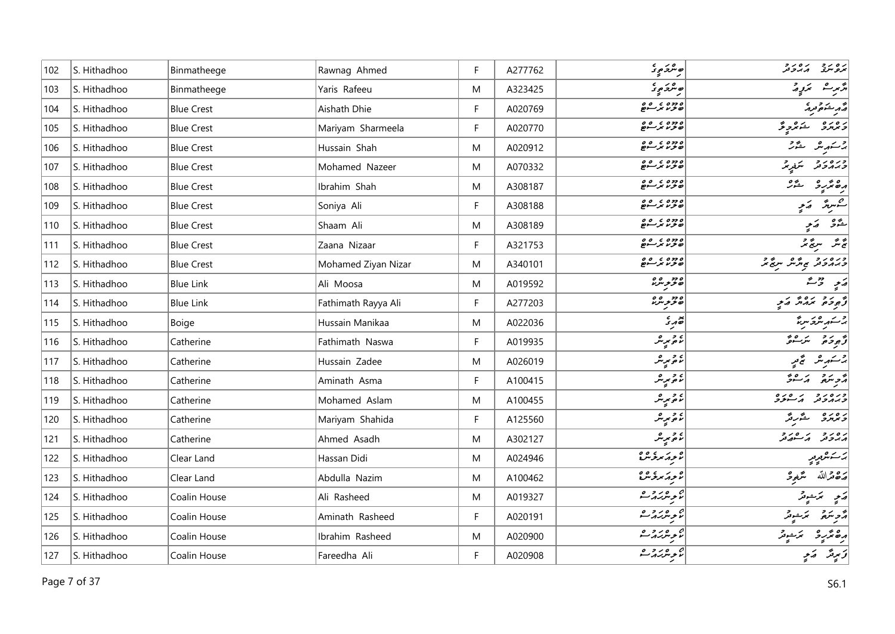| 102 | S. Hithadhoo | Binmatheege | Rawnag Ahmed | F | A277762 | ބިންމަތީގެ | ރައުނަގު އަޙްމަދު |
|---|---|---|---|---|---|---|---|
| 103 | S. Hithadhoo | Binmatheege | Yaris Rafeeu | M | A323425 | ބިންމަތީގެ | ޔާރިސް ރަފީއު |
| 104 | S. Hithadhoo | Blue Crest | Aishath Dhie | F | A020769 | ބްލޫ ކްރެސްޓް | އައިށަތު ދިއެ |
| 105 | S. Hithadhoo | Blue Crest | Mariyam Sharmeela | F | A020770 | ބްލޫ ކްރެސްޓް | މަރިޔަމް ޝަރުމީލާ |
| 106 | S. Hithadhoo | Blue Crest | Hussain Shah | M | A020912 | ބްލޫ ކްރެސްޓް | ޙުސައިން ޝާހު |
| 107 | S. Hithadhoo | Blue Crest | Mohamed Nazeer | M | A070332 | ބްލޫ ކްރެސްޓް | މުޙައްމަދު ނަޒީރު |
| 108 | S. Hithadhoo | Blue Crest | Ibrahim Shah | M | A308187 | ބްލޫ ކްރެސްޓް | އިބްރާހިމް ޝާހް |
| 109 | S. Hithadhoo | Blue Crest | Soniya Ali | F | A308188 | ބްލޫ ކްރެސްޓް | ސޯނިޔާ އަލި |
| 110 | S. Hithadhoo | Blue Crest | Shaam Ali | M | A308189 | ބްލޫ ކްރެސްޓް | ޝާމް އަލި |
| 111 | S. Hithadhoo | Blue Crest | Zaana Nizaar | F | A321753 | ބްލޫ ކްރެސްޓް | ޒާނާ ނިޒާރު |
| 112 | S. Hithadhoo | Blue Crest | Mohamed Ziyan Nizar | M | A340101 | ބްލޫ ކްރެސްޓް | މުޙައްމަދު ޒިޔާން ނިޒާރު |
| 113 | S. Hithadhoo | Blue Link | Ali Moosa | M | A019592 | ބްލޫލިންކް | އަލި މޫސާ |
| 114 | S. Hithadhoo | Blue Link | Fathimath Rayya Ali | F | A277203 | ބްލޫލިންކް | ފާތިމަތު ރައްޔާ އަލި |
| 115 | S. Hithadhoo | Boige | Hussain Manikaa | M | A022036 | ބޮއިގެ | ޙުސައިންމަނިކާ |
| 116 | S. Hithadhoo | Catherine | Fathimath Naswa | F | A019935 | ކެތްރިން | ފާތިމަތު ނަސްވާ |
| 117 | S. Hithadhoo | Catherine | Hussain Zadee | M | A026019 | ކެތްރިން | ޙުސައިން ޒާދީ |
| 118 | S. Hithadhoo | Catherine | Aminath Asma | F | A100415 | ކެތްރިން | އާމިނަތު އަސްމާ |
| 119 | S. Hithadhoo | Catherine | Mohamed Aslam | M | A100455 | ކެތްރިން | މުޙައްމަދު އަސްލަމް |
| 120 | S. Hithadhoo | Catherine | Mariyam Shahida | F | A125560 | ކެތްރިން | މަރިޔަމް ޝާހިދާ |
| 121 | S. Hithadhoo | Catherine | Ahmed Asadh | M | A302127 | ކެތްރިން | އަޙްމަދު އަސްޢަދު |
| 122 | S. Hithadhoo | Clear Land | Hassan Didi | M | A024946 | ކްލިއަރލޭންޑް | ހަސަންދީދީ |
| 123 | S. Hithadhoo | Clear Land | Abdulla Nazim | M | A100462 | ކްލިއަރލޭންޑް | އަބްދުاللّٰه ނާޒިމް |
| 124 | S. Hithadhoo | Coalin House | Ali Rasheed | M | A019327 | ކޯލިންހައުސް | އަލި ރަޝީދު |
| 125 | S. Hithadhoo | Coalin House | Aminath Rasheed | F | A020191 | ކޯލިންހައުސް | އާމިނަތު ރަޝީދު |
| 126 | S. Hithadhoo | Coalin House | Ibrahim Rasheed | M | A020900 | ކޯލިންހައުސް | އިބްރާހިމް ރަޝީދު |
| 127 | S. Hithadhoo | Coalin House | Fareedha Ali | F | A020908 | ކޯލިންހައުސް | ފަރީދާ އަލި |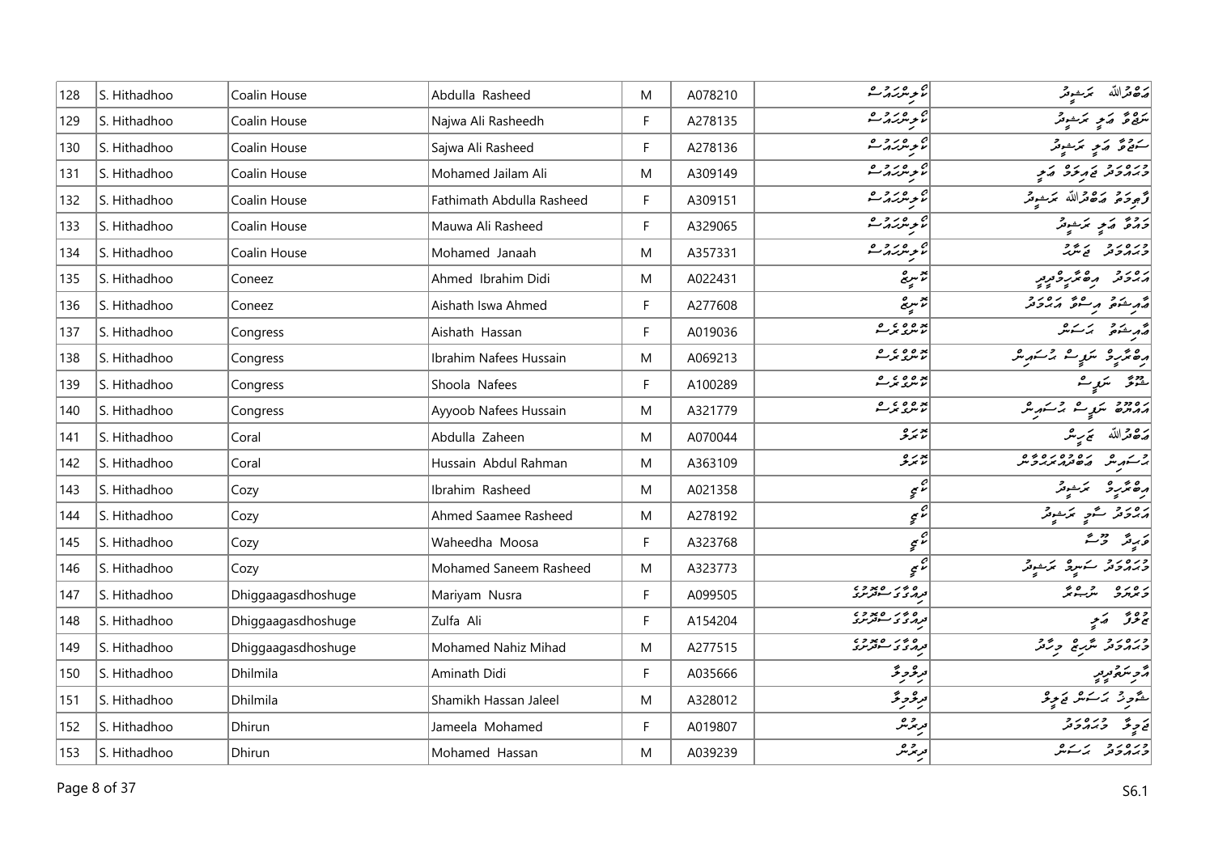| 128 | S. Hithadhoo | Coalin House | Abdulla Rasheed | M | A078210 | ކޯލިންހައުސް | އަބްދުﷲ ރަޝީދު |
|---|---|---|---|---|---|---|---|
| 129 | S. Hithadhoo | Coalin House | Najwa Ali Rasheedh | F | A278135 | ކޯލިންހައުސް | ނަޖުވާ އަލީ ރަޝީދު |
| 130 | S. Hithadhoo | Coalin House | Sajwa Ali Rasheed | F | A278136 | ކޯލިންހައުސް | ސަޖުވާ އަލީ ރަޝީދު |
| 131 | S. Hithadhoo | Coalin House | Mohamed Jailam Ali | M | A309149 | ކޯލިންހައުސް | މުހައްމަދު ޖައިލަމް އަލީ |
| 132 | S. Hithadhoo | Coalin House | Fathimath Abdulla Rasheed | F | A309151 | ކޯލިންހައުސް | ފާތިމަތު އަބްދުﷲ ރަޝީދު |
| 133 | S. Hithadhoo | Coalin House | Mauwa Ali Rasheed | F | A329065 | ކޯލިންހައުސް | މައުވާ އަލީ ރަޝީދު |
| 134 | S. Hithadhoo | Coalin House | Mohamed Janaah | M | A357331 | ކޯލިންހައުސް | މުހައްމަދު ޖަނާހް |
| 135 | S. Hithadhoo | Coneez | Ahmed Ibrahim Didi | M | A022431 | ކޮނީޒް | އަހުމަދު އިބްރާހީމްދީދީ |
| 136 | S. Hithadhoo | Coneez | Aishath Iswa Ahmed | F | A277608 | ކޮނީޒް | އައިޝަތު އިސްވާ އަހުމަދު |
| 137 | S. Hithadhoo | Congress | Aishath Hassan | F | A019036 | ކޮންގްރެސް | އައިޝަތު ހަސަން |
| 138 | S. Hithadhoo | Congress | Ibrahim Nafees Hussain | M | A069213 | ކޮންގްރެސް | އިބްރާހީމް ނަފީސް ހުސައިން |
| 139 | S. Hithadhoo | Congress | Shoola Nafees | F | A100289 | ކޮންގްރެސް | ޝޫލާ ނަފީސް |
| 140 | S. Hithadhoo | Congress | Ayyoob Nafees Hussain | M | A321779 | ކޮންގްރެސް | އައްޔޫބު ނަފީސް ހުސައިން |
| 141 | S. Hithadhoo | Coral | Abdulla Zaheen | M | A070044 | ކޮރަލް | އަބްދުﷲ ޒަހީން |
| 142 | S. Hithadhoo | Coral | Hussain Abdul Rahman | M | A363109 | ކޮރަލް | ހުސައިން އަބްދުއްރަޙްމާން |
| 143 | S. Hithadhoo | Cozy | Ibrahim Rasheed | M | A021358 | ކޯޒީ | އިބްރާހީމް ރަޝީދު |
| 144 | S. Hithadhoo | Cozy | Ahmed Saamee Rasheed | M | A278192 | ކޯޒީ | އަހުމަދު ސާމީ ރަޝީދު |
| 145 | S. Hithadhoo | Cozy | Waheedha Moosa | F | A323768 | ކޯޒީ | ވަހީދާ މޫސާ |
| 146 | S. Hithadhoo | Cozy | Mohamed Saneem Rasheed | M | A323773 | ކޯޒީ | މުހައްމަދު ސަނީމް ރަޝީދު |
| 147 | S. Hithadhoo | Dhiggaagasdhoshuge | Mariyam Nusra | F | A099505 | ދިއްގާގަސްދޮށުގެ | މަރިޔަމް ނުސްރާ |
| 148 | S. Hithadhoo | Dhiggaagasdhoshuge | Zulfa Ali | F | A154204 | ދިއްގާގަސްދޮށުގެ | ޒުލްފާ އަލީ |
| 149 | S. Hithadhoo | Dhiggaagasdhoshuge | Mohamed Nahiz Mihad | M | A277515 | ދިއްގާގަސްދޮށުގެ | މުހައްމަދު ނާހިޒް މިހާދު |
| 150 | S. Hithadhoo | Dhilmila | Aminath Didi | F | A035666 | ދިލްމިލާ | އާމިނަތުދީދީ |
| 151 | S. Hithadhoo | Dhilmila | Shamikh Hassan Jaleel | M | A328012 | ދިލްމިލާ | ޝާމިހް ހަސަން ޖަލީލް |
| 152 | S. Hithadhoo | Dhirun | Jameela Mohamed | F | A019807 | ދިރުން | ޖަމީލާ މުހައްމަދު |
| 153 | S. Hithadhoo | Dhirun | Mohamed Hassan | M | A039239 | ދިރުން | މުހައްމަދު ހަސަން |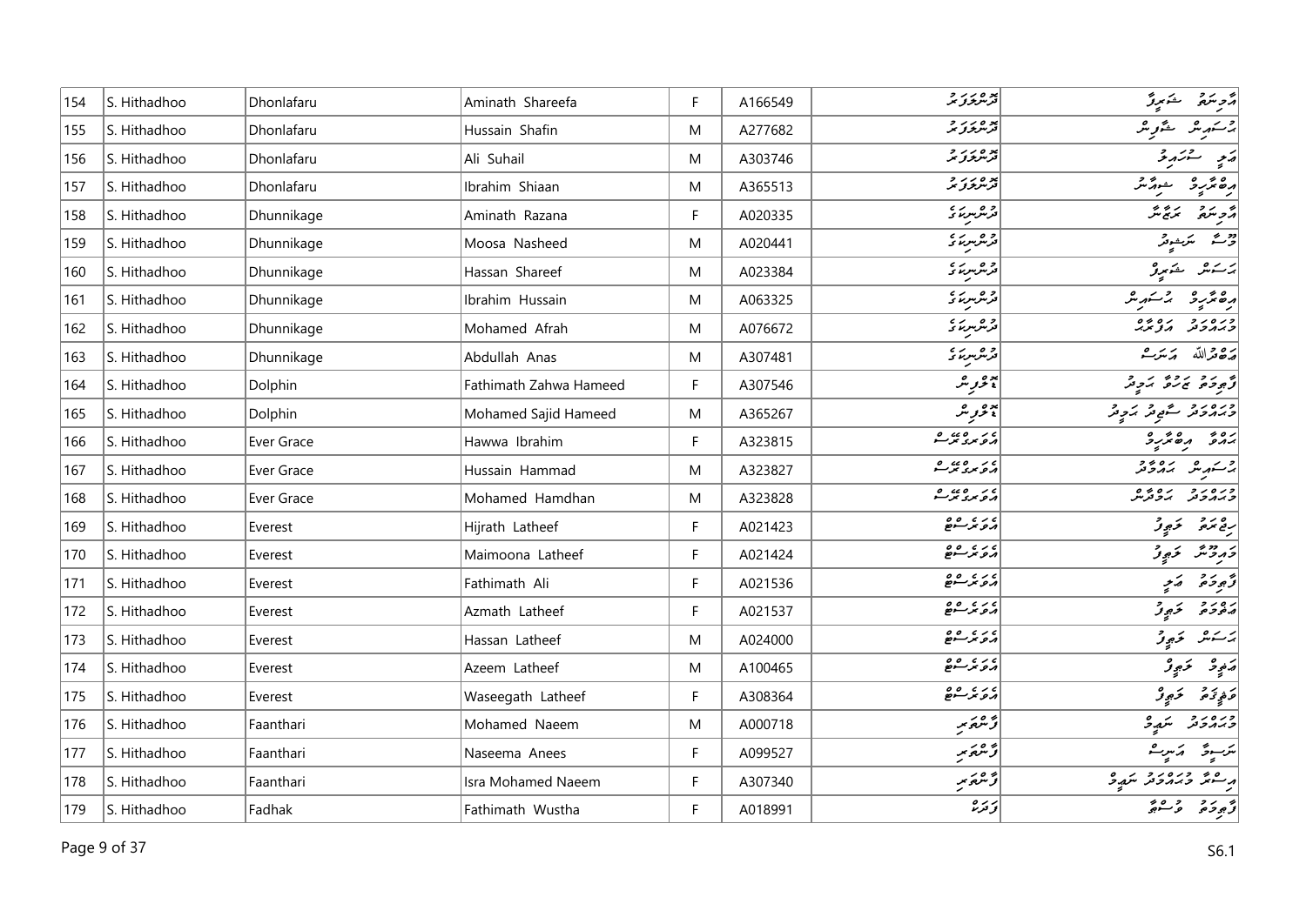| 154 | S. Hithadhoo | Dhonlafaru | Aminath Shareefa | F | A166549 | ދޮންލަފަރު | އާމިނަތު ޝަރީފާ |
|---|---|---|---|---|---|---|---|
| 155 | S. Hithadhoo | Dhonlafaru | Hussain Shafin | M | A277682 | ދޮންލަފަރު | ހުސައިން ޝާފިން |
| 156 | S. Hithadhoo | Dhonlafaru | Ali Suhail | M | A303746 | ދޮންލަފަރު | އަލި ސުހައިލު |
| 157 | S. Hithadhoo | Dhonlafaru | Ibrahim Shiaan | M | A365513 | ދޮންލަފަރު | އިބްރާހީމް ޝިއާން |
| 158 | S. Hithadhoo | Dhunnikage | Aminath Razana | F | A020335 | ދުންނިކަގެ | އާމިނަތު ރަޒާނާ |
| 159 | S. Hithadhoo | Dhunnikage | Moosa Nasheed | M | A020441 | ދުންނިކަގެ | މޫސާ ނަޝީދު |
| 160 | S. Hithadhoo | Dhunnikage | Hassan Shareef | M | A023384 | ދުންނިކަގެ | ހަސަން ޝަރީފް |
| 161 | S. Hithadhoo | Dhunnikage | Ibrahim Hussain | M | A063325 | ދުންނިކަގެ | އިބްރާހީމް ހުސައިން |
| 162 | S. Hithadhoo | Dhunnikage | Mohamed Afrah | M | A076672 | ދުންނިކަގެ | މުޙައްމަދު އަފްރާޙް |
| 163 | S. Hithadhoo | Dhunnikage | Abdullah Anas | M | A307481 | ދުންނިކަގެ | އަބްދުﷲ އަނަސް |
| 164 | S. Hithadhoo | Dolphin | Fathimath Zahwa Hameed | F | A307546 | ޑޮލްފިން | ފާތިމަތު ޒަހުވާ ހަމީދު |
| 165 | S. Hithadhoo | Dolphin | Mohamed Sajid Hameed | M | A365267 | ޑޮލްފިން | މުޙައްމަދު ސާޖިދު ހަމީދު |
| 166 | S. Hithadhoo | Ever Grace | Hawwa Ibrahim | F | A323815 | އެވަރގްރޭސް | ހައްވާ އިބްރާހީމް |
| 167 | S. Hithadhoo | Ever Grace | Hussain Hammad | M | A323827 | އެވަރގްރޭސް | ހުސައިން ހައްމާދު |
| 168 | S. Hithadhoo | Ever Grace | Mohamed Hamdhan | M | A323828 | އެވަރގްރޭސް | މުޙައްމަދު ހަމްދާން |
| 169 | S. Hithadhoo | Everest | Hijrath Latheef | F | A021423 | އެވަރެސްޓް | ހިޖްރަތު ލަތީފު |
| 170 | S. Hithadhoo | Everest | Maimoona Latheef | F | A021424 | އެވަރެސްޓް | މައިމޫނާ ލަތީފު |
| 171 | S. Hithadhoo | Everest | Fathimath Ali | F | A021536 | އެވަރެސްޓް | ފާތިމަތު އަލި |
| 172 | S. Hithadhoo | Everest | Azmath Latheef | F | A021537 | އެވަރެސްޓް | އަޒްމަތު ލަތީފު |
| 173 | S. Hithadhoo | Everest | Hassan Latheef | M | A024000 | އެވަރެސްޓް | ހަސަން ލަތީފު |
| 174 | S. Hithadhoo | Everest | Azeem Latheef | M | A100465 | އެވަރެސްޓް | އަޒީމް ލަތީފު |
| 175 | S. Hithadhoo | Everest | Waseegath Latheef | F | A308364 | އެވަރެސްޓް | ވަސީގަތު ލަތީފު |
| 176 | S. Hithadhoo | Faanthari | Mohamed Naeem | M | A000718 | ފާންތަރި | މުޙައްމަދު ނައީމް |
| 177 | S. Hithadhoo | Faanthari | Naseema Anees | F | A099527 | ފާންތަރި | ނަސީމާ އަނީސް |
| 178 | S. Hithadhoo | Faanthari | Isra Mohamed Naeem | F | A307340 | ފާންތަރި | އިސްރާ މުޙައްމަދު ނައީމް |
| 179 | S. Hithadhoo | Fadhak | Fathimath Wustha | F | A018991 | ފަދަކް | ފާތިމަތު ވުސްތާ |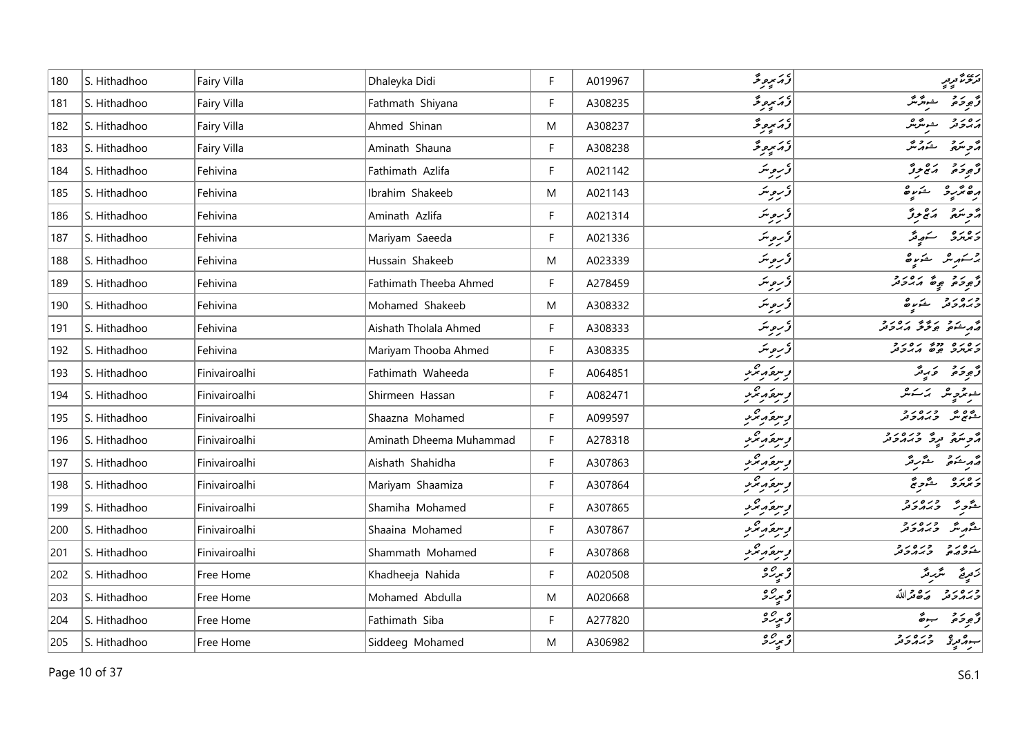| 180 | S. Hithadhoo | Fairy Villa | Dhaleyka Didi | F | A019967 | ؤُمَرِوِرُّ | ترکڑ ترتر |
|---|---|---|---|---|---|---|---|
| 181 | S. Hithadhoo | Fairy Villa | Fathmath Shiyana | F | A308235 | ؤُمَرِوِرُّ | ژُجِرَة شِمَرْسَر |
| 182 | S. Hithadhoo | Fairy Villa | Ahmed Shinan | M | A308237 | ؤُمَرِوِرُّ | رَرْدَتْر شِرْتَرْسْر |
| 183 | S. Hithadhoo | Fairy Villa | Aminath Shauna | F | A308238 | ؤُمَرِوِرُّ | مُرْجِسَمُ شَمَرْتَر |
| 184 | S. Hithadhoo | Fehivina | Fathimath Azlifa | F | A021142 | ؤرِوِسَر | ژُجِرَة رَجْعِرِّ |
| 185 | S. Hithadhoo | Fehivina | Ibrahim Shakeeb | M | A021143 | ؤرِوِسَر | رِەتَرُرِ دْ شَرِھ |
| 186 | S. Hithadhoo | Fehivina | Aminath Azlifa | F | A021314 | ؤرِوِسَر | مُرْجِسَمُ رَجْعِرِّ |
| 187 | S. Hithadhoo | Fehivina | Mariyam Saeeda | F | A021336 | ؤرِوِسَر | وَبْرُمَرُ سَرِيمُر |
| 188 | S. Hithadhoo | Fehivina | Hussain Shakeeb | M | A023339 | ؤرِوِسَر | بُرْسَمَرِيمُر شَرِھ |
| 189 | S. Hithadhoo | Fehivina | Fathimath Theeba Ahmed | F | A278459 | ؤرِوِسَر | ژُجِرَة ھِرُّ رَرْدَتْر |
| 190 | S. Hithadhoo | Fehivina | Mohamed Shakeeb | M | A308332 | ؤرِوِسَر | وَبَرْدَرْ شَرِھ |
| 191 | S. Hithadhoo | Fehivina | Aishath Tholala Ahmed | F | A308333 | ؤرِوِسَر | مُرْشَوَمُ بُوتَرُ رَرْدَتْر |
| 192 | S. Hithadhoo | Fehivina | Mariyam Thooba Ahmed | F | A308335 | ؤرِوِسَر | وَبْرُمَرُ جُرُّ رَرْدَتْر |
| 193 | S. Hithadhoo | Finivairoalhi | Fathimath Waheeda | F | A064851 | وِسِرِوَرِيمُرُ | ژُجِرَة وَرِيمُر |
| 194 | S. Hithadhoo | Finivairoalhi | Shirmeen Hassan | F | A082471 | وِسِرِوَرِيمُرُ | شِبْرُوِسْر بَرْسَرْسْر |
| 195 | S. Hithadhoo | Finivairoalhi | Shaazna Mohamed | F | A099597 | وِسِرِوَرِيمُرُ | شُرْجَسَر وَبَرْدَرْ |
| 196 | S. Hithadhoo | Finivairoalhi | Aminath Dheema Muhammad | F | A278318 | وِسِرِوَرِيمُرُ | مُرْجِسَمُ مِرِّ وَبَرْدَرْ |
| 197 | S. Hithadhoo | Finivairoalhi | Aishath Shahidha | F | A307863 | وِسِرِوَرِيمُرُ | مُرْشَوَمُ شُرِيمُر |
| 198 | S. Hithadhoo | Finivairoalhi | Mariyam Shaamiza | F | A307864 | وِسِرِوَرِيمُرُ | وَبْرُمَرُ شُرُوِجَ |
| 199 | S. Hithadhoo | Finivairoalhi | Shamiha Mohamed | F | A307865 | وِسِرِوَرِيمُرُ | شُرِرُّ وَبَرْدَرْ |
| 200 | S. Hithadhoo | Finivairoalhi | Shaaina Mohamed | F | A307867 | وِسِرِوَرِيمُرُ | شُرِسَر وَبَرْدَرْ |
| 201 | S. Hithadhoo | Finivairoalhi | Shammath Mohamed | F | A307868 | وِسِرِوَرِيمُرُ | شَرْدَمُ وَبَرْدَرْ |
| 202 | S. Hithadhoo | Free Home | Khadheeja Nahida | F | A020508 | وُبرِرُوْ | زَمِرِجَ سُرِرُّ |
| 203 | S. Hithadhoo | Free Home | Mohamed Abdulla | M | A020668 | وُبرِرُوْ | وَبَرْدَرْ رَەھْرْاللّه |
| 204 | S. Hithadhoo | Free Home | Fathimath Siba | F | A277820 | وُبرِرُوْ | ژُجِرَة سِوَّ |
| 205 | S. Hithadhoo | Free Home | Siddeeg Mohamed | M | A306982 | وُبرِرُوْ | سِرْدِيرِ وَبَرْدَرْ |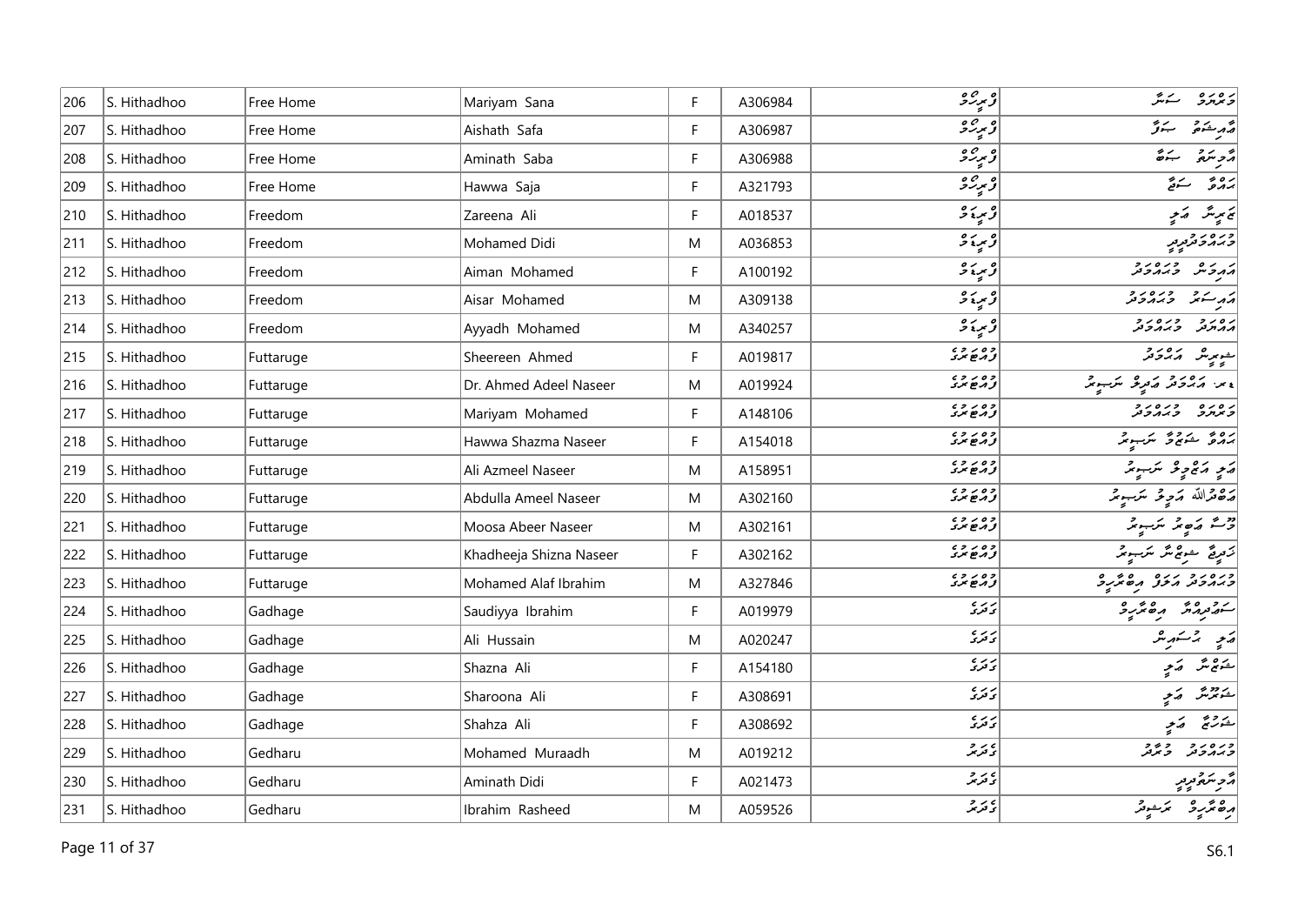| 206 | S. Hithadhoo | Free Home | Mariyam Sana | F | A306984 | ފްރީހޯމް | މަރްޔަމް ސަނާ |
|---|---|---|---|---|---|---|---|
| 207 | S. Hithadhoo | Free Home | Aishath Safa | F | A306987 | ފްރީހޯމް | އާއިޝަތު ސަފާ |
| 208 | S. Hithadhoo | Free Home | Aminath Saba | F | A306988 | ފްރީހޯމް | އާމިނަތު ސަބާ |
| 209 | S. Hithadhoo | Free Home | Hawwa Saja | F | A321793 | ފްރީހޯމް | ހައްވާ ސަޖާ |
| 210 | S. Hithadhoo | Freedom | Zareena Ali | F | A018537 | ފްރީޑަމް | ޒަރީނާ އަލި |
| 211 | S. Hithadhoo | Freedom | Mohamed Didi | M | A036853 | ފްރީޑަމް | މުހައްމަދުދީދީ |
| 212 | S. Hithadhoo | Freedom | Aiman Mohamed | F | A100192 | ފްރީޑަމް | އައިމަން މުހައްމަދު |
| 213 | S. Hithadhoo | Freedom | Aisar Mohamed | M | A309138 | ފްރީޑަމް | އައިސަރ މުހައްމަދު |
| 214 | S. Hithadhoo | Freedom | Ayyadh Mohamed | M | A340257 | ފްރީޑަމް | އައްޔާދު މުހައްމަދު |
| 215 | S. Hithadhoo | Futtaruge | Sheereen Ahmed | F | A019817 | ފުއްޓަރުގެ | ޝީރީން އަހްމަދު |
| 216 | S. Hithadhoo | Futtaruge | Dr. Ahmed Adeel Naseer | M | A019924 | ފުއްޓަރުގެ | ޑރ. އަހްމަދު އަދީލް ނަސީރު |
| 217 | S. Hithadhoo | Futtaruge | Mariyam Mohamed | F | A148106 | ފުއްޓަރުގެ | މަރްޔަމް މުހައްމަދު |
| 218 | S. Hithadhoo | Futtaruge | Hawwa Shazma Naseer | F | A154018 | ފުއްޓަރުގެ | ހައްވާ ޝަޒްމާ ނަސީރު |
| 219 | S. Hithadhoo | Futtaruge | Ali Azmeel Naseer | M | A158951 | ފުއްޓަރުގެ | އަލި އަޒްމީލް ނަސީރު |
| 220 | S. Hithadhoo | Futtaruge | Abdulla Ameel Naseer | M | A302160 | ފުއްޓަރުގެ | އަބްދުﷲ އަމީލް ނަސީރު |
| 221 | S. Hithadhoo | Futtaruge | Moosa Abeer Naseer | M | A302161 | ފުއްޓަރުގެ | މޫސާ އަބީރު ނަސީރު |
| 222 | S. Hithadhoo | Futtaruge | Khadheeja Shizna Naseer | F | A302162 | ފުއްޓަރުގެ | ޚަދީޖާ ޝިޒްނާ ނަސީރު |
| 223 | S. Hithadhoo | Futtaruge | Mohamed Alaf Ibrahim | M | A327846 | ފުއްޓަރުގެ | މުހައްމަދު އަލަފް އިބްރާހީމް |
| 224 | S. Hithadhoo | Gadhage | Saudiyya Ibrahim | F | A019979 | ގަދަގެ | ސައުދިއްޔާ އިބްރާހީމް |
| 225 | S. Hithadhoo | Gadhage | Ali Hussain | M | A020247 | ގަދަގެ | އަލި ހުސައިން |
| 226 | S. Hithadhoo | Gadhage | Shazna Ali | F | A154180 | ގަދަގެ | ޝަޒްނާ އަލި |
| 227 | S. Hithadhoo | Gadhage | Sharoona Ali | F | A308691 | ގަދަގެ | ޝަރޫނާ އަލި |
| 228 | S. Hithadhoo | Gadhage | Shahza Ali | F | A308692 | ގަދަގެ | ޝަހްޒާ އަލި |
| 229 | S. Hithadhoo | Gedharu | Mohamed Muraadh | M | A019212 | ގެދަރު | މުހައްމަދު މުރާދު |
| 230 | S. Hithadhoo | Gedharu | Aminath Didi | F | A021473 | ގެދަރު | އާމިނަތުދީދީ |
| 231 | S. Hithadhoo | Gedharu | Ibrahim Rasheed | M | A059526 | ގެދަރު | އިބްރާހީމް ރަޝީދު |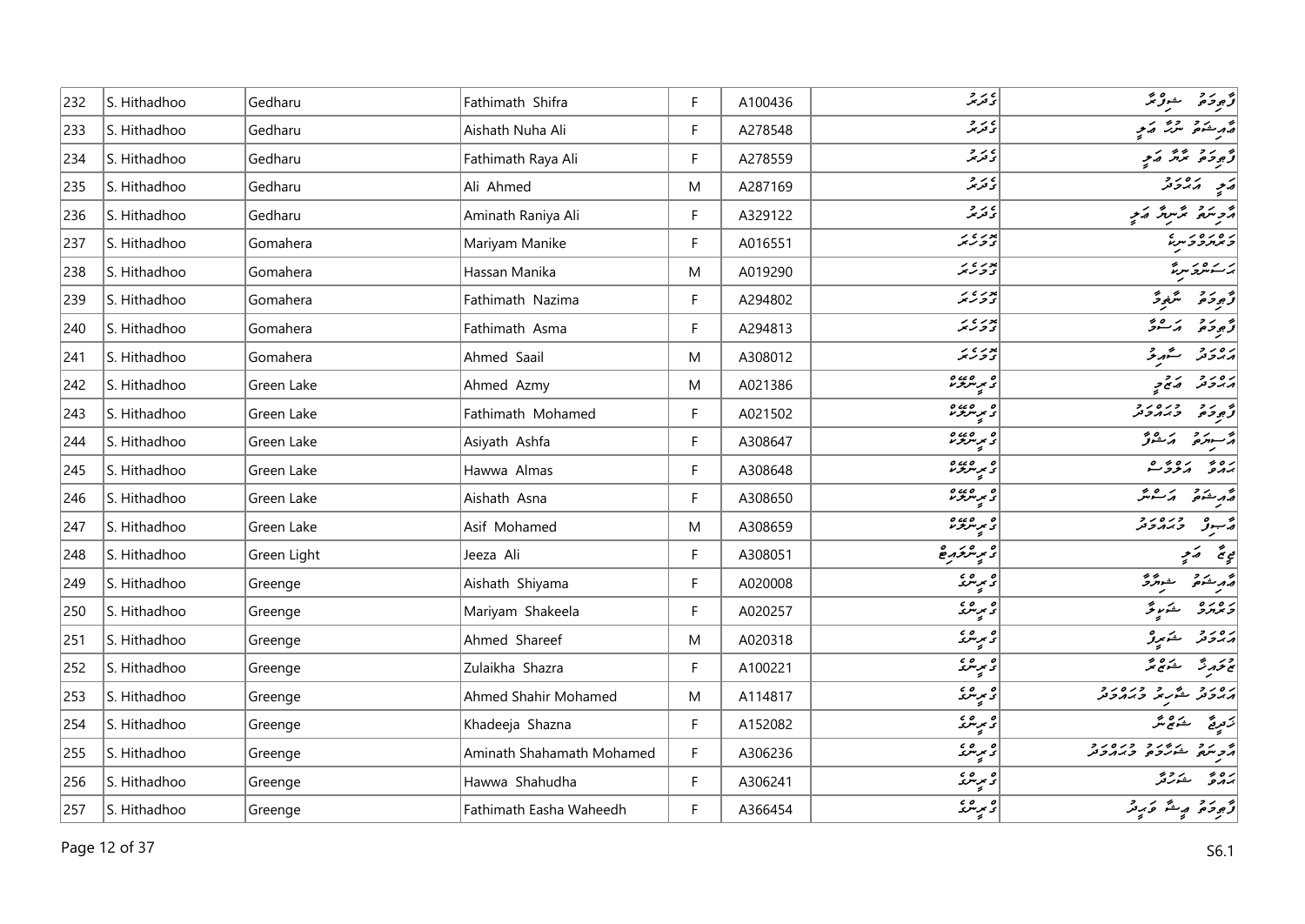| 232 | S. Hithadhoo | Gedharu | Fathimath Shifra | F | A100436 | ގެދަރު | ފާތިމަތު ޝިފްރާ |
|---|---|---|---|---|---|---|---|
| 233 | S. Hithadhoo | Gedharu | Aishath Nuha Ali | F | A278548 | ގެދަރު | އައިޝަތު ނުހާ އަލި |
| 234 | S. Hithadhoo | Gedharu | Fathimath Raya Ali | F | A278559 | ގެދަރު | ފާތިމަތު ރާޔާ އަލި |
| 235 | S. Hithadhoo | Gedharu | Ali Ahmed | M | A287169 | ގެދަރު | އަލި އަޙްމަދު |
| 236 | S. Hithadhoo | Gedharu | Aminath Raniya Ali | F | A329122 | ގެދަރު | އާމިނަތު ރާނިޔާ އަލި |
| 237 | S. Hithadhoo | Gomahera | Mariyam Manike | F | A016551 | ގޯމަހެރަ | މަރިޔަމްމަނިކެ |
| 238 | S. Hithadhoo | Gomahera | Hassan Manika | M | A019290 | ގޯމަހެރަ | ހަސަންމަނިކާ |
| 239 | S. Hithadhoo | Gomahera | Fathimath Nazima | F | A294802 | ގޯމަހެރަ | ފާތިމަތު ނާޒިމާ |
| 240 | S. Hithadhoo | Gomahera | Fathimath Asma | F | A294813 | ގޯމަހެރަ | ފާތިމަތު އަސްމާ |
| 241 | S. Hithadhoo | Gomahera | Ahmed Saail | M | A308012 | ގޯމަހެރަ | އަޙްމަދު ސާއިލް |
| 242 | S. Hithadhoo | Green Lake | Ahmed Azmy | M | A021386 | ގްރީންލޭކް | އަޙްމަދު އަޒްމީ |
| 243 | S. Hithadhoo | Green Lake | Fathimath Mohamed | F | A021502 | ގްރީންލޭކް | ފާތިމަތު މުޙައްމަދު |
| 244 | S. Hithadhoo | Green Lake | Asiyath Ashfa | F | A308647 | ގްރީންލޭކް | އާސިޔަތު އަޝްފާ |
| 245 | S. Hithadhoo | Green Lake | Hawwa Almas | F | A308648 | ގްރީންލޭކް | ހައްވާ އަލްމާސް |
| 246 | S. Hithadhoo | Green Lake | Aishath Asna | F | A308650 | ގްރީންލޭކް | އައިޝަތު އަސްނާ |
| 247 | S. Hithadhoo | Green Lake | Asif Mohamed | M | A308659 | ގްރީންލޭކް | އާސިފް މުޙައްމަދު |
| 248 | S. Hithadhoo | Green Light | Jeeza Ali | F | A308051 | ގްރީންލައިޓް | ޖީޒާ އަލި |
| 249 | S. Hithadhoo | Greenge | Aishath Shiyama | F | A020008 | ގްރީންގެ | އައިޝަތު ޝިޔާމާ |
| 250 | S. Hithadhoo | Greenge | Mariyam Shakeela | F | A020257 | ގްރީންގެ | މަރިޔަމް ޝަކީލާ |
| 251 | S. Hithadhoo | Greenge | Ahmed Shareef | M | A020318 | ގްރީންގެ | އަޙްމަދު ޝަރީފް |
| 252 | S. Hithadhoo | Greenge | Zulaikha Shazra | F | A100221 | ގްރީންގެ | ޒުލައިހާ ޝަޒްރާ |
| 253 | S. Hithadhoo | Greenge | Ahmed Shahir Mohamed | M | A114817 | ގްރީންގެ | އަޙްމަދު ޝާހިރު މުޙައްމަދު |
| 254 | S. Hithadhoo | Greenge | Khadeeja Shazna | F | A152082 | ގްރީންގެ | ޚަދީޖާ ޝަޒްނާ |
| 255 | S. Hithadhoo | Greenge | Aminath Shahamath Mohamed | F | A306236 | ގްރީންގެ | އާމިނަތު ޝަހާމަތު މުޙައްމަދު |
| 256 | S. Hithadhoo | Greenge | Hawwa Shahudha | F | A306241 | ގްރީންގެ | ހައްވާ ޝަހުދާ |
| 257 | S. Hithadhoo | Greenge | Fathimath Easha Waheedh | F | A366454 | ގްރީންގެ | ފާތިމަތު އީޝާ ވަޙީދު |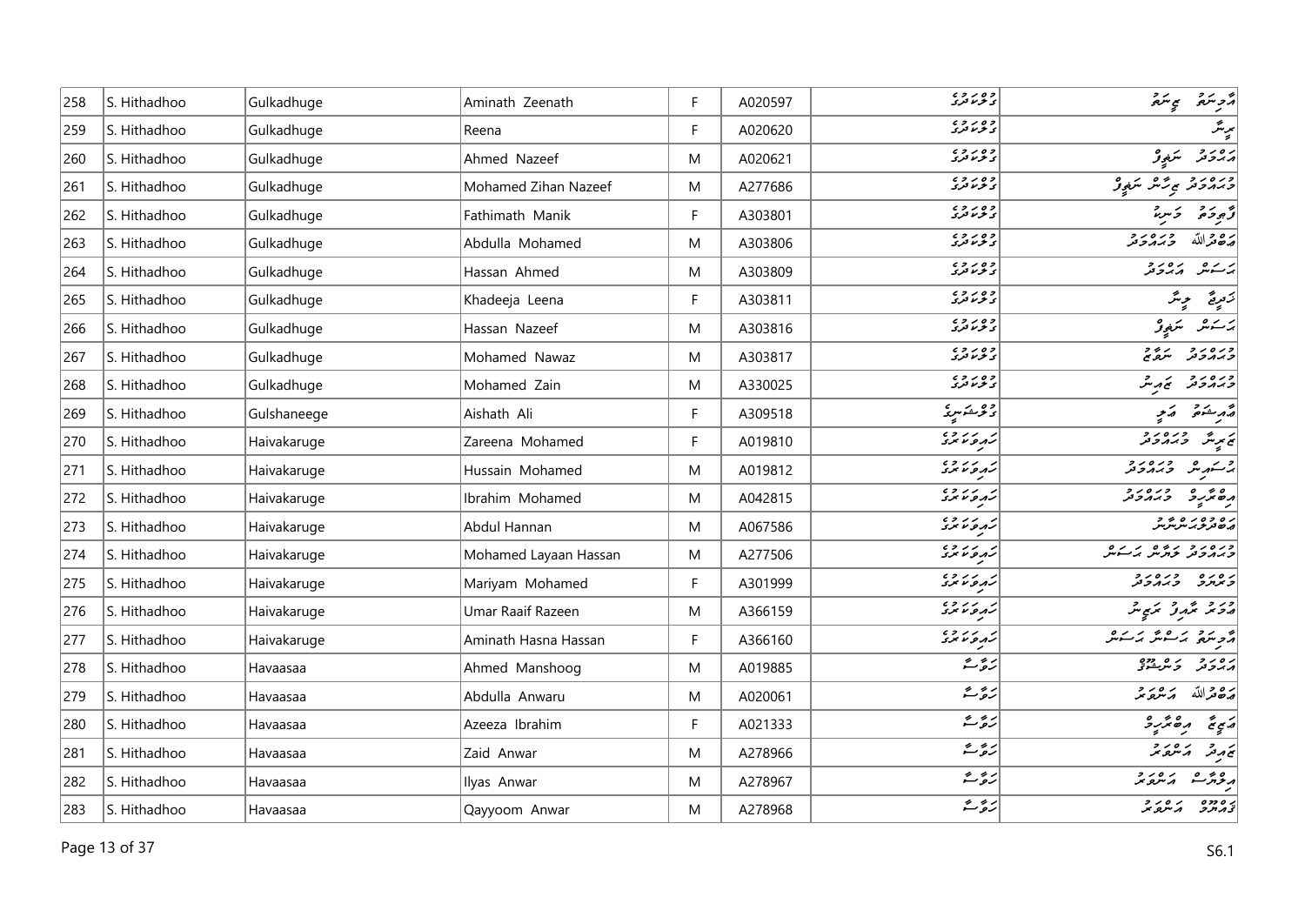| 258 | S. Hithadhoo | Gulkadhuge | Aminath Zeenath | F | A020597 | ووه رود | أَمَّ سَمَعْ سِمٍ سَمَعْ |
|---|---|---|---|---|---|---|---|
| 259 | S. Hithadhoo | Gulkadhuge | Reena | F | A020620 | ووه رود | سِرِسَّر |
| 260 | S. Hithadhoo | Gulkadhuge | Ahmed Nazeef | M | A020621 | ووه رود | ړَرُوَتْر سَنْوِوْ |
| 261 | S. Hithadhoo | Gulkadhuge | Mohamed Zihan Nazeef | M | A277686 | ووه رود | وَرَرْوَتْر سِرَّسْ سَنْوِوْ |
| 262 | S. Hithadhoo | Gulkadhuge | Fathimath Manik | F | A303801 | ووه رود | تَوْجِرَمْ وَسِرْءْ |
| 263 | S. Hithadhoo | Gulkadhuge | Abdulla Mohamed | M | A303806 | ووه رود | رَه ترالله وَرَرْوَتْر |
| 264 | S. Hithadhoo | Gulkadhuge | Hassan Ahmed | M | A303809 | ووه رود | بَرَسَرْ رَرُوَتْر |
| 265 | S. Hithadhoo | Gulkadhuge | Khadeeja Leena | F | A303811 | ووه رود | زَمرِيَّ مِرِسَّر |
| 266 | S. Hithadhoo | Gulkadhuge | Hassan Nazeef | M | A303816 | ووه رود | بَرَسَرْ سَنْوِوْ |
| 267 | S. Hithadhoo | Gulkadhuge | Mohamed Nawaz | M | A303817 | ووه رود | وَرَرْوَتْر سَرَّح |
| 268 | S. Hithadhoo | Gulkadhuge | Mohamed Zain | M | A330025 | ووه رود | وَرَرْوَتْر يَمِرِسْ |
| 269 | S. Hithadhoo | Gulshaneege | Aishath Ali | F | A309518 | وِ وْشَسِرِءْ | ړَمِرِشَمَرْ رَمِرِ |
| 270 | S. Hithadhoo | Haivakaruge | Zareena Mohamed | F | A019810 | رَرِوَ رَ و ء | يَرِسَّر وَرَرْوَتْر |
| 271 | S. Hithadhoo | Haivakaruge | Hussain Mohamed | M | A019812 | رَرِوَ رَ و ء | بِرْسَهرِسْ وَرَرْوَتْر |
| 272 | S. Hithadhoo | Haivakaruge | Ibrahim Mohamed | M | A042815 | رَرِوَ رَ و ء | رِهْ بَرِرْ وَرَرْوَتْر |
| 273 | S. Hithadhoo | Haivakaruge | Abdul Hannan | M | A067586 | رَرِوَ رَ و ء | رَه وو ر ه ء ه |
| 274 | S. Hithadhoo | Haivakaruge | Mohamed Layaan Hassan | M | A277506 | رَرِوَ رَ و ء | وَرَرْوَتْر وَرَّسْ بَرَسَرْ |
| 275 | S. Hithadhoo | Haivakaruge | Mariyam Mohamed | F | A301999 | رَرِوَ رَ و ء | وَبَرْمَرْ وَرَرْوَتْر |
| 276 | S. Hithadhoo | Haivakaruge | Umar Raaif Razeen | M | A366159 | رَرِوَ رَ و ء | رُوَ بَرِ بَرْمِرْ وْ بَرِسِرْ |
| 277 | S. Hithadhoo | Haivakaruge | Aminath Hasna Hassan | F | A366160 | رَرِوَ رَ و ء | أَمَّ سَمَعْ بَرَسْرَ بَرَسَرْ |
| 278 | S. Hithadhoo | Havaasaa | Ahmed Manshoog | M | A019885 | رَوَّسَّ | رَرُوَتْر وَسْرِشْوِ |
| 279 | S. Hithadhoo | Havaasaa | Abdulla Anwaru | M | A020061 | رَوَّسَّ | رَه ترالله رَسْرِوَبَرْ |
| 280 | S. Hithadhoo | Havaasaa | Azeeza Ibrahim | F | A021333 | رَوَّسَّ | رَمِيَّ رِهْ بَرِرْ |
| 281 | S. Hithadhoo | Havaasaa | Zaid Anwar | M | A278966 | رَوَّسَّ | يَمِرِتْر رَسْرِوَبَرْ |
| 282 | S. Hithadhoo | Havaasaa | Ilyas Anwar | M | A278967 | رَوَّسَّ | رِوْبَرْسَ رَسْرِوَبَرْ |
| 283 | S. Hithadhoo | Havaasaa | Qayyoom Anwar | M | A278968 | رَوَّسَّ | رَه دده رَسْرِوَبَرْ |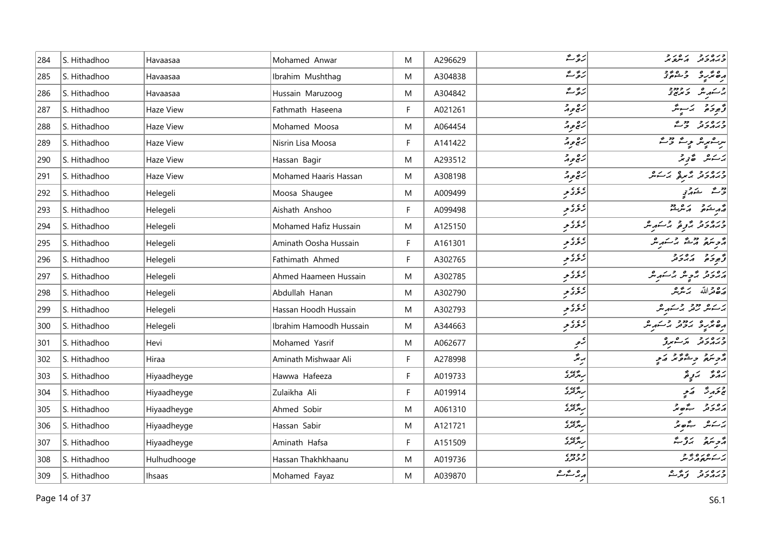| 284 | S. Hithadhoo | Havaasaa | Mohamed Anwar | M | A296629 | رَوَّسَّ | وُرَمُرُوَ مَ سَرْمَرْ |
|---|---|---|---|---|---|---|---|
| 285 | S. Hithadhoo | Havaasaa | Ibrahim Mushthag | M | A304838 | رَوَّسَّ | مِرْهَ مَّرِ دُّ وُ شْعُوَّتْ |
| 286 | S. Hithadhoo | Havaasaa | Hussain Maruzoog | M | A304842 | رَوَّسَّ | بُرْسَمْرِ شْ دَ مُرْ يُوتْ |
| 287 | S. Hithadhoo | Haze View | Fathmath Haseena | F | A021261 | رَجْعِ مِرْ | تُوْجُوحُو بَرْسِيسَّر |
| 288 | S. Hithadhoo | Haze View | Mohamed Moosa | M | A064454 | رَجْعِ مِرْ | وُرَمُرُوَ دُّ شَّ |
| 289 | S. Hithadhoo | Haze View | Nisrin Lisa Moosa | F | A141422 | رَجْعِ مِرْ | سِرِ شْعِرِ سْ وِسَّ دُّ شَّ |
| 290 | S. Hithadhoo | Haze View | Hassan Bagir | M | A293512 | رَجْعِ مِرْ | بَرْسَرْسْ ھَّ تِرِ مُرْ |
| 291 | S. Hithadhoo | Haze View | Mohamed Haaris Hassan | M | A308198 | رَجْعِ مِرْ | وُرَمُرُوَ بَّرِ بِرِ وْ بَرْسَرْسْ |
| 292 | S. Hithadhoo | Helegeli | Moosa Shaugee | M | A009499 | رُكُوكُوعِ | دُّ شَّ شَوَمُرْيِ |
| 293 | S. Hithadhoo | Helegeli | Aishath Anshoo | F | A099498 | رُكُوكُوعِ | مُّ مِرْ شَوَحْ مَ سْرْ شُّ |
| 294 | S. Hithadhoo | Helegeli | Mohamed Hafiz Hussain | M | A125150 | رُكُوكُوعِ | وُرَمُرُوَ بَّرُوِ جْ بُرْسَمْرِ شْ |
| 295 | S. Hithadhoo | Helegeli | Aminath Oosha Hussain | F | A161301 | رُكُوكُوعِ | مُّ جِرِ سَمْ دُّ شَّ بُرْسَمْرِ شْ |
| 296 | S. Hithadhoo | Helegeli | Fathimath Ahmed | F | A302765 | رُكُوكُوعِ | تُوْجُوحُو مَ بُرْحُ تُرْ |
| 297 | S. Hithadhoo | Helegeli | Ahmed Haameen Hussain | M | A302785 | رُكُوكُوعِ | مَ بُرْحُ تُرْ بَّجِ شْ بُرْسَمْرِ شْ |
| 298 | S. Hithadhoo | Helegeli | Abdullah Hanan | M | A302790 | رُكُوكُوعِ | مَ ھْ تُرْ اللّه بَ سَّرْ سْ |
| 299 | S. Hithadhoo | Helegeli | Hassan Hoodh Hussain | M | A302793 | رُكُوكُوعِ | بَرْسَرْسْ دُّ تُرْ بُرْسَمْرِ شْ |
| 300 | S. Hithadhoo | Helegeli | Ibrahim Hamoodh Hussain | M | A344663 | رُكُوكُوعِ | مِرْهَ مَّرِ دُّ بَرْ دُّ تُرْ بُرْسَمْرِ شْ |
| 301 | S. Hithadhoo | Hevi | Mohamed Yasrif | M | A062677 | رُعِ | وُرَمُرُوَ مَرْ سْعِرِ وْ |
| 302 | S. Hithadhoo | Hiraa | Aminath Mishwaar Ali | F | A278998 | رِ بَّرَ | مُّ جِرِ سَمْ وِ شْعُوَّ مُرْ مَ جِ |
| 303 | S. Hithadhoo | Hiyaadheyge | Hawwa Hafeeza | F | A019733 | رِ مُرَّ تُرِيْ | بَرْمُ قَ بَرِ وِ يَّ |
| 304 | S. Hithadhoo | Hiyaadheyge | Zulaikha Ali | F | A019914 | رِ مُرَّ تُرِيْ | جُ جَرِ رُّ مَ جِ |
| 305 | S. Hithadhoo | Hiyaadheyge | Ahmed Sobir | M | A061310 | رِ مُرَّ تُرِيْ | مَ بُرْحُ تُرْ سِنَّھِ مُرْ |
| 306 | S. Hithadhoo | Hiyaadheyge | Hassan Sabir | M | A121721 | رِ مُرَّ تُرِيْ | بَرْسَرْسْ سِنَّھِ مُرْ |
| 307 | S. Hithadhoo | Hiyaadheyge | Aminath Hafsa | F | A151509 | رِ مُرَّ تُرِيْ | مُّ جِرِ سَمْ بَرْ وْ سَّ |
| 308 | S. Hithadhoo | Hulhudhooge | Hassan Thakhkhaanu | M | A019736 | رُ دُّ تُرْيْ | بَرْسَرْسْ عُمْ مُّرْ سْ |
| 309 | S. Hithadhoo | Ihsaas | Mohamed Fayaz | M | A039870 | مِرْ رُّ سَّرْ سْ | وُرَمُرُوَ وَ مُّرْ سْ |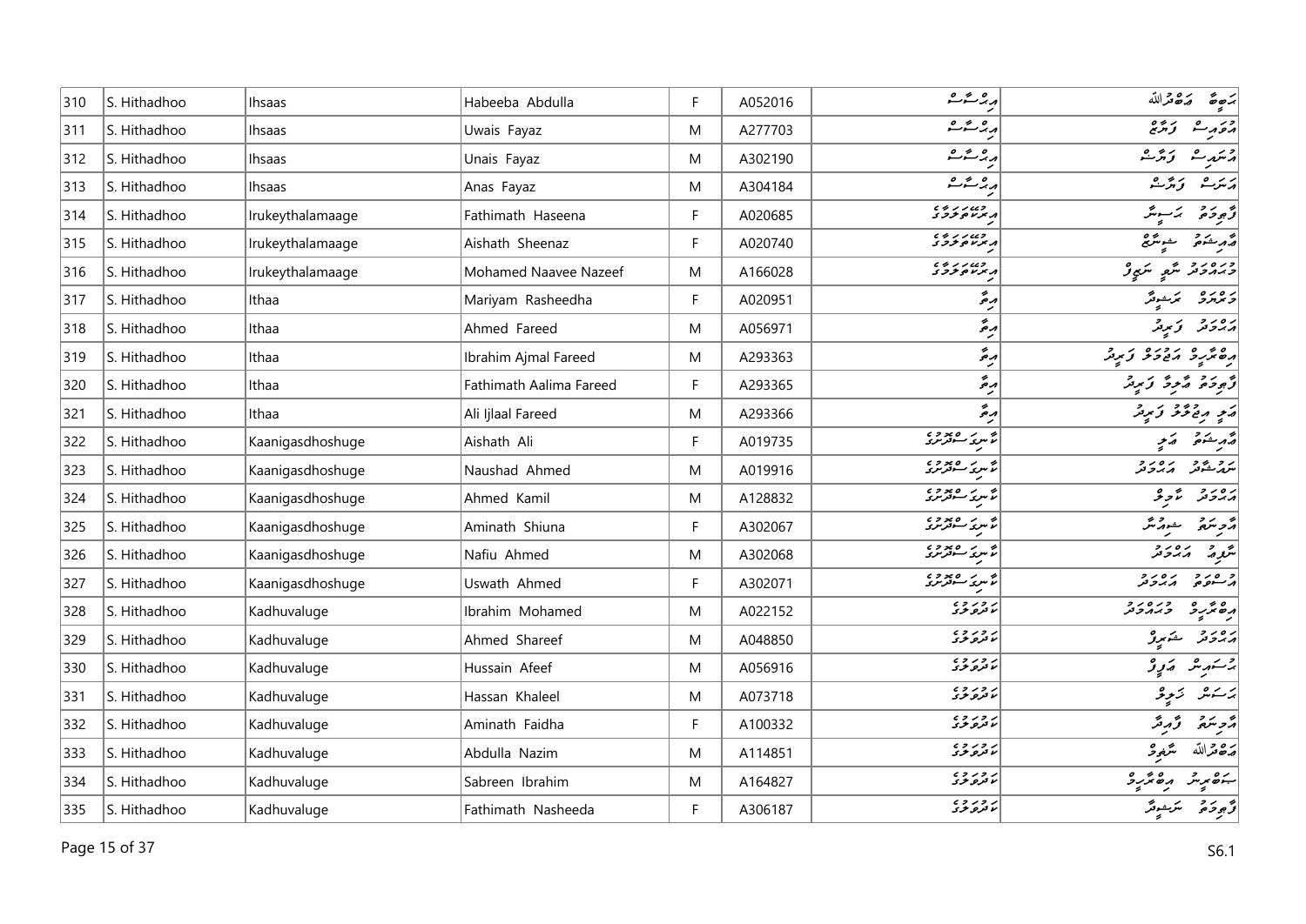| 310 | S. Hithadhoo | Ihsaas | Habeeba Abdulla | F | A052016 | ހާސާސް | ހަބީބާ ޢަބްދުاللہ |
|---|---|---|---|---|---|---|---|
| 311 | S. Hithadhoo | Ihsaas | Uwais Fayaz | M | A277703 | އިހްސާސް | އުވައިސް ފައްޔާޒް |
| 312 | S. Hithadhoo | Ihsaas | Unais Fayaz | M | A302190 | އިހްސާސް | އުނައިސް ފައްޔާޒް |
| 313 | S. Hithadhoo | Ihsaas | Anas Fayaz | M | A304184 | އިހްސާސް | އަނަސް ފައްޔާޒް |
| 314 | S. Hithadhoo | Irukeythalamaage | Fathimath Haseena | F | A020685 | އިރުކޭތަލަމާގެ | ފާތިމަތު ހަސީނާ |
| 315 | S. Hithadhoo | Irukeythalamaage | Aishath Sheenaz | F | A020740 | އިރުކޭތަލަމާގެ | ޢާއިޝަތު ޝީނާޒް |
| 316 | S. Hithadhoo | Irukeythalamaage | Mohamed Naavee Nazeef | M | A166028 | އިރުކޭތަލަމާގެ | މުޙައްމަދު ނާވީ ނަޒީފް |
| 317 | S. Hithadhoo | Ithaa | Mariyam Rasheedha | F | A020951 | އިތާ | މަރްޔަމް ރަޝީދާ |
| 318 | S. Hithadhoo | Ithaa | Ahmed Fareed | M | A056971 | އިތާ | އަޙްމަދު ފަރީދު |
| 319 | S. Hithadhoo | Ithaa | Ibrahim Ajmal Fareed | M | A293363 | އިތާ | އިބްރާހީމް އަޖްމަލް ފަރީދު |
| 320 | S. Hithadhoo | Ithaa | Fathimath Aalima Fareed | F | A293365 | އިތާ | ފާތިމަތު އާލިމާ ފަރީދު |
| 321 | S. Hithadhoo | Ithaa | Ali Ijlaal Fareed | M | A293366 | އިތާ | ޢަލީ އިޖްލާލް ފަރީދު |
| 322 | S. Hithadhoo | Kaanigasdhoshuge | Aishath Ali | F | A019735 | ކާނިގަސްދޮށުގެ | ޢާއިޝަތު ޢަލީ |
| 323 | S. Hithadhoo | Kaanigasdhoshuge | Naushad Ahmed | M | A019916 | ކާނިގަސްދޮށުގެ | ނައުޝާދު އަޙްމަދު |
| 324 | S. Hithadhoo | Kaanigasdhoshuge | Ahmed Kamil | M | A128832 | ކާނިގަސްދޮށުގެ | އަޙްމަދު ކާމިލް |
| 325 | S. Hithadhoo | Kaanigasdhoshuge | Aminath Shiuna | F | A302067 | ކާނިގަސްދޮށުގެ | އާމިނަތު ޝިއުނާ |
| 326 | S. Hithadhoo | Kaanigasdhoshuge | Nafiu Ahmed | M | A302068 | ކާނިގަސްދޮށުގެ | ނާފިއު އަޙްމަދު |
| 327 | S. Hithadhoo | Kaanigasdhoshuge | Uswath Ahmed | F | A302071 | ކާނިގަސްދޮށުގެ | އުސްވަތު އަޙްމަދު |
| 328 | S. Hithadhoo | Kadhuvaluge | Ibrahim Mohamed | M | A022152 | ކަދުވަލުގެ | އިބްރާހީމް މުޙައްމަދު |
| 329 | S. Hithadhoo | Kadhuvaluge | Ahmed Shareef | M | A048850 | ކަދުވަލުގެ | އަޙްމަދު ޝަރީފް |
| 330 | S. Hithadhoo | Kadhuvaluge | Hussain Afeef | M | A056916 | ކަދުވަލުގެ | ޙުސައިން ޢަފީފް |
| 331 | S. Hithadhoo | Kadhuvaluge | Hassan Khaleel | M | A073718 | ކަދުވަލުގެ | ޙަސަން ޚަލީލް |
| 332 | S. Hithadhoo | Kadhuvaluge | Aminath Faidha | F | A100332 | ކަދުވަލުގެ | އާމިނަތު ފާއިދާ |
| 333 | S. Hithadhoo | Kadhuvaluge | Abdulla Nazim | M | A114851 | ކަދުވަލުގެ | ޢަބްދުاللہ ނާޒިމް |
| 334 | S. Hithadhoo | Kadhuvaluge | Sabreen Ibrahim | M | A164827 | ކަދުވަލުގެ | ސަބްރީން އިބްރާހީމް |
| 335 | S. Hithadhoo | Kadhuvaluge | Fathimath Nasheeda | F | A306187 | ކަދުވަލުގެ | ފާތިމަތު ނަޝީދާ |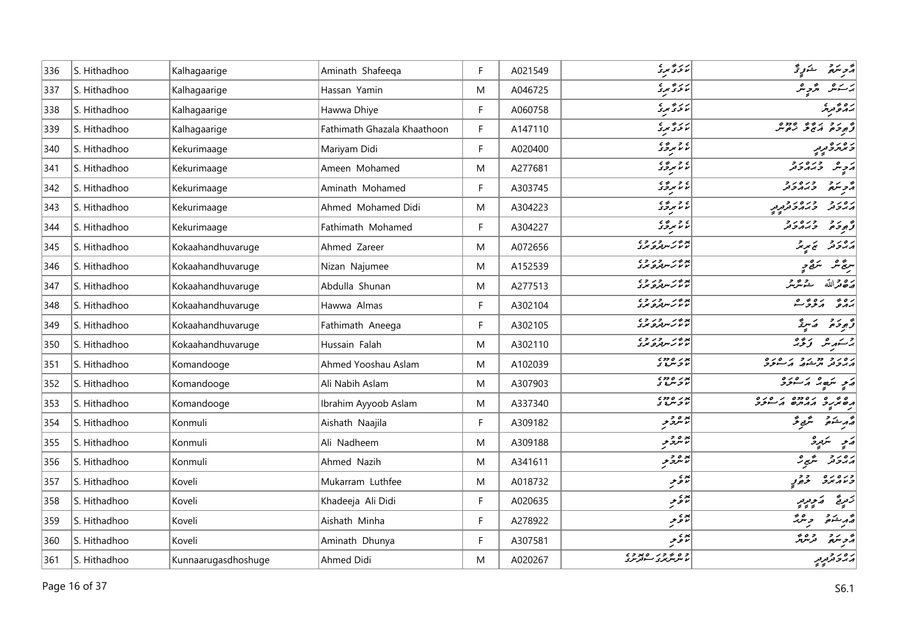| 336 | S. Hithadhoo | Kalhagaarige | Aminath Shafeeqa | F | A021549 | ކަޅަގާރިގެ | އާމިނަތު ޝަފީޤާ |
|---|---|---|---|---|---|---|---|
| 337 | S. Hithadhoo | Kalhagaarige | Hassan Yamin | M | A046725 | ކަޅަގާރިގެ | ހަސަން ޔާމިން |
| 338 | S. Hithadhoo | Kalhagaarige | Hawwa Dhiye | F | A060758 | ކަޅަގާރިގެ | ހައްވާދިދެ |
| 339 | S. Hithadhoo | Kalhagaarige | Fathimath Ghazala Khaathoon | F | A147110 | ކަޅަގާރިގެ | ފާތިމަތު ޣަޒާލާ ޚާތޫން |
| 340 | S. Hithadhoo | Kekurimaage | Mariyam Didi | F | A020400 | ކެކުރިމާގެ | މަރިޔަމްދީދީ |
| 341 | S. Hithadhoo | Kekurimaage | Ameen Mohamed | M | A277681 | ކެކުރިމާގެ | އަމީން މުހައްމަދު |
| 342 | S. Hithadhoo | Kekurimaage | Aminath Mohamed | F | A303745 | ކެކުރިމާގެ | އާމިނަތު މުހައްމަދު |
| 343 | S. Hithadhoo | Kekurimaage | Ahmed Mohamed Didi | M | A304223 | ކެކުރިމާގެ | އަހުމަދު މުހައްމަދުދީދީ |
| 344 | S. Hithadhoo | Kekurimaage | Fathimath Mohamed | F | A304227 | ކެކުރިމާގެ | ފާތިމަތު މުހައްމަދު |
| 345 | S. Hithadhoo | Kokaahandhuvaruge | Ahmed Zareer | M | A072656 | ކޮކާހަނދުވަރުގެ | އަހުމަދު ޒަރީރު |
| 346 | S. Hithadhoo | Kokaahandhuvaruge | Nizan Najumee | M | A152539 | ކޮކާހަނދުވަރުގެ | ނިޒާން ނަޖުމީ |
| 347 | S. Hithadhoo | Kokaahandhuvaruge | Abdulla Shunan | M | A277513 | ކޮކާހަނދުވަރުގެ | އަބްދުالله ޝުނާން |
| 348 | S. Hithadhoo | Kokaahandhuvaruge | Hawwa Almas | F | A302104 | ކޮކާހަނދުވަރުގެ | ހައްވާ އަލްމާސް |
| 349 | S. Hithadhoo | Kokaahandhuvaruge | Fathimath Aneega | F | A302105 | ކޮކާހަނދުވަރުގެ | ފާތިމަތު އަނީގާ |
| 350 | S. Hithadhoo | Kokaahandhuvaruge | Hussain Falah | M | A302110 | ކޮކާހަނދުވަރުގެ | ހުސައިން ފަލާހް |
| 351 | S. Hithadhoo | Komandooge | Ahmed Yooshau Aslam | M | A102039 | ކޮމަންޑޫގެ | އަހުމަދު ޔޫޝައު އަސްލަމް |
| 352 | S. Hithadhoo | Komandooge | Ali Nabih Aslam | M | A307903 | ކޮމަންޑޫގެ | އަލި ނަބީހް އަސްލަމް |
| 353 | S. Hithadhoo | Komandooge | Ibrahim Ayyoob Aslam | M | A337340 | ކޮމަންޑޫގެ | އިބްރާހީމް އައްޔޫބް އަސްލަމް |
| 354 | S. Hithadhoo | Konmuli | Aishath Naajila | F | A309182 | ކޮންމުލި | އާއިޝަތު ނާޖިލާ |
| 355 | S. Hithadhoo | Konmuli | Ali Nadheem | M | A309188 | ކޮންމުލި | އަލި ނަދީމް |
| 356 | S. Hithadhoo | Konmuli | Ahmed Nazih | M | A341611 | ކޮންމުލި | އަހުމަދު ނާޒިހް |
| 357 | S. Hithadhoo | Koveli | Mukarram Luthfee | M | A018732 | ކޮވެލި | މުކައްރަމް ލުތުފީ |
| 358 | S. Hithadhoo | Koveli | Khadeeja Ali Didi | F | A020635 | ކޮވެލި | ޚަދީޖާ އަލިދީދީ |
| 359 | S. Hithadhoo | Koveli | Aishath Minha | F | A278922 | ކޮވެލި | އާއިޝަތު މިންހާ |
| 360 | S. Hithadhoo | Koveli | Aminath Dhunya | F | A307581 | ކޮވެލި | އާމިނަތު ދުންޔާ |
| 361 | S. Hithadhoo | Kunnaarugasdhoshuge | Ahmed Didi | M | A020267 | ކުންނާރުގަސްދޮށުގެ | އަހުމަދުދީދީ |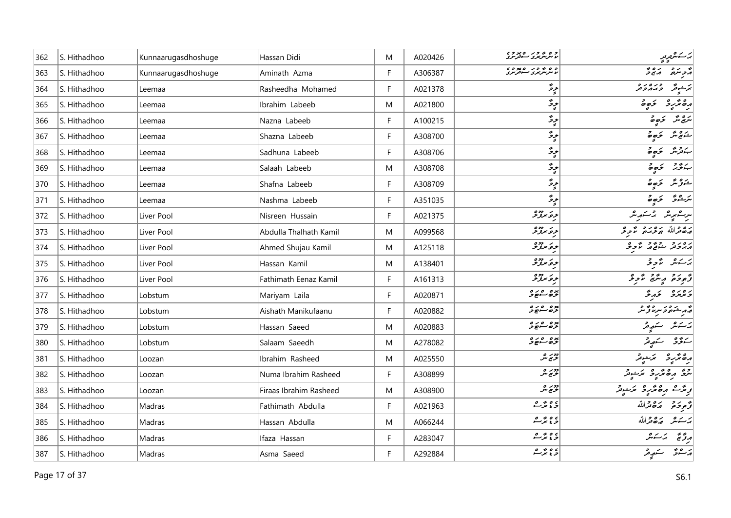| 362 | S. Hithadhoo | Kunnaarugasdhoshuge | Hassan Didi | M | A020426 | ކުންނާރުގަސްދޮށުގެ | ހަސަންދީދީ |
|---|---|---|---|---|---|---|---|
| 363 | S. Hithadhoo | Kunnaarugasdhoshuge | Aminath Azma | F | A306387 | ކުންނާރުގަސްދޮށުގެ | އާމިނަތު އަޒްމާ |
| 364 | S. Hithadhoo | Leemaa | Rasheedha Mohamed | F | A021378 | ލީމާ | ރަޝީދާ މުހައްމަދު |
| 365 | S. Hithadhoo | Leemaa | Ibrahim Labeeb | M | A021800 | ލީމާ | އިބްރާހީމް ލަބީބު |
| 366 | S. Hithadhoo | Leemaa | Nazna Labeeb | F | A100215 | ލީމާ | ނަޒްނާ ލަބީބު |
| 367 | S. Hithadhoo | Leemaa | Shazna Labeeb | F | A308700 | ލީމާ | ޝަޒްނާ ލަބީބު |
| 368 | S. Hithadhoo | Leemaa | Sadhuna Labeeb | F | A308706 | ލީމާ | ސަދުނާ ލަބީބު |
| 369 | S. Hithadhoo | Leemaa | Salaah Labeeb | M | A308708 | ލީމާ | ސަލާހު ލަބީބު |
| 370 | S. Hithadhoo | Leemaa | Shafna Labeeb | F | A308709 | ލީމާ | ޝަފްނާ ލަބީބު |
| 371 | S. Hithadhoo | Leemaa | Nashma Labeeb | F | A351035 | ލީމާ | ނަޝްމާ ލަބީބު |
| 372 | S. Hithadhoo | Liver Pool | Nisreen Hussain | F | A021375 | ލިވަރޕޫލް | ނިސްރީން ހުސައިން |
| 373 | S. Hithadhoo | Liver Pool | Abdulla Thalhath Kamil | M | A099568 | ލިވަރޕޫލް | އަބްދުﷲ ތަލްހަތު ކާމިލް |
| 374 | S. Hithadhoo | Liver Pool | Ahmed Shujau Kamil | M | A125118 | ލިވަރޕޫލް | އަހުމަދު ޝުޖާއު ކާމިލް |
| 375 | S. Hithadhoo | Liver Pool | Hassan Kamil | M | A138401 | ލިވަރޕޫލް | ހަސަން ކާމިލް |
| 376 | S. Hithadhoo | Liver Pool | Fathimath Eenaz Kamil | F | A161313 | ލިވަރޕޫލް | ފާތިމަތު އީނާޒް ކާމިލް |
| 377 | S. Hithadhoo | Lobstum | Mariyam Laila | F | A020871 | ލޮބްސްޓަމް | މަރިޔަމް ލައިލާ |
| 378 | S. Hithadhoo | Lobstum | Aishath Manikufaanu | F | A020882 | ލޮބްސްޓަމް | އައިށަތު މަނިކުފާނު |
| 379 | S. Hithadhoo | Lobstum | Hassan Saeed | M | A020883 | ލޮބްސްޓަމް | ހަސަން ސައީދު |
| 380 | S. Hithadhoo | Lobstum | Salaam Saeedh | M | A278082 | ލޮބްސްޓަމް | ސަލާމް ސައީދު |
| 381 | S. Hithadhoo | Loozan | Ibrahim Rasheed | M | A025550 | ލޫޒަން | އިބްރާހީމް ރަޝީދު |
| 382 | S. Hithadhoo | Loozan | Numa Ibrahim Rasheed | F | A308899 | ލޫޒަން | ނުމާ އިބްރާހީމް ރަޝީދު |
| 383 | S. Hithadhoo | Loozan | Firaas Ibrahim Rasheed | M | A308900 | ލޫޒަން | ފިރާސް އިބްރާހީމް ރަޝީދު |
| 384 | S. Hithadhoo | Madras | Fathimath Abdulla | F | A021963 | މަދްރާސް | ފާތިމަތު އަބްދުﷲ |
| 385 | S. Hithadhoo | Madras | Hassan Abdulla | M | A066244 | މަދްރާސް | ހަސަން އަބްދުﷲ |
| 386 | S. Hithadhoo | Madras | Ifaza Hassan | F | A283047 | މަދްރާސް | އިފާޒާ ހަސަން |
| 387 | S. Hithadhoo | Madras | Asma Saeed | F | A292884 | މަދްރާސް | އަސްމާ ސައީދު |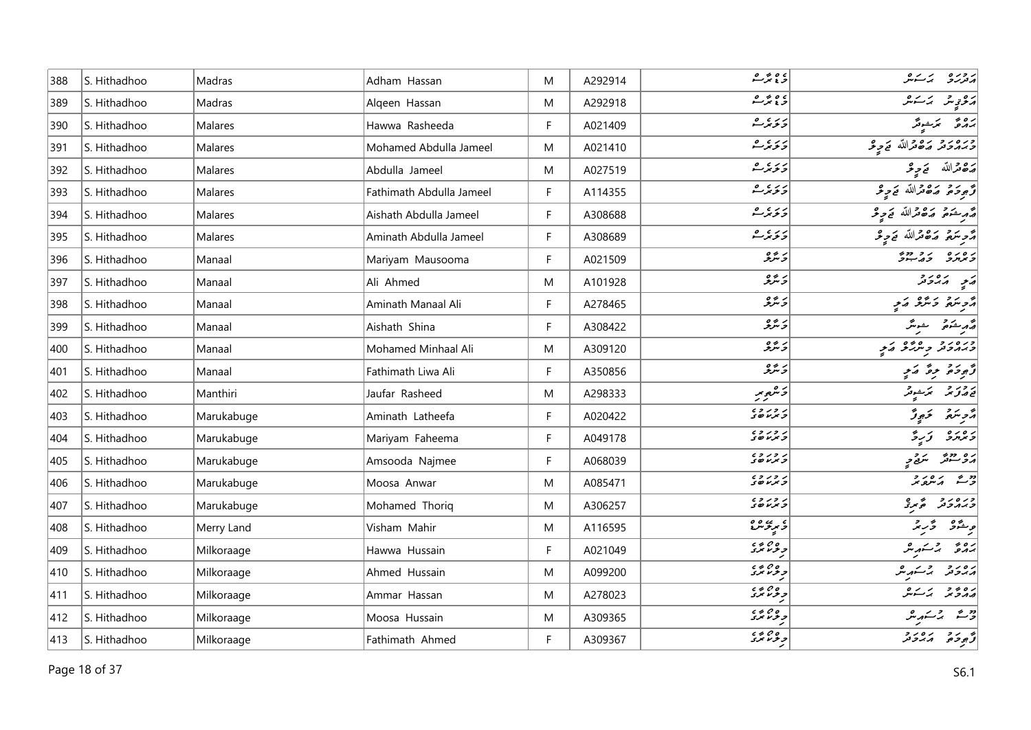| 388 | S. Hithadhoo | Madras | Adham Hassan | M | A292914 | ގެޑްރާސް | އަދުހަމް ހަސަން |
|---|---|---|---|---|---|---|---|
| 389 | S. Hithadhoo | Madras | Alqeen Hassan | M | A292918 | ގެޑްރާސް | އަލްޤީން ހަސަން |
| 390 | S. Hithadhoo | Malares | Hawwa Rasheeda | F | A021409 | މަލަރެސް | ހައްވާ ރަޝީދާ |
| 391 | S. Hithadhoo | Malares | Mohamed Abdulla Jameel | M | A021410 | މަލަރެސް | މުހައްމަދު އަބްދުﷲ ޖަމީލު |
| 392 | S. Hithadhoo | Malares | Abdulla Jameel | M | A027519 | މަލަރެސް | އަބްދުﷲ ޖަމީލު |
| 393 | S. Hithadhoo | Malares | Fathimath Abdulla Jameel | F | A114355 | މަލަރެސް | ފާތިމަތު އަބްދުﷲ ޖަމީލު |
| 394 | S. Hithadhoo | Malares | Aishath Abdulla Jameel | F | A308688 | މަލަރެސް | އާއިޝަތު އަބްދުﷲ ޖަމީލު |
| 395 | S. Hithadhoo | Malares | Aminath Abdulla Jameel | F | A308689 | މަލަރެސް | އާމިނަތު އަބްދުﷲ ޖަމީލު |
| 396 | S. Hithadhoo | Manaal | Mariyam Mausooma | F | A021509 | މަނާލް | މަރިޔަމް މައުސޫމާ |
| 397 | S. Hithadhoo | Manaal | Ali Ahmed | M | A101928 | މަނާލް | އަލި އަހުމަދު |
| 398 | S. Hithadhoo | Manaal | Aminath Manaal Ali | F | A278465 | މަނާލް | އާމިނަތު މަނާލް އަލި |
| 399 | S. Hithadhoo | Manaal | Aishath Shina | F | A308422 | މަނާލް | އާއިޝަތު ޝިނާ |
| 400 | S. Hithadhoo | Manaal | Mohamed Minhaal Ali | M | A309120 | މަނާލް | މުހައްމަދު މިންހާލް އަލި |
| 401 | S. Hithadhoo | Manaal | Fathimath Liwa Ali | F | A350856 | މަނާލް | ފާތިމަތު ލިވާ އަލި |
| 402 | S. Hithadhoo | Manthiri | Jaufar Rasheed | M | A298333 | މަންތިރި | ޖައުފަރު ރަޝީދު |
| 403 | S. Hithadhoo | Marukabuge | Aminath Latheefa | F | A020422 | މަރުކަބުގެ | އާމިނަތު ލަތީފާ |
| 404 | S. Hithadhoo | Marukabuge | Mariyam Faheema | F | A049178 | މަރުކަބުގެ | މަރިޔަމް ފަހީމާ |
| 405 | S. Hithadhoo | Marukabuge | Amsooda Najmee | F | A068039 | މަރުކަބުގެ | އަމްސޫދާ ނަޖްމީ |
| 406 | S. Hithadhoo | Marukabuge | Moosa Anwar | M | A085471 | މަރުކަބުގެ | މޫސާ އަންވަރު |
| 407 | S. Hithadhoo | Marukabuge | Mohamed Thoriq | M | A306257 | މަރުކަބުގެ | މުހައްމަދު ތާރިޤު |
| 408 | S. Hithadhoo | Merry Land | Visham Mahir | M | A116595 | މެރީލޭންޑް | ވިޝާމް މާހިރު |
| 409 | S. Hithadhoo | Milkoraage | Hawwa Hussain | F | A021049 | މިލްކޮރާގެ | ހައްވާ ހުސައިން |
| 410 | S. Hithadhoo | Milkoraage | Ahmed Hussain | M | A099200 | މިލްކޮރާގެ | އަހުމަދު ހުސައިން |
| 411 | S. Hithadhoo | Milkoraage | Ammar Hassan | M | A278023 | މިލްކޮރާގެ | އައްމާރު ހަސަން |
| 412 | S. Hithadhoo | Milkoraage | Moosa Hussain | M | A309365 | މިލްކޮރާގެ | މޫސާ ހުސައިން |
| 413 | S. Hithadhoo | Milkoraage | Fathimath Ahmed | F | A309367 | މިލްކޮރާގެ | ފާތިމަތު އަހުމަދު |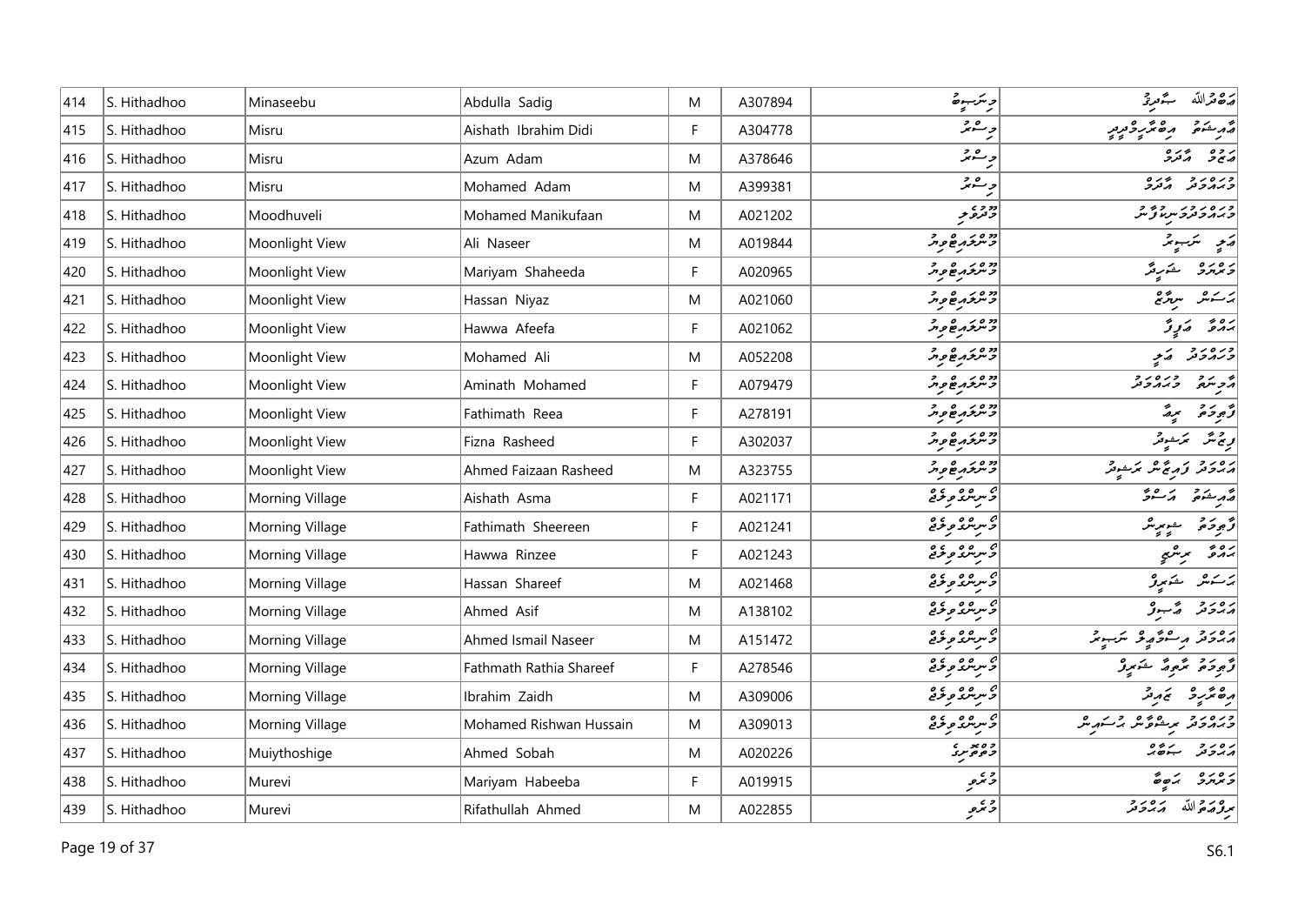| 414 | S. Hithadhoo | Minaseebu | Abdulla Sadig | M | A307894 | ދިނަސީބު | އަބްދުﷲ ސާދިޤު |
|---|---|---|---|---|---|---|---|
| 415 | S. Hithadhoo | Misru | Aishath Ibrahim Didi | F | A304778 | މިސްރު | އައިޝަތު އިބްރާހީމްދީދީ |
| 416 | S. Hithadhoo | Misru | Azum Adam | M | A378646 | މިސްރު | އަޒުމް އާދަމް |
| 417 | S. Hithadhoo | Misru | Mohamed Adam | M | A399381 | މިސްރު | މުހައްމަދު އާދަމް |
| 418 | S. Hithadhoo | Moodhuveli | Mohamed Manikufaan | M | A021202 | މޫދުވެލި | މުހައްމަދުމަނިކުފާން |
| 419 | S. Hithadhoo | Moonlight View | Ali Naseer | M | A019844 | މޫންލައިޓްވިއު | އަލި ނަސީރު |
| 420 | S. Hithadhoo | Moonlight View | Mariyam Shaheeda | F | A020965 | މޫންލައިޓްވިއު | މަރިޔަމް ޝަހީދާ |
| 421 | S. Hithadhoo | Moonlight View | Hassan Niyaz | M | A021060 | މޫންލައިޓްވިއު | ޙަސަން ނިޔާޒު |
| 422 | S. Hithadhoo | Moonlight View | Hawwa Afeefa | F | A021062 | މޫންލައިޓްވިއު | ހައްވާ އަފީފާ |
| 423 | S. Hithadhoo | Moonlight View | Mohamed Ali | M | A052208 | މޫންލައިޓްވިއު | މުހައްމަދު އަލި |
| 424 | S. Hithadhoo | Moonlight View | Aminath Mohamed | F | A079479 | މޫންލައިޓްވިއު | އާމިނަތު މުހައްމަދު |
| 425 | S. Hithadhoo | Moonlight View | Fathimath Reea | F | A278191 | މޫންލައިޓްވިއު | ފާތިމަތު ރީއާ |
| 426 | S. Hithadhoo | Moonlight View | Fizna Rasheed | F | A302037 | މޫންލައިޓްވިއު | ފިޒްނާ ރަޝީދު |
| 427 | S. Hithadhoo | Moonlight View | Ahmed Faizaan Rasheed | M | A323755 | މޫންލައިޓްވިއު | އަހްމަދު ފައިޒާން ރަޝީދު |
| 428 | S. Hithadhoo | Morning Village | Aishath Asma | F | A021171 | މޯނިންގްވިލެޖް | އައިޝަތު އަސްމާ |
| 429 | S. Hithadhoo | Morning Village | Fathimath Sheereen | F | A021241 | މޯނިންގްވިލެޖް | ފާތިމަތު ޝީރީން |
| 430 | S. Hithadhoo | Morning Village | Hawwa Rinzee | F | A021243 | މޯނިންގްވިލެޖް | ހައްވާ ރިންޒީ |
| 431 | S. Hithadhoo | Morning Village | Hassan Shareef | M | A021468 | މޯނިންގްވިލެޖް | ޙަސަން ޝަރީފު |
| 432 | S. Hithadhoo | Morning Village | Ahmed Asif | M | A138102 | މޯނިންގްވިލެޖް | އަހްމަދު އާސިފު |
| 433 | S. Hithadhoo | Morning Village | Ahmed Ismail Naseer | M | A151472 | މޯނިންގްވިލެޖް | އަހްމަދު އިސްމާޢީލް ނަސީރު |
| 434 | S. Hithadhoo | Morning Village | Fathmath Rathia Shareef | F | A278546 | މޯނިންގްވިލެޖް | ފާތިމަތު ރާތިއާ ޝަރީފު |
| 435 | S. Hithadhoo | Morning Village | Ibrahim Zaidh | M | A309006 | މޯނިންގްވިލެޖް | އިބްރާހީމް ޒައިދު |
| 436 | S. Hithadhoo | Morning Village | Mohamed Rishwan Hussain | M | A309013 | މޯނިންގްވިލެޖް | މުހައްމަދު ރިޝްވާން ޙުސައިން |
| 437 | S. Hithadhoo | Muiythoshige | Ahmed Sobah | M | A020226 | މުއިތޯށިގެ | އަހްމަދު ސަބާޙު |
| 438 | S. Hithadhoo | Murevi | Mariyam Habeeba | F | A019915 | މުރެވި | މަރިޔަމް ހަބީބާ |
| 439 | S. Hithadhoo | Murevi | Rifathullah Ahmed | M | A022855 | މުރެވި | ރިފްޢަތުﷲ އަހްމަދު |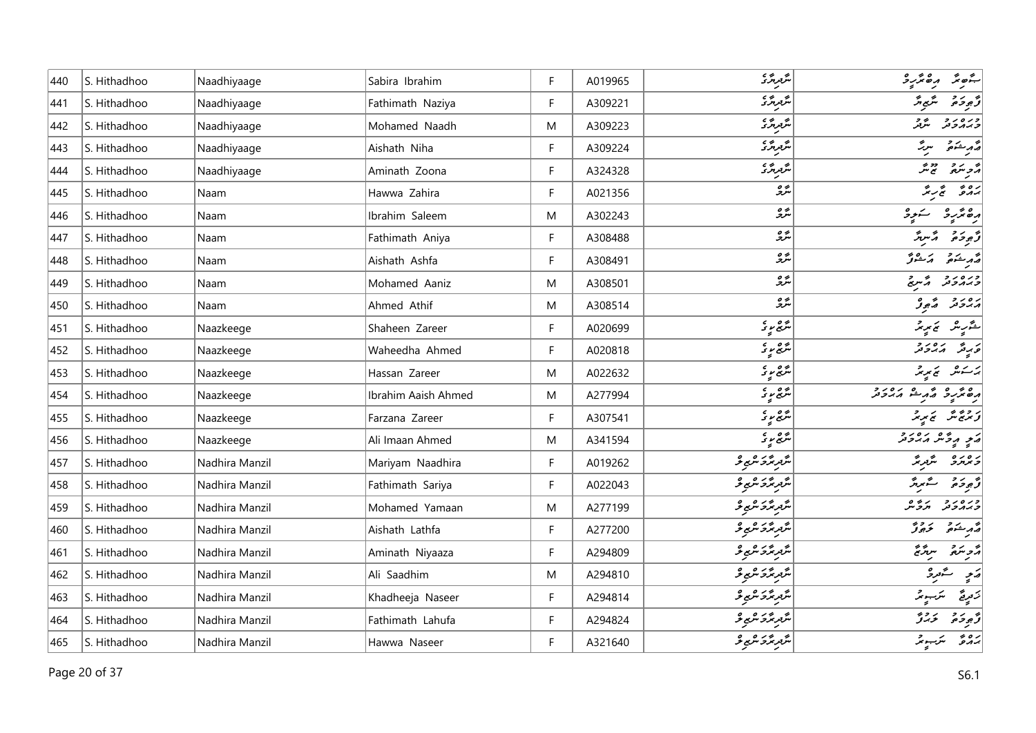| 440 | S. Hithadhoo | Naadhiyaage | Sabira Ibrahim | F | A019965 | ނާދިޔާގެ | ސާބިރާ އިބްރާހީމް |
|---|---|---|---|---|---|---|---|
| 441 | S. Hithadhoo | Naadhiyaage | Fathimath Naziya | F | A309221 | ނާދިޔާގެ | ފާތިމަތު ނާޒިޔާ |
| 442 | S. Hithadhoo | Naadhiyaage | Mohamed Naadh | M | A309223 | ނާދިޔާގެ | މުހައްމަދު ނާދު |
| 443 | S. Hithadhoo | Naadhiyaage | Aishath Niha | F | A309224 | ނާދިޔާގެ | އާއިޝަތު ނިހާ |
| 444 | S. Hithadhoo | Naadhiyaage | Aminath Zoona | F | A324328 | ނާދިޔާގެ | އާމިނަތު ޒޫނާ |
| 445 | S. Hithadhoo | Naam | Hawwa Zahira | F | A021356 | ނާމް | ހައްވާ ޒާހިރާ |
| 446 | S. Hithadhoo | Naam | Ibrahim Saleem | M | A302243 | ނާމް | އިބްރާހީމް ސަލީމް |
| 447 | S. Hithadhoo | Naam | Fathimath Aniya | F | A308488 | ނާމް | ފާތިމަތު އާނިޔާ |
| 448 | S. Hithadhoo | Naam | Aishath Ashfa | F | A308491 | ނާމް | އާއިޝަތު އަޝްފާ |
| 449 | S. Hithadhoo | Naam | Mohamed Aaniz | M | A308501 | ނާމް | މުހައްމަދު އާނިޒް |
| 450 | S. Hithadhoo | Naam | Ahmed Athif | M | A308514 | ނާމް | އަހްމަދު އާތިފް |
| 451 | S. Hithadhoo | Naazkeege | Shaheen Zareer | F | A020699 | ނާޒްކީގެ | ޝާހީން ޒަރީރު |
| 452 | S. Hithadhoo | Naazkeege | Waheedha Ahmed | F | A020818 | ނާޒްކީގެ | ވަހީދާ އަހްމަދު |
| 453 | S. Hithadhoo | Naazkeege | Hassan Zareer | M | A022632 | ނާޒްކީގެ | ހަސަން ޒަރީރު |
| 454 | S. Hithadhoo | Naazkeege | Ibrahim Aaish Ahmed | M | A277994 | ނާޒްކީގެ | އިބްރާހީމް އާއިޝް އަހްމަދު |
| 455 | S. Hithadhoo | Naazkeege | Farzana Zareer | F | A307541 | ނާޒްކީގެ | ފަރުޒާނާ ޒަރީރު |
| 456 | S. Hithadhoo | Naazkeege | Ali Imaan Ahmed | M | A341594 | ނާޒްކީގެ | އަލި އިމާން އަހްމަދު |
| 457 | S. Hithadhoo | Nadhira Manzil | Mariyam Naadhira | F | A019262 | ނާދިރާމަންޒިލް | މަރިޔަމް ނާދިރާ |
| 458 | S. Hithadhoo | Nadhira Manzil | Fathimath Sariya | F | A022043 | ނާދިރާމަންޒިލް | ފާތިމަތު ސާރިޔާ |
| 459 | S. Hithadhoo | Nadhira Manzil | Mohamed Yamaan | M | A277199 | ނާދިރާމަންޒިލް | މުހައްމަދު ޔަމާން |
| 460 | S. Hithadhoo | Nadhira Manzil | Aishath Lathfa | F | A277200 | ނާދިރާމަންޒިލް | އާއިޝަތު ލަތްފާ |
| 461 | S. Hithadhoo | Nadhira Manzil | Aminath Niyaaza | F | A294809 | ނާދިރާމަންޒިލް | އާމިނަތު ނިޔާޒާ |
| 462 | S. Hithadhoo | Nadhira Manzil | Ali Saadhim | M | A294810 | ނާދިރާމަންޒިލް | އަލި ސާދިމް |
| 463 | S. Hithadhoo | Nadhira Manzil | Khadheeja Naseer | F | A294814 | ނާދިރާމަންޒިލް | ޚަދީޖާ ނަސީރު |
| 464 | S. Hithadhoo | Nadhira Manzil | Fathimath Lahufa | F | A294824 | ނާދިރާމަންޒިލް | ފާތިމަތު ލަހުފާ |
| 465 | S. Hithadhoo | Nadhira Manzil | Hawwa Naseer | F | A321640 | ނާދިރާމަންޒިލް | ހައްވާ ނަސީރު |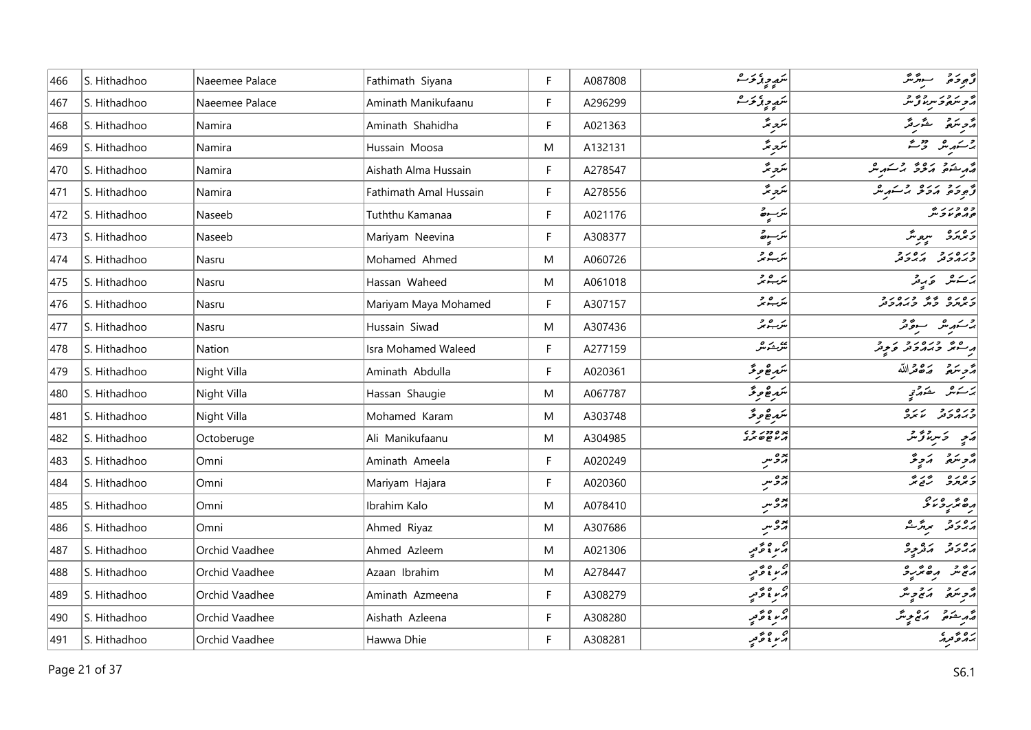| 466 | S. Hithadhoo | Naeemee Palace | Fathimath Siyana | F | A087808 | سَمِدٍ وٍ تَرَ سُ | وَّجِعَ حَمْ سِي حَرْ سَّرْ |
|---|---|---|---|---|---|---|---|
| 467 | S. Hithadhoo | Naeemee Palace | Aminath Manikufaanu | F | A296299 | سَمِدٍ وٍ تَرَ سُ | مَّحِ سَعْهُ حَ سِرِ تَا قُرْ سُرْ |
| 468 | S. Hithadhoo | Namira | Aminath Shahidha | F | A021363 | سَّحِ بَّرُ | مَّحِ سَعْهُ شَّرِ مَّرْ |
| 469 | S. Hithadhoo | Namira | Hussain Moosa | M | A132131 | سَّحِ بَّرُ | بِرْ سَهْرِ سُرْ حِ حْ سَّهُ |
| 470 | S. Hithadhoo | Namira | Aishath Alma Hussain | F | A278547 | سَّحِ بَّرُ | مَّهِ شَهْ حَمْ حَرْ وُّ بِرْ سَهْرِ سُرْ |
| 471 | S. Hithadhoo | Namira | Fathimath Amal Hussain | F | A278556 | سَّحِ بَّرُ | وَّجِعَ حَمْ حَ حَ وْ بِرْ سَهْرِ سُرْ |
| 472 | S. Hithadhoo | Naseeb | Tuththu Kamanaa | F | A021176 | سَرْ سِوْ قَّ | وُمْ وُ تَا حَ سُرْ |
| 473 | S. Hithadhoo | Naseeb | Mariyam Neevina | F | A308377 | سَرْ سِوْ قَّ | حَ عَمْ رُوْ سِرِ وِ سُرْ |
| 474 | S. Hithadhoo | Nasru | Mohamed Ahmed | M | A060726 | سَرْ سُوْ حُ | حُ رَ حْ حَ دْ حَمْ حَ دْ |
| 475 | S. Hithadhoo | Nasru | Hassan Waheed | M | A061018 | سَرْ سُوْ حُ | بَرْ سَهْ سُرْ حَ بِرِ حُ |
| 476 | S. Hithadhoo | Nasru | Mariyam Maya Mohamed | F | A307157 | سَرْ سُوْ حُ | حَ عَمْ رُوْ حَ حُ حُ رَ حْ حَ دْ |
| 477 | S. Hithadhoo | Nasru | Hussain Siwad | M | A307436 | سَرْ سُوْ حُ | بِرْ سَهْرِ سُرْ سِوِ حُرْ |
| 478 | S. Hithadhoo | Nation | Isra Mohamed Waleed | F | A277159 | سَّرْ شَهْ سُرْ | مِرْ سُوْ بَّرُ حُ رَ حْ حَ دْ حَ وِ دْ |
| 479 | S. Hithadhoo | Night Villa | Aminath Abdulla | F | A020361 | سَمِرْ قُ وِ حَّ | مَّحِ سَعْهُ مَهْ قُ حُرَ اللّٰه |
| 480 | S. Hithadhoo | Night Villa | Hassan Shaugie | M | A067787 | سَمِرْ قُ وِ حَّ | بَرْ سَهْ سُرْ شَهْ مُرْ جِي |
| 481 | S. Hithadhoo | Night Villa | Mohamed Karam | M | A303748 | سَمِرْ قُ وِ حَّ | حُ رَ حْ حَ دْ تَا بَرُ حْ |
| 482 | S. Hithadhoo | Octoberuge | Ali Manikufaanu | M | A304985 | مَرْ تَا قُ حُ حْ رُ حْ | مَهْ حِي حَ سِرِ تَا قُرْ سُرْ |
| 483 | S. Hithadhoo | Omni | Aminath Ameela | F | A020249 | مَرْ حُ سِرْ | مَّحِ سَعْهُ مَهْ حِ وِّ |
| 484 | S. Hithadhoo | Omni | Mariyam Hajara | F | A020360 | مَرْ حُ سِرْ | حَ عَمْ رُوْ رَّ قَ بَّرُ |
| 485 | S. Hithadhoo | Omni | Ibrahim Kalo | M | A078410 | مَرْ حُ سِرْ | مِرْ قُ بَّرُ حِ وْ تَا حُرْ |
| 486 | S. Hithadhoo | Omni | Ahmed Riyaz | M | A307686 | مَرْ حُ سِرْ | مَرْ حَ دْ بِرِ مَّرْ سُوْ |
| 487 | S. Hithadhoo | Orchid Vaadhee | Ahmed Azleem | M | A021306 | مَرْ سِرْ قُ وَّ مِرِ | مَرْ حَ دْ مَرْ حُرِ حُرْ |
| 488 | S. Hithadhoo | Orchid Vaadhee | Azaan Ibrahim | M | A278447 | مَرْ سِرْ قُ وَّ مِرِ | مَرْ حَّ سُرْ مِرْ قُ بَّرُ حِ وْ |
| 489 | S. Hithadhoo | Orchid Vaadhee | Aminath Azmeena | F | A308279 | مَرْ سِرْ قُ وَّ مِرِ | مَّحِ سَعْهُ مَهْ قَ حِ سُرْ |
| 490 | S. Hithadhoo | Orchid Vaadhee | Aishath Azleena | F | A308280 | مَرْ سِرْ قُ وَّ مِرِ | مَّهِ شَهْ حَمْ مَهْ قُ حِ سُرْ |
| 491 | S. Hithadhoo | Orchid Vaadhee | Hawwa Dhie | F | A308281 | مَرْ سِرْ قُ وَّ مِرِ | بَرْ مُرْ وَّ مِرِ مُرْ |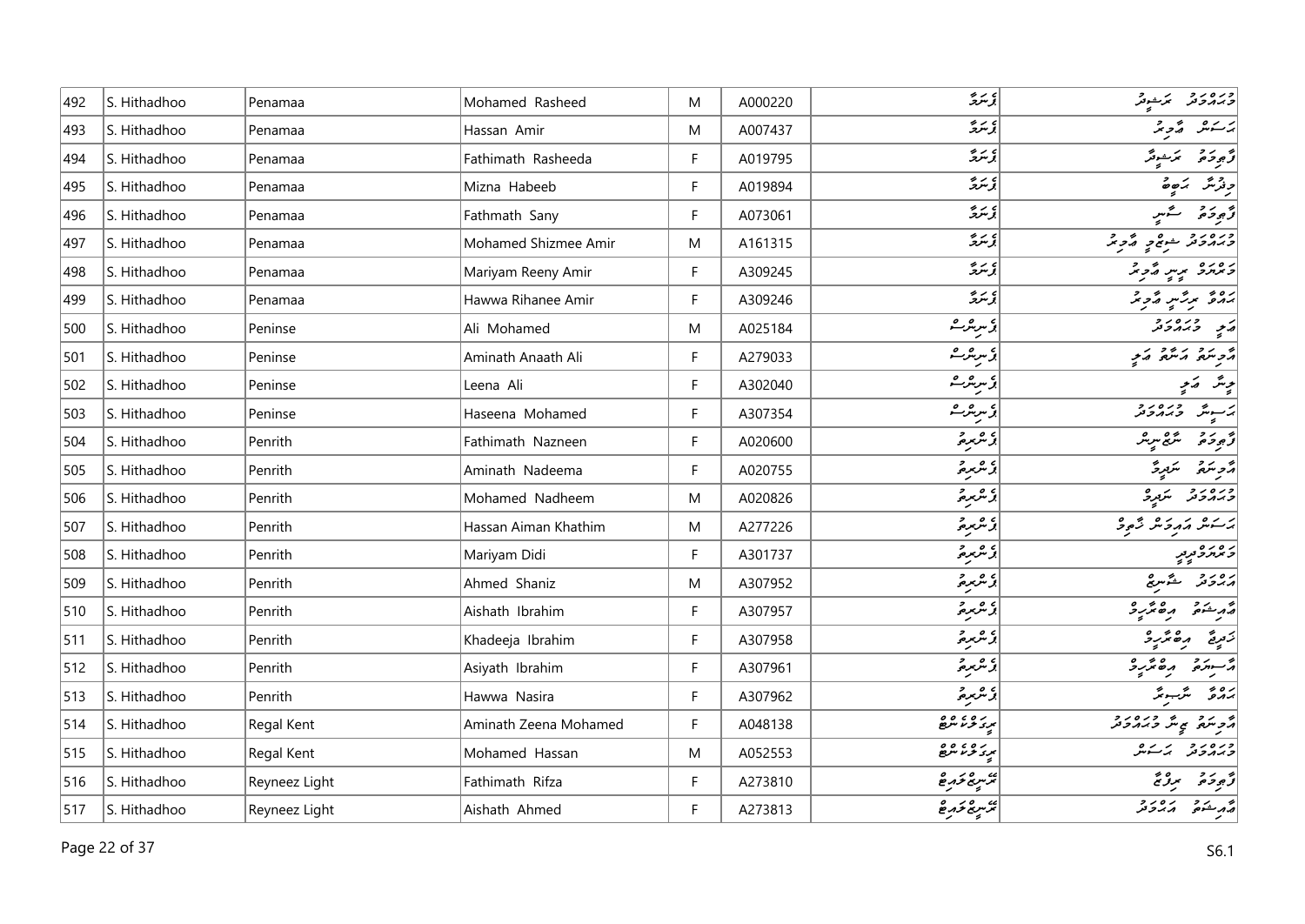| 492 | S. Hithadhoo | Penamaa | Mohamed Rasheed | M | A000220 | ޕެނަމާ | މުހައްމަދު ރަޝީދު |
|---|---|---|---|---|---|---|---|
| 493 | S. Hithadhoo | Penamaa | Hassan Amir | M | A007437 | ޕެނަމާ | ހަސަން އާމިރު |
| 494 | S. Hithadhoo | Penamaa | Fathimath Rasheeda | F | A019795 | ޕެނަމާ | ފާތިމަތު ރަޝީދާ |
| 495 | S. Hithadhoo | Penamaa | Mizna Habeeb | F | A019894 | ޕެނަމާ | މިޒްނާ ހަބީބު |
| 496 | S. Hithadhoo | Penamaa | Fathmath Sany | F | A073061 | ޕެނަމާ | ފާތިމަތު ސާނީ |
| 497 | S. Hithadhoo | Penamaa | Mohamed Shizmee Amir | M | A161315 | ޕެނަމާ | މުހައްމަދު ޝިޒްމީ އާމިރު |
| 498 | S. Hithadhoo | Penamaa | Mariyam Reeny Amir | F | A309245 | ޕެނަމާ | މަރިޔަމް ރީނީ އާމިރު |
| 499 | S. Hithadhoo | Penamaa | Hawwa Rihanee Amir | F | A309246 | ޕެނަމާ | ހައްވާ ރިހާނީ އާމިރު |
| 500 | S. Hithadhoo | Peninse | Ali Mohamed | M | A025184 | ޕެނިންސް | އަލި މުހައްމަދު |
| 501 | S. Hithadhoo | Peninse | Aminath Anaath Ali | F | A279033 | ޕެނިންސް | އާމިނަތު އަނާތު އަލި |
| 502 | S. Hithadhoo | Peninse | Leena Ali | F | A302040 | ޕެނިންސް | ލީނާ އަލި |
| 503 | S. Hithadhoo | Peninse | Haseena Mohamed | F | A307354 | ޕެނިންސް | ހަސީނާ މުހައްމަދު |
| 504 | S. Hithadhoo | Penrith | Fathimath Nazneen | F | A020600 | ޕެންރިތު | ފާތިމަތު ނާޒްނީން |
| 505 | S. Hithadhoo | Penrith | Aminath Nadeema | F | A020755 | ޕެންރިތު | އާމިނަތު ނަދީމާ |
| 506 | S. Hithadhoo | Penrith | Mohamed Nadheem | M | A020826 | ޕެންރިތު | މުހައްމަދު ނަދީމް |
| 507 | S. Hithadhoo | Penrith | Hassan Aiman Khathim | M | A277226 | ޕެންރިތު | ހަސަން އައިމަން ޚާތިމް |
| 508 | S. Hithadhoo | Penrith | Mariyam Didi | F | A301737 | ޕެންރިތު | މަރިޔަމްދީދީ |
| 509 | S. Hithadhoo | Penrith | Ahmed Shaniz | M | A307952 | ޕެންރިތު | އަހްމަދު ޝާނިޒް |
| 510 | S. Hithadhoo | Penrith | Aishath Ibrahim | F | A307957 | ޕެންރިތު | އައިޝަތު އިބްރާހިމް |
| 511 | S. Hithadhoo | Penrith | Khadeeja Ibrahim | F | A307958 | ޕެންރިތު | ޚަދީޖާ އިބްރާހިމް |
| 512 | S. Hithadhoo | Penrith | Asiyath Ibrahim | F | A307961 | ޕެންރިތު | އާސިޔަތު އިބްރާހިމް |
| 513 | S. Hithadhoo | Penrith | Hawwa Nasira | F | A307962 | ޕެންރިތު | ހައްވާ ނާސިރާ |
| 514 | S. Hithadhoo | Regal Kent | Aminath Zeena Mohamed | F | A048138 | ރީގަލްކެންޓް | އާމިނަތު ޒީނާ މުހައްމަދު |
| 515 | S. Hithadhoo | Regal Kent | Mohamed Hassan | M | A052553 | ރީގަލްކެންޓް | މުހައްމަދު ހަސަން |
| 516 | S. Hithadhoo | Reyneez Light | Fathimath Rifza | F | A273810 | ރޭނީޒްލައިޓް | ފާތިމަތު ރިފްޒާ |
| 517 | S. Hithadhoo | Reyneez Light | Aishath Ahmed | F | A273813 | ރޭނީޒްލައިޓް | އައިޝަތު އަހްމަދު |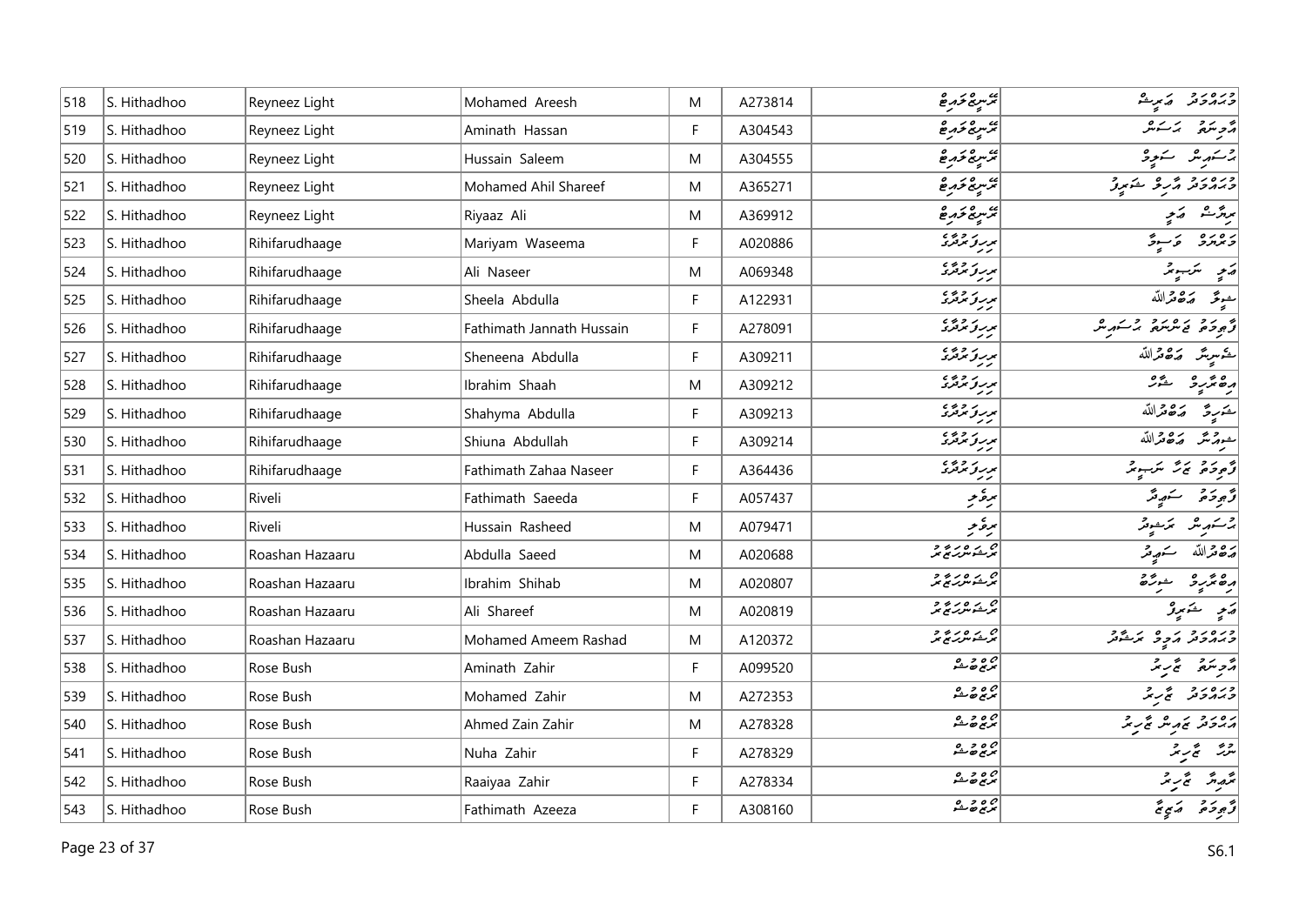| 518 | S. Hithadhoo | Reyneez Light | Mohamed Areesh | M | A273814 | ރޭނީޒްލައިޓް | މުހައްމަދު އަރީޝް |
|---|---|---|---|---|---|---|---|
| 519 | S. Hithadhoo | Reyneez Light | Aminath Hassan | F | A304543 | ރޭނީޒްލައިޓް | އާމިނަތު ހަސަން |
| 520 | S. Hithadhoo | Reyneez Light | Hussain Saleem | M | A304555 | ރޭނީޒްލައިޓް | ހުސައިން ސަލީމް |
| 521 | S. Hithadhoo | Reyneez Light | Mohamed Ahil Shareef | M | A365271 | ރޭނީޒްލައިޓް | މުހައްމަދު އާހިލް ޝަރީފު |
| 522 | S. Hithadhoo | Reyneez Light | Riyaaz Ali | M | A369912 | ރޭނީޒްލައިޓް | ރިޔާޒް އަލި |
| 523 | S. Hithadhoo | Rihifarudhaage | Mariyam Waseema | F | A020886 | ރިހިފަރުދާގެ | މަރިޔަމް ވަސީމާ |
| 524 | S. Hithadhoo | Rihifarudhaage | Ali Naseer | M | A069348 | ރިހިފަރުދާގެ | އަލި ނަސީރު |
| 525 | S. Hithadhoo | Rihifarudhaage | Sheela Abdulla | F | A122931 | ރިހިފަރުދާގެ | ޝީލާ އަބްދުﷲ |
| 526 | S. Hithadhoo | Rihifarudhaage | Fathimath Jannath Hussain | F | A278091 | ރިހިފަރުދާގެ | ފާތިމަތު ޖަންނަތު ހުސައިން |
| 527 | S. Hithadhoo | Rihifarudhaage | Sheneena Abdulla | F | A309211 | ރިހިފަރުދާގެ | ޝެނީނާ އަބްދުﷲ |
| 528 | S. Hithadhoo | Rihifarudhaage | Ibrahim Shaah | M | A309212 | ރިހިފަރުދާގެ | އިބްރާހީމް ޝާހް |
| 529 | S. Hithadhoo | Rihifarudhaage | Shahyma Abdulla | F | A309213 | ރިހިފަރުދާގެ | ޝަހީމާ އަބްދުﷲ |
| 530 | S. Hithadhoo | Rihifarudhaage | Shiuna Abdullah | F | A309214 | ރިހިފަރުދާގެ | ޝިއުނާ އަބްދުﷲ |
| 531 | S. Hithadhoo | Rihifarudhaage | Fathimath Zahaa Naseer | F | A364436 | ރިހިފަރުދާގެ | ފާތިމަތު ޒަހާ ނަސީރު |
| 532 | S. Hithadhoo | Riveli | Fathimath Saeeda | F | A057437 | ރިވެލި | ފާތިމަތު ސައީދާ |
| 533 | S. Hithadhoo | Riveli | Hussain Rasheed | M | A079471 | ރިވެލި | ހުސައިން ރަޝީދު |
| 534 | S. Hithadhoo | Roashan Hazaaru | Abdulla Saeed | M | A020688 | ރޯޝަންހަޒާރު | އަބްދުﷲ ސައީދު |
| 535 | S. Hithadhoo | Roashan Hazaaru | Ibrahim Shihab | M | A020807 | ރޯޝަންހަޒާރު | އިބްރާހީމް ޝިހާބް |
| 536 | S. Hithadhoo | Roashan Hazaaru | Ali Shareef | M | A020819 | ރޯޝަންހަޒާރު | އަލި ޝަރީފު |
| 537 | S. Hithadhoo | Roashan Hazaaru | Mohamed Ameem Rashad | M | A120372 | ރޯޝަންހަޒާރު | މުހައްމަދު އަމީމް ރަޝާދު |
| 538 | S. Hithadhoo | Rose Bush | Aminath Zahir | F | A099520 | ރޯޒްބުޝް | އާމިނަތު ޒާހިރު |
| 539 | S. Hithadhoo | Rose Bush | Mohamed Zahir | M | A272353 | ރޯޒްބުޝް | މުހައްމަދު ޒާހިރު |
| 540 | S. Hithadhoo | Rose Bush | Ahmed Zain Zahir | M | A278328 | ރޯޒްބުޝް | އަހްމަދު ޒައިން ޒާހިރު |
| 541 | S. Hithadhoo | Rose Bush | Nuha Zahir | F | A278329 | ރޯޒްބުޝް | ނުހާ ޒާހިރު |
| 542 | S. Hithadhoo | Rose Bush | Raaiyaa Zahir | F | A278334 | ރޯޒްބުޝް | ރާއިޔާ ޒާހިރު |
| 543 | S. Hithadhoo | Rose Bush | Fathimath Azeeza | F | A308160 | ރޯޒްބުޝް | ފާތިމަތު އަޒީޒާ |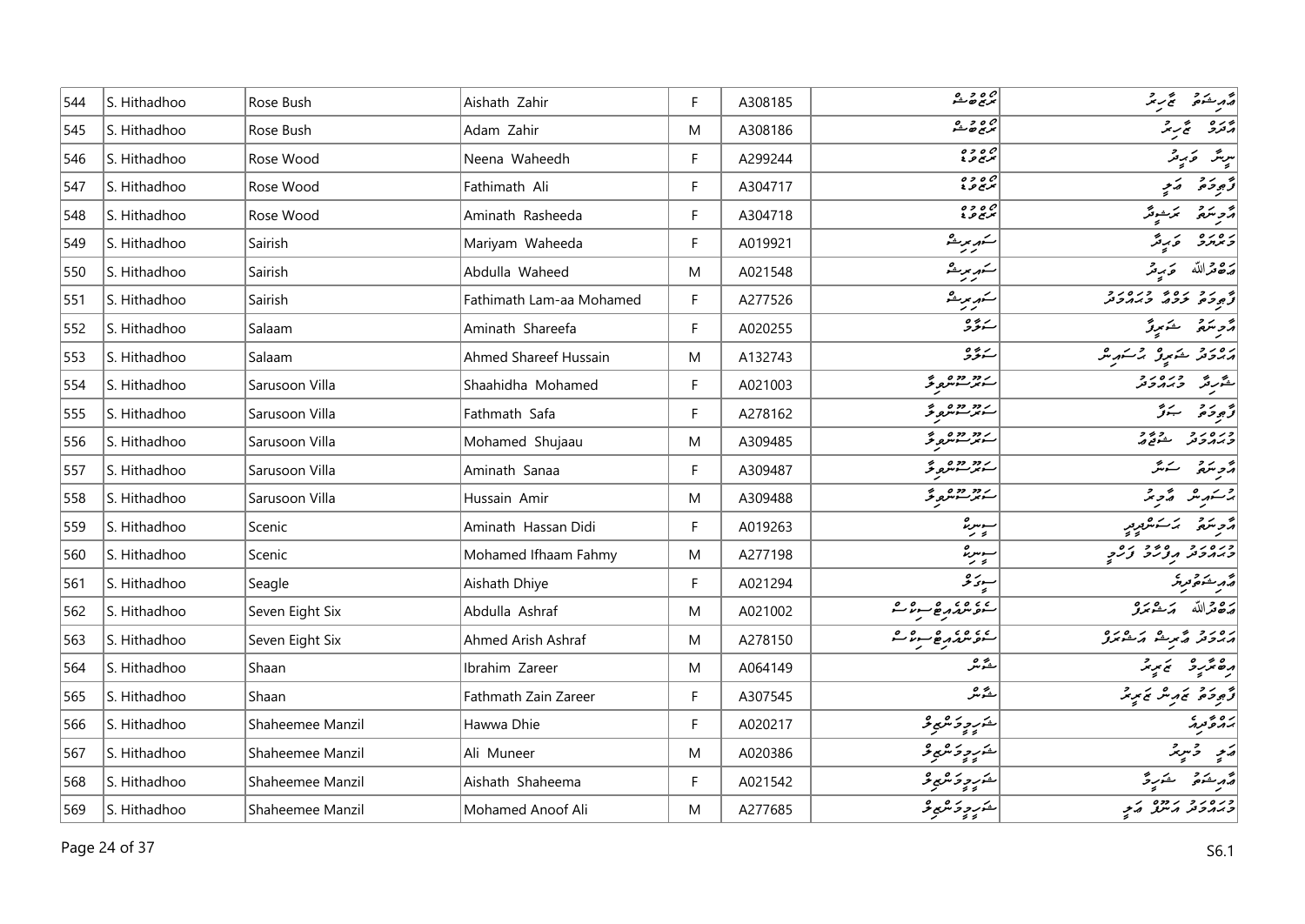| 544 | S. Hithadhoo | Rose Bush | Aishath Zahir | F | A308185 | ރޯޒްބުޝް | އާއިޝަތު ޒާހިރު |
|---|---|---|---|---|---|---|---|
| 545 | S. Hithadhoo | Rose Bush | Adam Zahir | M | A308186 | ރޯޒްބުޝް | އާދަމް ޒާހިރު |
| 546 | S. Hithadhoo | Rose Wood | Neena Waheedh | F | A299244 | ރޯޒްވުޑް | ނީނާ ވަޙީދު |
| 547 | S. Hithadhoo | Rose Wood | Fathimath Ali | F | A304717 | ރޯޒްވުޑް | ފާތިމަތު ޢަލީ |
| 548 | S. Hithadhoo | Rose Wood | Aminath Rasheeda | F | A304718 | ރޯޒްވުޑް | އާމިނަތު ރަޝީދާ |
| 549 | S. Hithadhoo | Sairish | Mariyam Waheeda | F | A019921 | ސައިރިޝް | މަރިޔަމް ވަޙީދާ |
| 550 | S. Hithadhoo | Sairish | Abdulla Waheed | M | A021548 | ސައިރިޝް | އަބްދުﷲ ވަޙީދު |
| 551 | S. Hithadhoo | Sairish | Fathimath Lam-aa Mohamed | F | A277526 | ސައިރިޝް | ފާތިމަތު ލަމްޢާ މުޙައްމަދު |
| 552 | S. Hithadhoo | Salaam | Aminath Shareefa | F | A020255 | ސަލާމް | އާމިނަތު ޝަރީފާ |
| 553 | S. Hithadhoo | Salaam | Ahmed Shareef Hussain | M | A132743 | ސަލާމް | އަޙްމަދު ޝަރީފު ޙުސައިން |
| 554 | S. Hithadhoo | Sarusoon Villa | Shaahidha Mohamed | F | A021003 | ސަރުސޫންވިލާ | ޝާހިދާ މުޙައްމަދު |
| 555 | S. Hithadhoo | Sarusoon Villa | Fathmath Safa | F | A278162 | ސަރުސޫންވިލާ | ފާތިމަތު ސަފާ |
| 556 | S. Hithadhoo | Sarusoon Villa | Mohamed Shujaau | M | A309485 | ސަރުސޫންވިލާ | މުޙައްމަދު ޝުޖާޢު |
| 557 | S. Hithadhoo | Sarusoon Villa | Aminath Sanaa | F | A309487 | ސަރުސޫންވިލާ | އާމިނަތު ސަނާ |
| 558 | S. Hithadhoo | Sarusoon Villa | Hussain Amir | M | A309488 | ސަރުސޫންވިލާ | ޙުސައިން އާމިރު |
| 559 | S. Hithadhoo | Scenic | Aminath Hassan Didi | F | A019263 | ސީނިކް | އާމިނަތު ޙަސަންދީދީ |
| 560 | S. Hithadhoo | Scenic | Mohamed Ifhaam Fahmy | M | A277198 | ސީނިކް | މުޙައްމަދު އިފްހާމް ފަހްމީ |
| 561 | S. Hithadhoo | Seagle | Aishath Dhiye | F | A021294 | ސީގަލް | އާއިޝަތުދިޔެ |
| 562 | S. Hithadhoo | Seven Eight Six | Abdulla Ashraf | M | A021002 | ސެވަންއެއިޓްސިކްސް | އަބްދުﷲ އަޝްރަފް |
| 563 | S. Hithadhoo | Seven Eight Six | Ahmed Arish Ashraf | M | A278150 | ސެވަންއެއިޓްސިކްސް | އަޙްމަދު އާރިޝް އަޝްރަފް |
| 564 | S. Hithadhoo | Shaan | Ibrahim Zareer | M | A064149 | ޝާން | އިބްރާހިމް ޒަރީރު |
| 565 | S. Hithadhoo | Shaan | Fathmath Zain Zareer | F | A307545 | ޝާން | ފާތިމަތު ޒައިން ޒަރީރު |
| 566 | S. Hithadhoo | Shaheemee Manzil | Hawwa Dhie | F | A020217 | ޝަހީމީމަންޒިލް | ހައްވާދިއެ |
| 567 | S. Hithadhoo | Shaheemee Manzil | Ali Muneer | M | A020386 | ޝަހީމީމަންޒިލް | ޢަލީ މުނީރު |
| 568 | S. Hithadhoo | Shaheemee Manzil | Aishath Shaheema | F | A021542 | ޝަހީމީމަންޒިލް | އާއިޝަތު ޝަހީމާ |
| 569 | S. Hithadhoo | Shaheemee Manzil | Mohamed Anoof Ali | M | A277685 | ޝަހީމީމަންޒިލް | މުޙައްމަދު އަނޫފް ޢަލީ |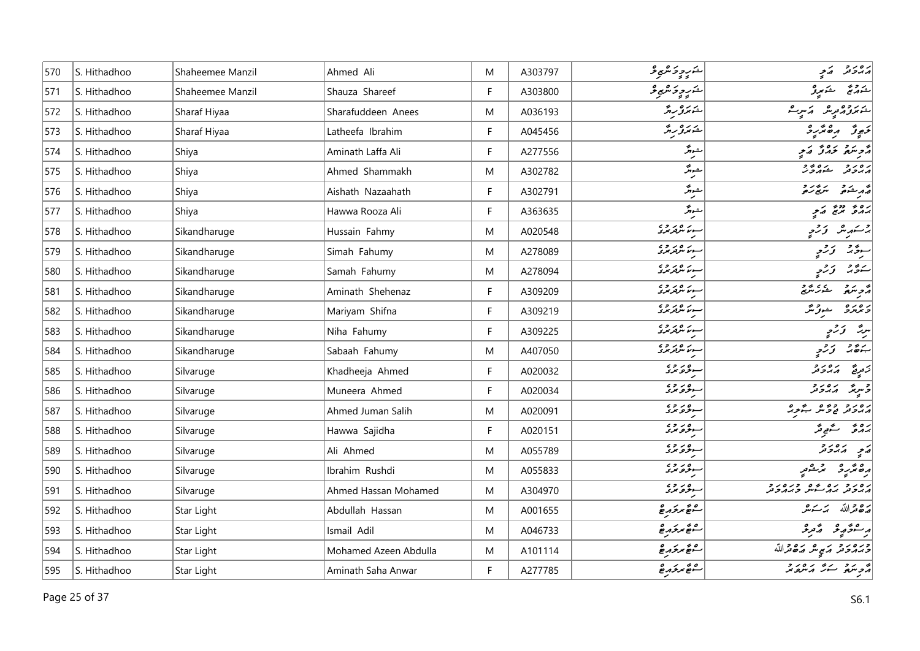| 570 | S. Hithadhoo | Shaheemee Manzil | Ahmed Ali | M | A303797 | ޝަހީމީމަންޒިލް | އަޙްމަދު އަލި |
|---|---|---|---|---|---|---|---|
| 571 | S. Hithadhoo | Shaheemee Manzil | Shauza Shareef | F | A303800 | ޝަހީމީމަންޒިލް | ޝައުޒާ ޝަރީފް |
| 572 | S. Hithadhoo | Sharaf Hiyaa | Sharafuddeen Anees | M | A036193 | ޝަރަފްހިޔާ | ޝަރަފުއްދީން އަނީސް |
| 573 | S. Hithadhoo | Sharaf Hiyaa | Latheefa Ibrahim | F | A045456 | ޝަރަފްހިޔާ | ލަޠީފާ އިބްރާހީމް |
| 574 | S. Hithadhoo | Shiya | Aminath Laffa Ali | F | A277556 | ޝިޔާ | އާމިނަތު ލައްފާ އަލި |
| 575 | S. Hithadhoo | Shiya | Ahmed Shammakh | M | A302782 | ޝިޔާ | އަޙްމަދު ޝައްމާޚް |
| 576 | S. Hithadhoo | Shiya | Aishath Nazaahath | F | A302791 | ޝިޔާ | އާއިޝަތު ނަޒާހަތު |
| 577 | S. Hithadhoo | Shiya | Hawwa Rooza Ali | F | A363635 | ޝިޔާ | ހައްވާ ރޫޒާ އަލި |
| 578 | S. Hithadhoo | Sikandharuge | Hussain Fahmy | M | A020548 | ސިކަންދަރުގެ | ހުސައިން ފަހުމީ |
| 579 | S. Hithadhoo | Sikandharuge | Simah Fahumy | M | A278089 | ސިކަންދަރުގެ | ސިމާހު ފަހުމީ |
| 580 | S. Hithadhoo | Sikandharuge | Samah Fahumy | M | A278094 | ސިކަންދަރުގެ | ސަމާހު ފަހުމީ |
| 581 | S. Hithadhoo | Sikandharuge | Aminath Shehenaz | F | A309209 | ސިކަންދަރުގެ | އާމިނަތު ޝެހެނާޒް |
| 582 | S. Hithadhoo | Sikandharuge | Mariyam Shifna | F | A309219 | ސިކަންދަރުގެ | މަރިޔަމް ޝިފްނާ |
| 583 | S. Hithadhoo | Sikandharuge | Niha Fahumy | F | A309225 | ސިކަންދަރުގެ | ނިހާ ފަހުމީ |
| 584 | S. Hithadhoo | Sikandharuge | Sabaah Fahumy | M | A407050 | ސިކަންދަރުގެ | ސަބާހު ފަހުމީ |
| 585 | S. Hithadhoo | Silvaruge | Khadheeja Ahmed | F | A020032 | ސިލްވަރުގެ | ޚަދީޖާ އަޙްމަދު |
| 586 | S. Hithadhoo | Silvaruge | Muneera Ahmed | F | A020034 | ސިލްވަރުގެ | މުނީރާ އަޙްމަދު |
| 587 | S. Hithadhoo | Silvaruge | Ahmed Juman Salih | M | A020091 | ސިލްވަރުގެ | އަޙްމަދު ޖުމާން ސާލިހް |
| 588 | S. Hithadhoo | Silvaruge | Hawwa Sajidha | F | A020151 | ސިލްވަރުގެ | ހައްވާ ސާޖިދާ |
| 589 | S. Hithadhoo | Silvaruge | Ali Ahmed | M | A055789 | ސިލްވަރުގެ | އަލި އަޙްމަދު |
| 590 | S. Hithadhoo | Silvaruge | Ibrahim Rushdi | M | A055833 | ސިލްވަރުގެ | އިބްރާހީމް ރުޝްދީ |
| 591 | S. Hithadhoo | Silvaruge | Ahmed Hassan Mohamed | M | A304970 | ސިލްވަރުގެ | އަޙްމަދު ހަސަން މުޙައްމަދު |
| 592 | S. Hithadhoo | Star Light | Abdullah Hassan | M | A001655 | ސްޓާރލައިޓް | އަބްދުﷲ ހަސަން |
| 593 | S. Hithadhoo | Star Light | Ismail Adil | M | A046733 | ސްޓާރލައިޓް | އިސްމާއިލް އާދިލް |
| 594 | S. Hithadhoo | Star Light | Mohamed Azeen Abdulla | M | A101114 | ސްޓާރލައިޓް | މުޙައްމަދު އަޒީން އަބްދުﷲ |
| 595 | S. Hithadhoo | Star Light | Aminath Saha Anwar | F | A277785 | ސްޓާރލައިޓް | އާމިނަތު ސަހާ އަންވަރު |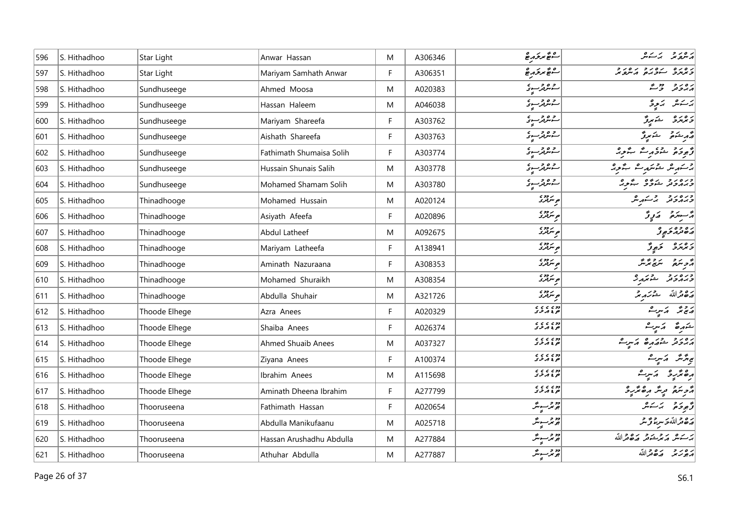| 596 | S. Hithadhoo | Star Light | Anwar Hassan | M | A306346 | ސްޓާރލައިޓް | އަންވަރު ހަސަން |
|---|---|---|---|---|---|---|---|
| 597 | S. Hithadhoo | Star Light | Mariyam Samhath Anwar | F | A306351 | ސްޓާރލައިޓް | މަރިޔަމް ސަމްހަތު އަންވަރު |
| 598 | S. Hithadhoo | Sundhuseege | Ahmed Moosa | M | A020383 | ސުންދުސީގެ | އަޙްމަދު މޫސާ |
| 599 | S. Hithadhoo | Sundhuseege | Hassan Haleem | M | A046038 | ސުންދުސީގެ | ހަސަން ހަލީމު |
| 600 | S. Hithadhoo | Sundhuseege | Mariyam Shareefa | F | A303762 | ސުންދުސީގެ | މަރިޔަމް ޝަރީފާ |
| 601 | S. Hithadhoo | Sundhuseege | Aishath Shareefa | F | A303763 | ސުންދުސީގެ | އައިޝަތު ޝަރީފާ |
| 602 | S. Hithadhoo | Sundhuseege | Fathimath Shumaisa Solih | F | A303774 | ސުންދުސީގެ | ފާތިމަތު ޝުމައިސާ ޞާލިޙް |
| 603 | S. Hithadhoo | Sundhuseege | Hussain Shunais Salih | M | A303778 | ސުންދުސީގެ | ޙުސައިން ޝުނައިސް ޞާލިޙް |
| 604 | S. Hithadhoo | Sundhuseege | Mohamed Shamam Solih | M | A303780 | ސުންދުސީގެ | މުޙައްމަދު ޝަމާމް ޞާލިޙް |
| 605 | S. Hithadhoo | Thinadhooge | Mohamed Hussain | M | A020124 | ތިނަދޫގެ | މުޙައްމަދު ޙުސައިން |
| 606 | S. Hithadhoo | Thinadhooge | Asiyath Afeefa | F | A020896 | ތިނަދޫގެ | އާސިޔަތު އަފީފާ |
| 607 | S. Hithadhoo | Thinadhooge | Abdul Latheef | M | A092675 | ތިނަދޫގެ | އަބްދުއްލަޠީފް |
| 608 | S. Hithadhoo | Thinadhooge | Mariyam Latheefa | F | A138941 | ތިނަދޫގެ | މަރިޔަމް ލަޠީފާ |
| 609 | S. Hithadhoo | Thinadhooge | Aminath Nazuraana | F | A308353 | ތިނަދޫގެ | އާމިނަތު ނަޒުރާނާ |
| 610 | S. Hithadhoo | Thinadhooge | Mohamed Shuraikh | M | A308354 | ތިނަދޫގެ | މުޙައްމަދު ޝުރައިޚް |
| 611 | S. Hithadhoo | Thinadhooge | Abdulla Shuhair | M | A321726 | ތިނަދޫގެ | އަބްދުﷲ ޝުހައިރު |
| 612 | S. Hithadhoo | Thoode Elhege | Azra Anees | F | A020329 | ތޫދެ އެޅެގެ | އަޒްރާ އަނީސް |
| 613 | S. Hithadhoo | Thoode Elhege | Shaiba Anees | F | A026374 | ތޫދެ އެޅެގެ | ޝައިބާ އަނީސް |
| 614 | S. Hithadhoo | Thoode Elhege | Ahmed Shuaib Anees | M | A037327 | ތޫދެ އެޅެގެ | އަޙްމަދު ޝުޢައިބު އަނީސް |
| 615 | S. Hithadhoo | Thoode Elhege | Ziyana Anees | F | A100374 | ތޫދެ އެޅެގެ | ޒިޔާނާ އަނީސް |
| 616 | S. Hithadhoo | Thoode Elhege | Ibrahim Anees | M | A115698 | ތޫދެ އެޅެގެ | އިބްރާހީމް އަނީސް |
| 617 | S. Hithadhoo | Thoode Elhege | Aminath Dheena Ibrahim | F | A277799 | ތޫދެ އެޅެގެ | އާމިނަތު ދީނާ އިބްރާހީމް |
| 618 | S. Hithadhoo | Thooruseena | Fathimath Hassan | F | A020654 | ތޫރުސީނާ | ފާތިމަތު ހަސަން |
| 619 | S. Hithadhoo | Thooruseena | Abdulla Manikufaanu | M | A025718 | ތޫރުސީނާ | އަބްދުﷲމަނިކުފާނު |
| 620 | S. Hithadhoo | Thooruseena | Hassan Arushadhu Abdulla | M | A277884 | ތޫރުސީނާ | ހަސަން އަރުޝަދު އަބްދުﷲ |
| 621 | S. Hithadhoo | Thooruseena | Athuhar Abdulla | M | A277887 | ތޫރުސީނާ | އަތުހަރު އަބްދުﷲ |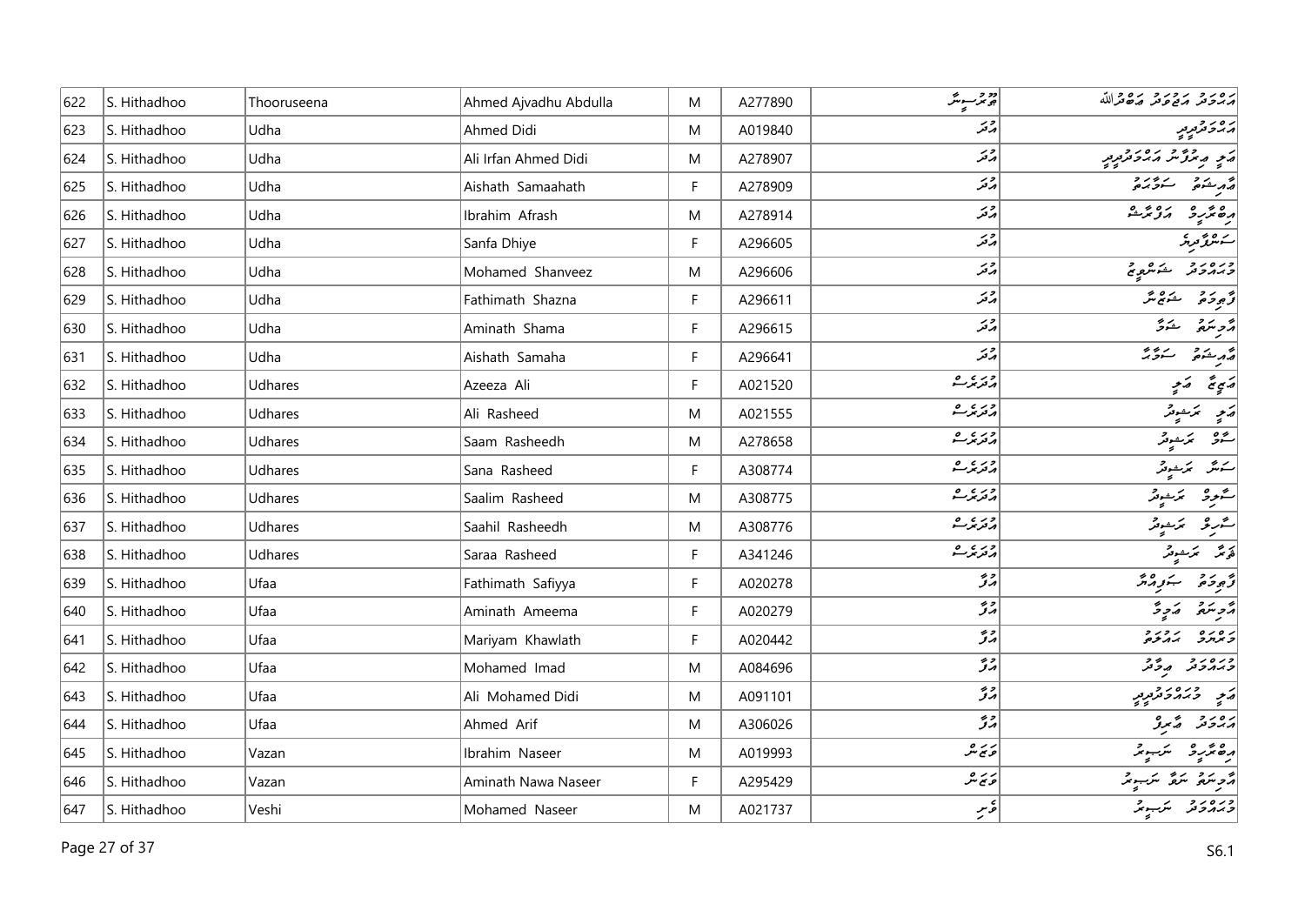| 622 | S. Hithadhoo | Thooruseena | Ahmed Ajvadhu Abdulla | M | A277890 | ތޫރުސީނާ | އަޙްމަދު އަޖްވަދު އަބްދުﷲ |
|---|---|---|---|---|---|---|---|
| 623 | S. Hithadhoo | Udha | Ahmed Didi | M | A019840 | އުދަ | އަޙްމަދުދީދީ |
| 624 | S. Hithadhoo | Udha | Ali Irfan Ahmed Didi | M | A278907 | އުދަ | އަލީ އިރުފާން އަޙްމަދުދީދީ |
| 625 | S. Hithadhoo | Udha | Aishath Samaahath | F | A278909 | އުދަ | އައިޝަތު ސަމާހަތު |
| 626 | S. Hithadhoo | Udha | Ibrahim Afrash | M | A278914 | އުދަ | އިބްރާހީމް އަފްރާޝް |
| 627 | S. Hithadhoo | Udha | Sanfa Dhiye | F | A296605 | އުދަ | ސަންފާދިޔެ |
| 628 | S. Hithadhoo | Udha | Mohamed Shanveez | M | A296606 | އުދަ | މުޙައްމަދު ޝަންވީޒް |
| 629 | S. Hithadhoo | Udha | Fathimath Shazna | F | A296611 | އުދަ | ފާތިމަތު ޝަޒްނާ |
| 630 | S. Hithadhoo | Udha | Aminath Shama | F | A296615 | އުދަ | އާމިނަތު ޝަމާ |
| 631 | S. Hithadhoo | Udha | Aishath Samaha | F | A296641 | އުދަ | އައިޝަތު ސަމާހާ |
| 632 | S. Hithadhoo | Udhares | Azeeza Ali | F | A021520 | އުދަރެސް | އަޒީޒާ އަލީ |
| 633 | S. Hithadhoo | Udhares | Ali Rasheed | M | A021555 | އުދަރެސް | އަލީ ރަޝީދު |
| 634 | S. Hithadhoo | Udhares | Saam Rasheedh | M | A278658 | އުދަރެސް | ސާމް ރަޝީދު |
| 635 | S. Hithadhoo | Udhares | Sana Rasheed | F | A308774 | އުދަރެސް | ސަނާ ރަޝީދު |
| 636 | S. Hithadhoo | Udhares | Saalim Rasheed | M | A308775 | އުދަރެސް | ސާލިމް ރަޝީދު |
| 637 | S. Hithadhoo | Udhares | Saahil Rasheedh | M | A308776 | އުދަރެސް | ސާހިލް ރަޝީދު |
| 638 | S. Hithadhoo | Udhares | Saraa Rasheed | F | A341246 | އުދަރެސް | ޞަރާ ރަޝީދު |
| 639 | S. Hithadhoo | Ufaa | Fathimath Safiyya | F | A020278 | އުފާ | ފާތިމަތު ސަފިއްޔާ |
| 640 | S. Hithadhoo | Ufaa | Aminath Ameema | F | A020279 | އުފާ | އާމިނަތު އަމީމާ |
| 641 | S. Hithadhoo | Ufaa | Mariyam Khawlath | F | A020442 | އުފާ | މަރިޔަމް ޚައުލަތު |
| 642 | S. Hithadhoo | Ufaa | Mohamed Imad | M | A084696 | އުފާ | މުޙައްމަދު އިމާދު |
| 643 | S. Hithadhoo | Ufaa | Ali Mohamed Didi | M | A091101 | އުފާ | އަލީ މުޙައްމަދުދީދީ |
| 644 | S. Hithadhoo | Ufaa | Ahmed Arif | M | A306026 | އުފާ | އަޙްމަދު އާރިފް |
| 645 | S. Hithadhoo | Vazan | Ibrahim Naseer | M | A019993 | ވަޒަން | އިބްރާހީމް ނަސީރު |
| 646 | S. Hithadhoo | Vazan | Aminath Nawa Naseer | F | A295429 | ވަޒަން | އާމިނަތު ނަވާ ނަސީރު |
| 647 | S. Hithadhoo | Veshi | Mohamed Naseer | M | A021737 | ވެޝި | މުޙައްމަދު ނަސީރު |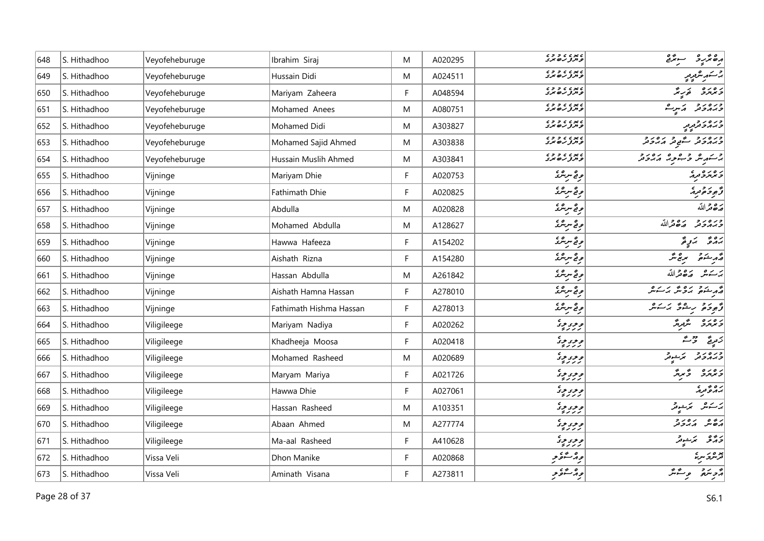| 648 | S. Hithadhoo | Veyofeheburuge | Ibrahim Siraj | M | A020295 | ވެޔޮފެހެބުރުގެ | އިބްރާހިމް ސިރާޖު |
|---|---|---|---|---|---|---|---|
| 649 | S. Hithadhoo | Veyofeheburuge | Hussain Didi | M | A024511 | ވެޔޮފެހެބުރުގެ | ހުސައިންދީދީ |
| 650 | S. Hithadhoo | Veyofeheburuge | Mariyam Zaheera | F | A048594 | ވެޔޮފެހެބުރުގެ | މަރިޔަމް ޒަހީރާ |
| 651 | S. Hithadhoo | Veyofeheburuge | Mohamed Anees | M | A080751 | ވެޔޮފެހެބުރުގެ | މުހައްމަދު އަނީސް |
| 652 | S. Hithadhoo | Veyofeheburuge | Mohamed Didi | M | A303827 | ވެޔޮފެހެބުރުގެ | މުހައްމަދުދީދީ |
| 653 | S. Hithadhoo | Veyofeheburuge | Mohamed Sajid Ahmed | M | A303838 | ވެޔޮފެހެބުރުގެ | މުހައްމަދު ސާޖިދު އަހްމަދު |
| 654 | S. Hithadhoo | Veyofeheburuge | Hussain Muslih Ahmed | M | A303841 | ވެޔޮފެހެބުރުގެ | ހުސައިން މުސްލިހް އަހްމަދު |
| 655 | S. Hithadhoo | Vijninge | Mariyam Dhie | F | A020753 | ވިޖްނިންގެ | މަރިޔަމްދިއެ |
| 656 | S. Hithadhoo | Vijninge | Fathimath Dhie | F | A020825 | ވިޖްނިންގެ | ފާތިމަތުދިއެ |
| 657 | S. Hithadhoo | Vijninge | Abdulla | M | A020828 | ވިޖްނިންގެ | އަބްދުﷲ |
| 658 | S. Hithadhoo | Vijninge | Mohamed Abdulla | M | A128627 | ވިޖްނިންގެ | މުހައްމަދު އަބްދުﷲ |
| 659 | S. Hithadhoo | Vijninge | Hawwa Hafeeza | F | A154202 | ވިޖްނިންގެ | ހައްވާ ހަފީޒާ |
| 660 | S. Hithadhoo | Vijninge | Aishath Rizna | F | A154280 | ވިޖްނިންގެ | އާއިޝަތު ރިޒްނާ |
| 661 | S. Hithadhoo | Vijninge | Hassan Abdulla | M | A261842 | ވިޖްނިންގެ | ހަސަން އަބްދުﷲ |
| 662 | S. Hithadhoo | Vijninge | Aishath Hamna Hassan | F | A278010 | ވިޖްނިންގެ | އާއިޝަތު ހަމްނާ ހަސަން |
| 663 | S. Hithadhoo | Vijninge | Fathimath Hishma Hassan | F | A278013 | ވިޖްނިންގެ | ފާތިމަތު ހިޝްމާ ހަސަން |
| 664 | S. Hithadhoo | Viligileege | Mariyam Nadiya | F | A020262 | ވިލިގިލީގެ | މަރިޔަމް ނާދިޔާ |
| 665 | S. Hithadhoo | Viligileege | Khadheeja Moosa | F | A020418 | ވިލިގިލީގެ | ޚަދީޖާ މޫސާ |
| 666 | S. Hithadhoo | Viligileege | Mohamed Rasheed | M | A020689 | ވިލިގިލީގެ | މުހައްމަދު ރަޝީދު |
| 667 | S. Hithadhoo | Viligileege | Maryam Mariya | F | A021726 | ވިލިގިލީގެ | މަރިޔަމް މާރިޔާ |
| 668 | S. Hithadhoo | Viligileege | Hawwa Dhie | F | A027061 | ވިލިގިލީގެ | ހައްވާދިއެ |
| 669 | S. Hithadhoo | Viligileege | Hassan Rasheed | M | A103351 | ވިލިގިލީގެ | ހަސަން ރަޝީދު |
| 670 | S. Hithadhoo | Viligileege | Abaan Ahmed | M | A277774 | ވިލިގިލީގެ | އަބާން އަހްމަދު |
| 671 | S. Hithadhoo | Viligileege | Ma-aal Rasheed | F | A410628 | ވިލިގިލީގެ | މައާލް ރަޝީދު |
| 672 | S. Hithadhoo | Vissa Veli | Dhon Manike | F | A020868 | ވިއްސަވެލި | ދޮންމަނިކެ |
| 673 | S. Hithadhoo | Vissa Veli | Aminath Visana | F | A273811 | ވިއްސަވެލި | އާމިނަތު ވިސާނާ |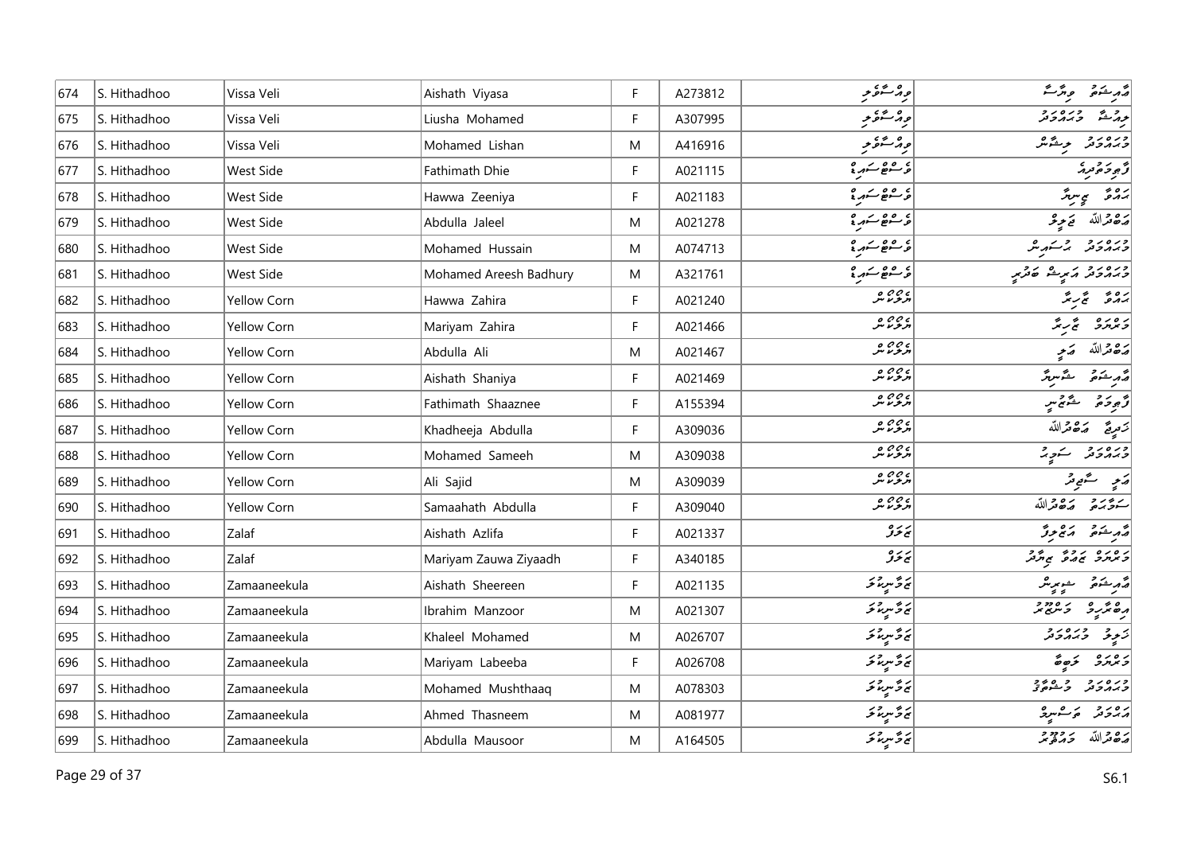| 674 | S. Hithadhoo | Vissa Veli | Aishath Viyasa | F | A273812 | ވިއްސަވެލި | އައިޝަތު ވިޔާސާ |
|---|---|---|---|---|---|---|---|
| 675 | S. Hithadhoo | Vissa Veli | Liusha Mohamed | F | A307995 | ވިއްސަވެލި | ލިއުޝާ މުހައްމަދު |
| 676 | S. Hithadhoo | Vissa Veli | Mohamed Lishan | M | A416916 | ވިއްސަވެލި | މުހައްމަދު ލިޝާން |
| 677 | S. Hithadhoo | West Side | Fathimath Dhie | F | A021115 | ވެސްޓްސައިޑް | ފާތިމަތުދިއްޔާ |
| 678 | S. Hithadhoo | West Side | Hawwa Zeeniya | F | A021183 | ވެސްޓްސައިޑް | ހައްވާ ޒީނިޔާ |
| 679 | S. Hithadhoo | West Side | Abdulla Jaleel | M | A021278 | ވެސްޓްސައިޑް | އަބްދުﷲ ޖަލީލް |
| 680 | S. Hithadhoo | West Side | Mohamed Hussain | M | A074713 | ވެސްޓްސައިޑް | މުހައްމަދު ހުސައިން |
| 681 | S. Hithadhoo | West Side | Mohamed Areesh Badhury | M | A321761 | ވެސްޓްސައިޑް | މުހައްމަދު އަރީޝް ބަދުރީ |
| 682 | S. Hithadhoo | Yellow Corn | Hawwa Zahira | F | A021240 | ޔެލޯކޯން | ހައްވާ ޒާހިރާ |
| 683 | S. Hithadhoo | Yellow Corn | Mariyam Zahira | F | A021466 | ޔެލޯކޯން | މަރިޔަމް ޒާހިރާ |
| 684 | S. Hithadhoo | Yellow Corn | Abdulla Ali | M | A021467 | ޔެލޯކޯން | އަބްދުﷲ އަލި |
| 685 | S. Hithadhoo | Yellow Corn | Aishath Shaniya | F | A021469 | ޔެލޯކޯން | އައިޝަތު ޝާނިޔާ |
| 686 | S. Hithadhoo | Yellow Corn | Fathimath Shaaznee | F | A155394 | ޔެލޯކޯން | ފާތިމަތު ޝާޒްނީ |
| 687 | S. Hithadhoo | Yellow Corn | Khadheeja Abdulla | F | A309036 | ޔެލޯކޯން | ޚަދީޖާ އަބްދުﷲ |
| 688 | S. Hithadhoo | Yellow Corn | Mohamed Sameeh | M | A309038 | ޔެލޯކޯން | މުހައްމަދު ސަމީހު |
| 689 | S. Hithadhoo | Yellow Corn | Ali Sajid | M | A309039 | ޔެލޯކޯން | އަލި ސާޖިދު |
| 690 | S. Hithadhoo | Yellow Corn | Samaahath Abdulla | F | A309040 | ޔެލޯކޯން | ސަމާހަތު އަބްދުﷲ |
| 691 | S. Hithadhoo | Zalaf | Aishath Azlifa | F | A021337 | ޒަލަފް | އައިޝަތު އަޒްލިފާ |
| 692 | S. Hithadhoo | Zalaf | Mariyam Zauwa Ziyaadh | F | A340185 | ޒަލަފް | މަރިޔަމް ޒައުވާ ޒިޔާދު |
| 693 | S. Hithadhoo | Zamaaneekula | Aishath Sheereen | F | A021135 | ޒަމާނީކުލަ | އައިޝަތު ޝީރީން |
| 694 | S. Hithadhoo | Zamaaneekula | Ibrahim Manzoor | M | A021307 | ޒަމާނީކުލަ | އިބްރާހީމް މަންޒޫރު |
| 695 | S. Hithadhoo | Zamaaneekula | Khaleel Mohamed | M | A026707 | ޒަމާނީކުލަ | ޚަލީލް މުހައްމަދު |
| 696 | S. Hithadhoo | Zamaaneekula | Mariyam Labeeba | F | A026708 | ޒަމާނީކުލަ | މަރިޔަމް ލަބީބާ |
| 697 | S. Hithadhoo | Zamaaneekula | Mohamed Mushthaaq | M | A078303 | ޒަމާނީކުލަ | މުހައްމަދު މުޝްތާޤު |
| 698 | S. Hithadhoo | Zamaaneekula | Ahmed Thasneem | M | A081977 | ޒަމާނީކުލަ | އަޙްމަދު ތަސްނީމް |
| 699 | S. Hithadhoo | Zamaaneekula | Abdulla Mausoor | M | A164505 | ޒަމާނީކުލަ | އަބްދުﷲ މައުޞޫރު |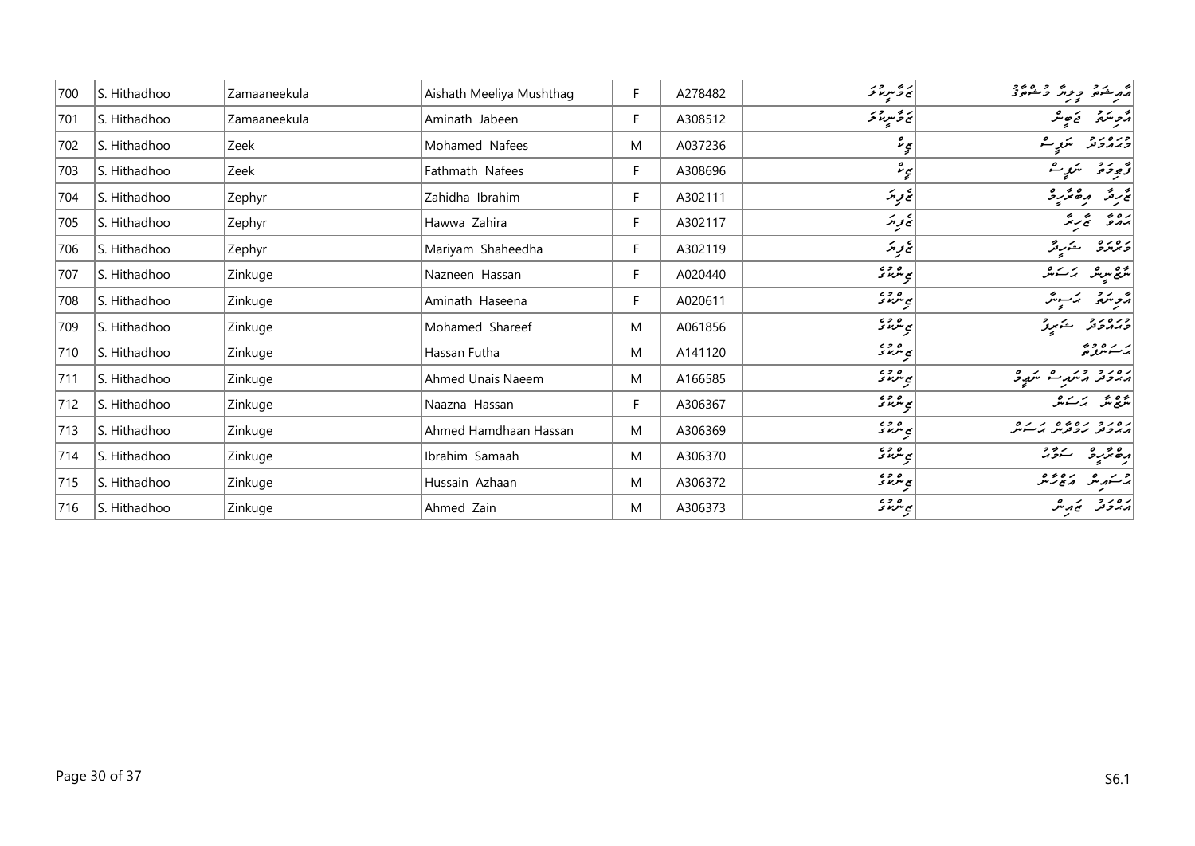| 700 | S. Hithadhoo | Zamaaneekula | Aishath Meeliya Mushthag | F | A278482 | ޒަމާނީކުލަ | އައިޝަތު މީލިޔާ މުޝްތާޤު |
|---|---|---|---|---|---|---|---|
| 701 | S. Hithadhoo | Zamaaneekula | Aminath Jabeen | F | A308512 | ޒަމާނީކުލަ | އަމިނަތު ޖަބީން |
| 702 | S. Hithadhoo | Zeek | Mohamed Nafees | M | A037236 | ޒީކް | މުހައްމަދު ނަފީސް |
| 703 | S. Hithadhoo | Zeek | Fathmath Nafees | F | A308696 | ޒީކް | ފާތިމަތު ނަފީސް |
| 704 | S. Hithadhoo | Zephyr | Zahidha Ibrahim | F | A302111 | ޒެފިރު | ޒާހިދާ އިބްރާހީމް |
| 705 | S. Hithadhoo | Zephyr | Hawwa Zahira | F | A302117 | ޒެފިރު | ހައްވާ ޒާހިރާ |
| 706 | S. Hithadhoo | Zephyr | Mariyam Shaheedha | F | A302119 | ޒެފިރު | މަރިޔަމް ޝަހީދާ |
| 707 | S. Hithadhoo | Zinkuge | Nazneen Hassan | F | A020440 | ޒިންކުގެ | ނާޒްނީން ހަސަން |
| 708 | S. Hithadhoo | Zinkuge | Aminath Haseena | F | A020611 | ޒިންކުގެ | އަމިނަތު ހަސީނާ |
| 709 | S. Hithadhoo | Zinkuge | Mohamed Shareef | M | A061856 | ޒިންކުގެ | މުހައްމަދު ޝަރީފު |
| 710 | S. Hithadhoo | Zinkuge | Hassan Futha | M | A141120 | ޒިންކުގެ | ހަސަންފުތާ |
| 711 | S. Hithadhoo | Zinkuge | Ahmed Unais Naeem | M | A166585 | ޒިންކުގެ | އަހްމަދު އުނައިސް ނައީމް |
| 712 | S. Hithadhoo | Zinkuge | Naazna Hassan | F | A306367 | ޒިންކުގެ | ނާޒްނާ ހަސަން |
| 713 | S. Hithadhoo | Zinkuge | Ahmed Hamdhaan Hassan | M | A306369 | ޒިންކުގެ | އަހްމަދު ހަމްދާން ހަސަން |
| 714 | S. Hithadhoo | Zinkuge | Ibrahim Samaah | M | A306370 | ޒިންކުގެ | އިބްރާހީމް ސަމާހު |
| 715 | S. Hithadhoo | Zinkuge | Hussain Azhaan | M | A306372 | ޒިންކުގެ | ހުސައިން އަޒްހާން |
| 716 | S. Hithadhoo | Zinkuge | Ahmed Zain | M | A306373 | ޒިންކުގެ | އަހްމަދު ޒައިން |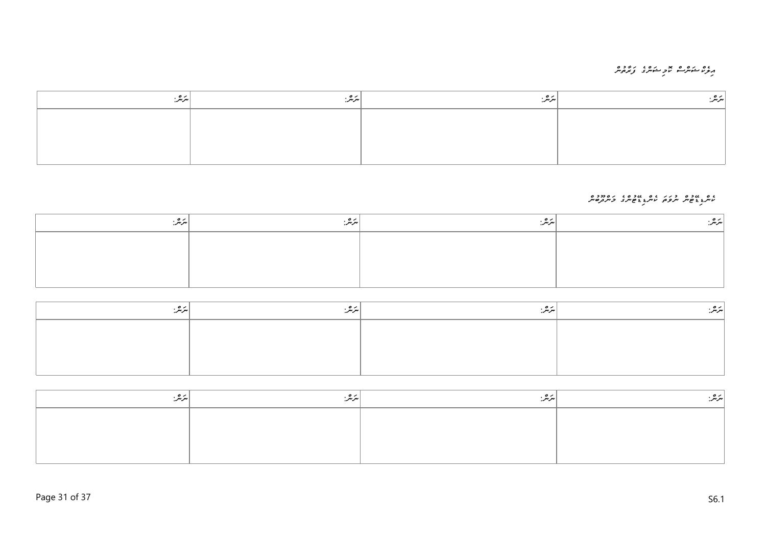## އިލެކްޝަންސް ކޮމިޝަންގެ ފަރާތުން

| ނަންބަރު: | ނަންބަރު: | ނަންބަރު: | ނަންބަރު: |
|---|---|---|---|
| | | | |

## ކެންޑިޑޭޓުން ނުވަތަ ކެންޑިޑޭޓުންގެ މަންދޫބުން

| ނަންބަރު: | ނަންބަރު: | ނަންބަރު: | ނަންބަރު: |
|---|---|---|---|
| | | | |

| ނަންބަރު: | ނަންބަރު: | ނަންބަރު: | ނަންބަރު: |
|---|---|---|---|
| | | | |

| ނަންބަރު: | ނަންބަރު: | ނަންބަރު: | ނަންބަރު: |
|---|---|---|---|
| | | | |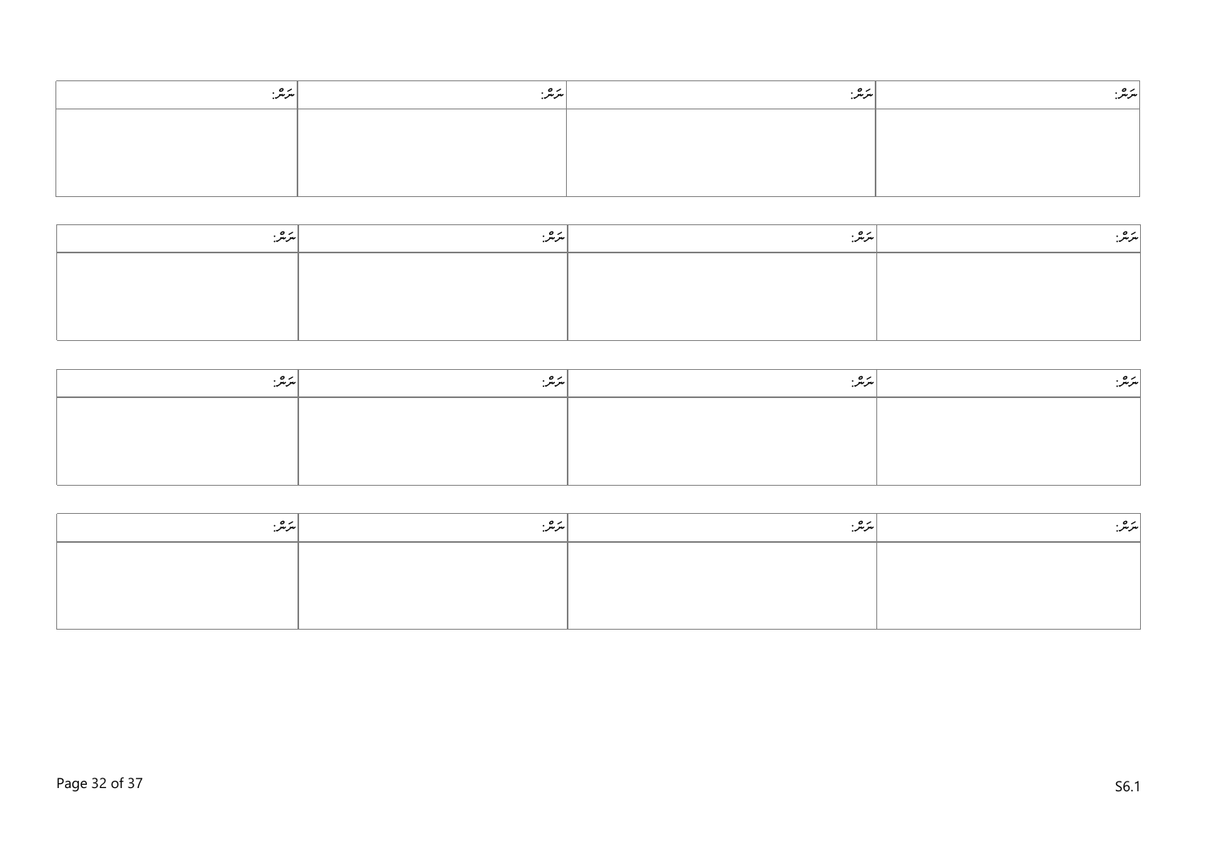| ނަރުދ: | ނަރުދ: | ނަރުދ: | ނަރުދ: |
| --- | --- | --- | --- |
| | | | |

| ނަރުދ: | ނަރުދ: | ނަރުދ: | ނަރުދ: |
| --- | --- | --- | --- |
| | | | |

| ނަރުދ: | ނަރުދ: | ނަރުދ: | ނަރުދ: |
| --- | --- | --- | --- |
| | | | |

| ނަރުދ: | ނަރުދ: | ނަރުދ: | ނަރުދ: |
| --- | --- | --- | --- |
| | | | |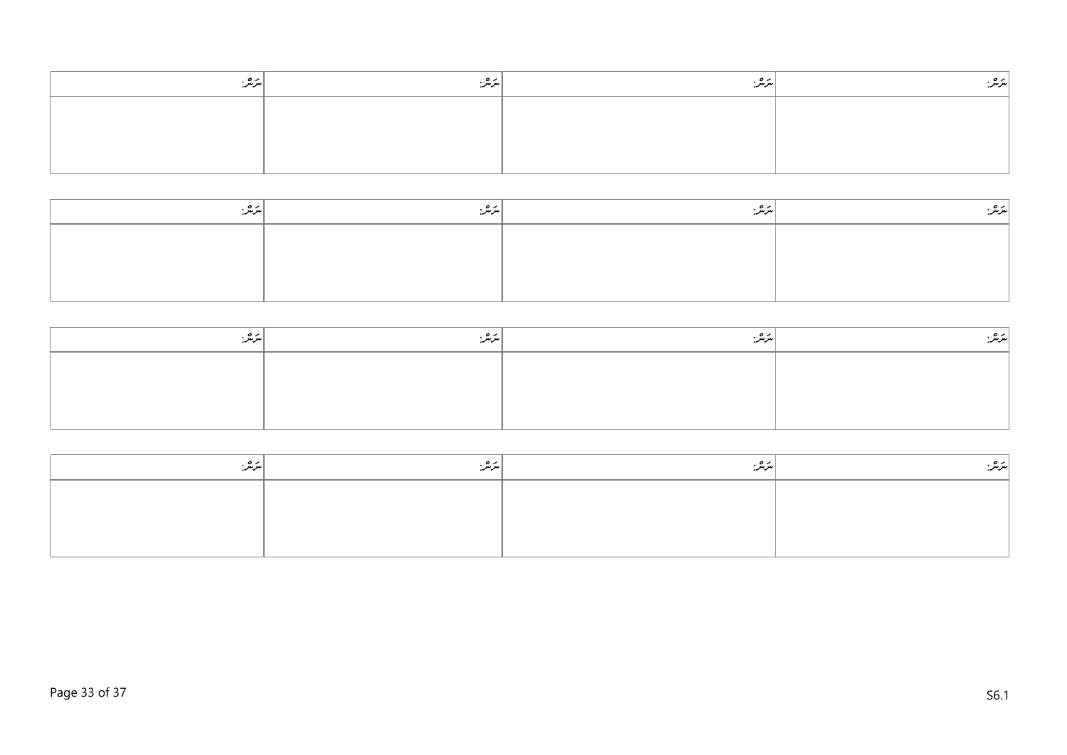| ނަރުދ: | ނަރުދ: | ނަރުދ: | ނަރުދ: |
|---|---|---|---|
| | | | |

| ނަރުދ: | ނަރުދ: | ނަރުދ: | ނަރުދ: |
|---|---|---|---|
| | | | |

| ނަރުދ: | ނަރުދ: | ނަރުދ: | ނަރުދ: |
|---|---|---|---|
| | | | |

| ނަރުދ: | ނަރުދ: | ނަރުދ: | ނަރުދ: |
|---|---|---|---|
| | | | |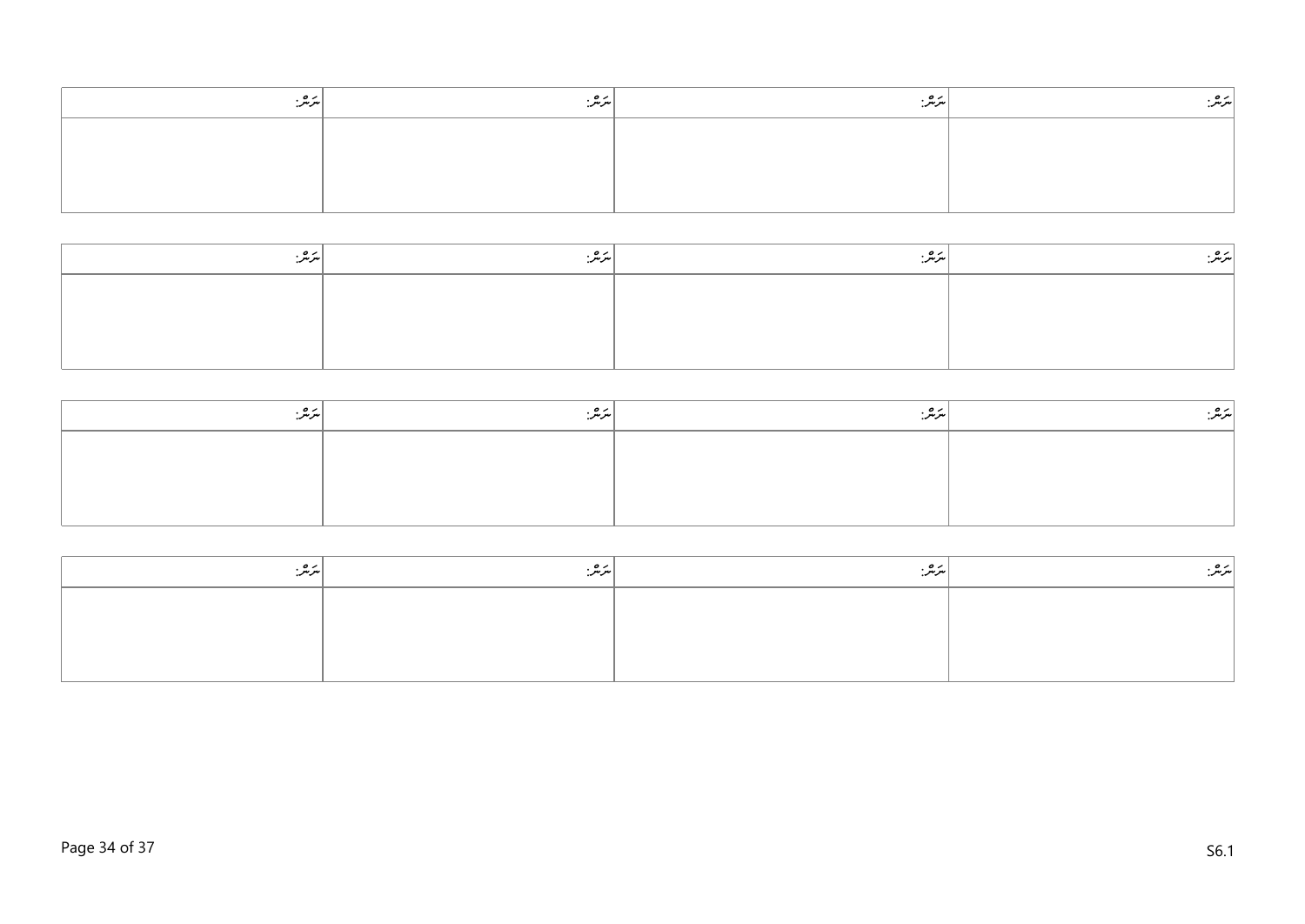| ނަންބް: | ނަންބް: | ނަންބް: | ނަންބް: |
| --- | --- | --- | --- |
| | | | |

| ނަންބް: | ނަންބް: | ނަންބް: | ނަންބް: |
| --- | --- | --- | --- |
| | | | |

| ނަންބް: | ނަންބް: | ނަންބް: | ނަންބް: |
| --- | --- | --- | --- |
| | | | |

| ނަންބް: | ނަންބް: | ނަންބް: | ނަންބް: |
| --- | --- | --- | --- |
| | | | |

S6.1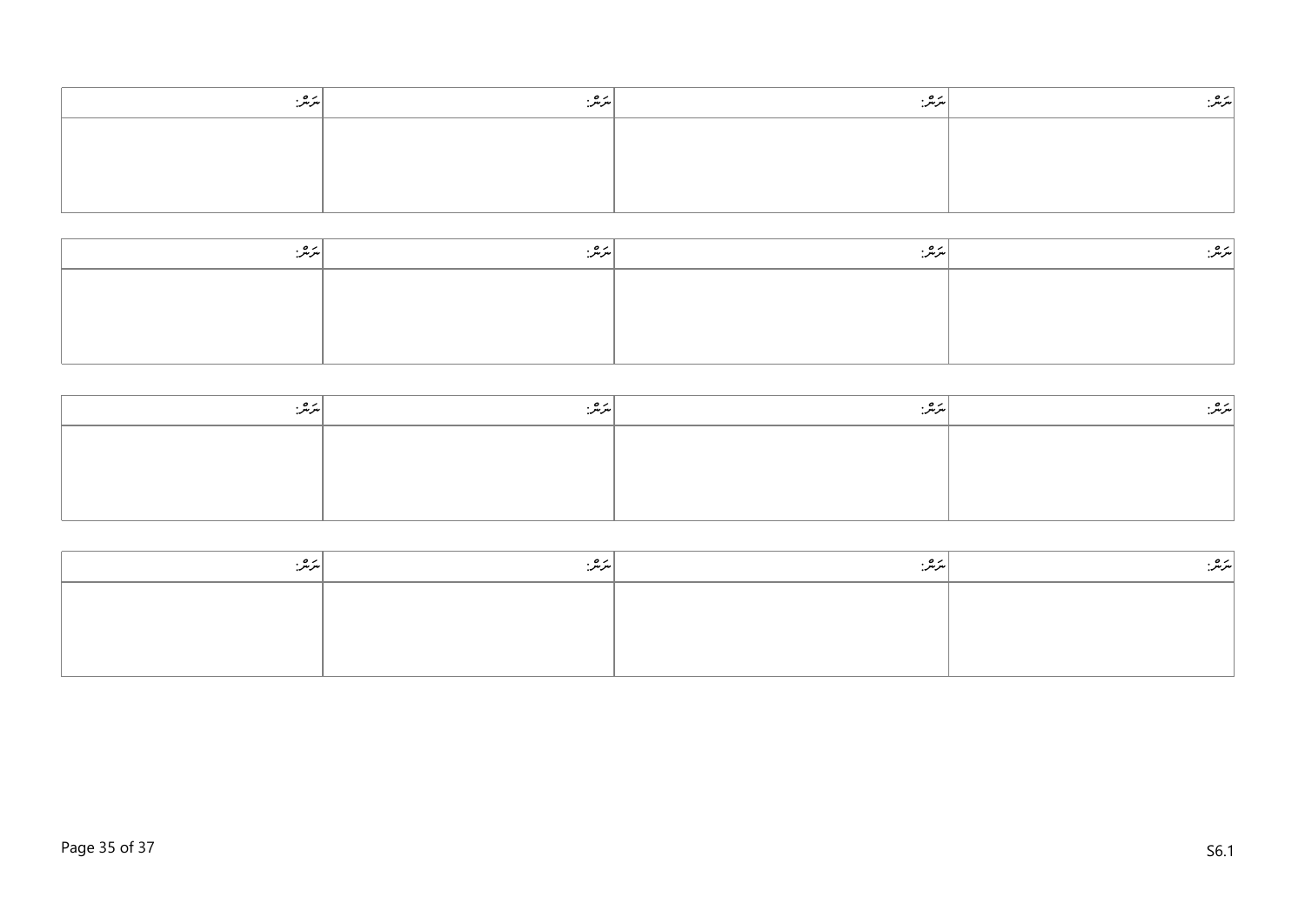| ނަރުދ: | ނަރުދ: | ނަރުދ: | ނަރުދ: |
| --- | --- | --- | --- |
| | | | |

| ނަރުދ: | ނަރުދ: | ނަރުދ: | ނަރުދ: |
| --- | --- | --- | --- |
| | | | |

| ނަރުދ: | ނަރުދ: | ނަރުދ: | ނަރުދ: |
| --- | --- | --- | --- |
| | | | |

| ނަރުދ: | ނަރުދ: | ނަރުދ: | ނަރުދ: |
| --- | --- | --- | --- |
| | | | |

S6.1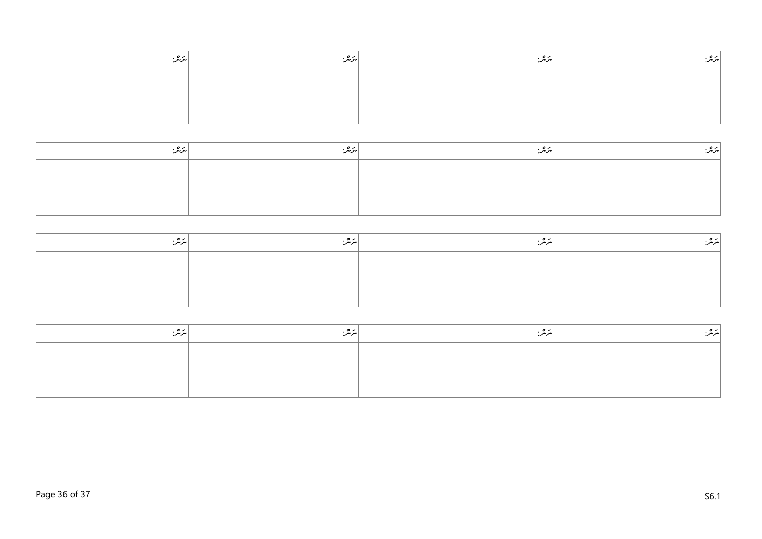| ޗަރަށ: | ޗަރަށ: | ޗަރަށ: | ޗަރަށ: |
| --- | --- | --- | --- |
| | | | |

| ޗަރަށ: | ޗަރަށ: | ޗަރަށ: | ޗަރަށ: |
| --- | --- | --- | --- |
| | | | |

| ޗަރަށ: | ޗަރަށ: | ޗަރަށ: | ޗަރަށ: |
| --- | --- | --- | --- |
| | | | |

| ޗަރަށ: | ޗަރަށ: | ޗަރަށ: | ޗަރަށ: |
| --- | --- | --- | --- |
| | | | |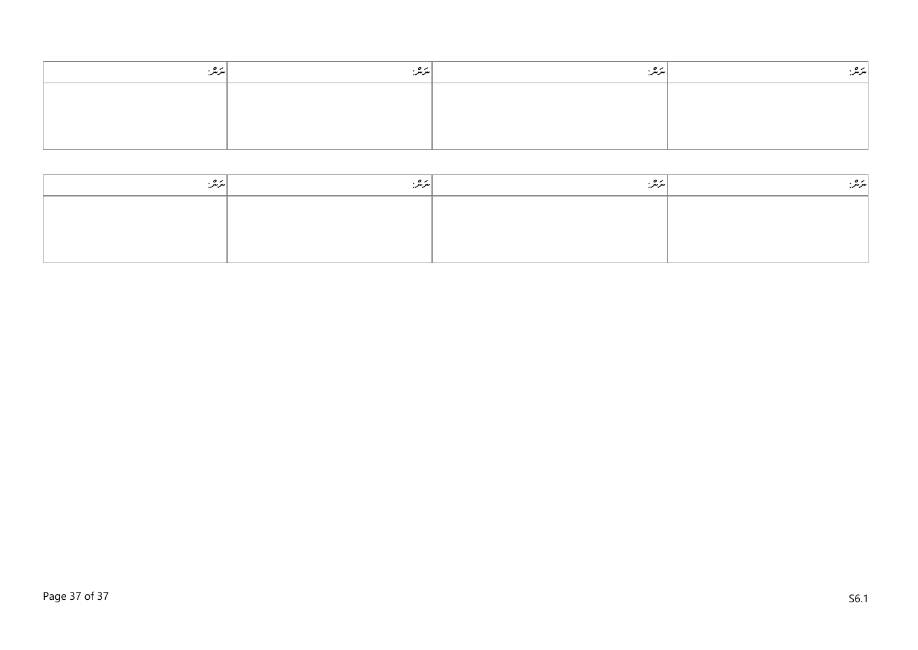| ނަންބަރު: | ނަންބަރު: | ނަންބަރު: | ނަންބަރު: |
| --- | --- | --- | --- |
| | | | |

| ނަންބަރު: | ނަންބަރު: | ނަންބަރު: | ނަންބަރު: |
| --- | --- | --- | --- |
| | | | |